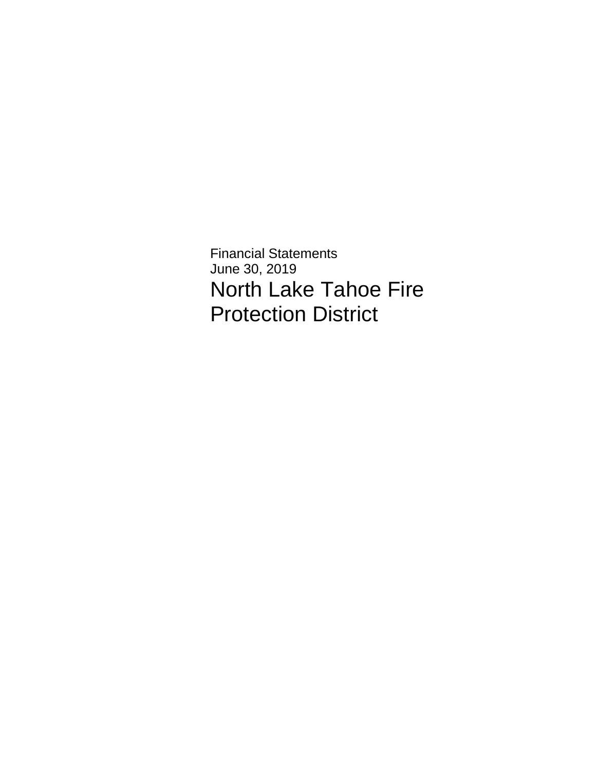Financial Statements
June 30, 2019

# North Lake Tahoe Fire Protection District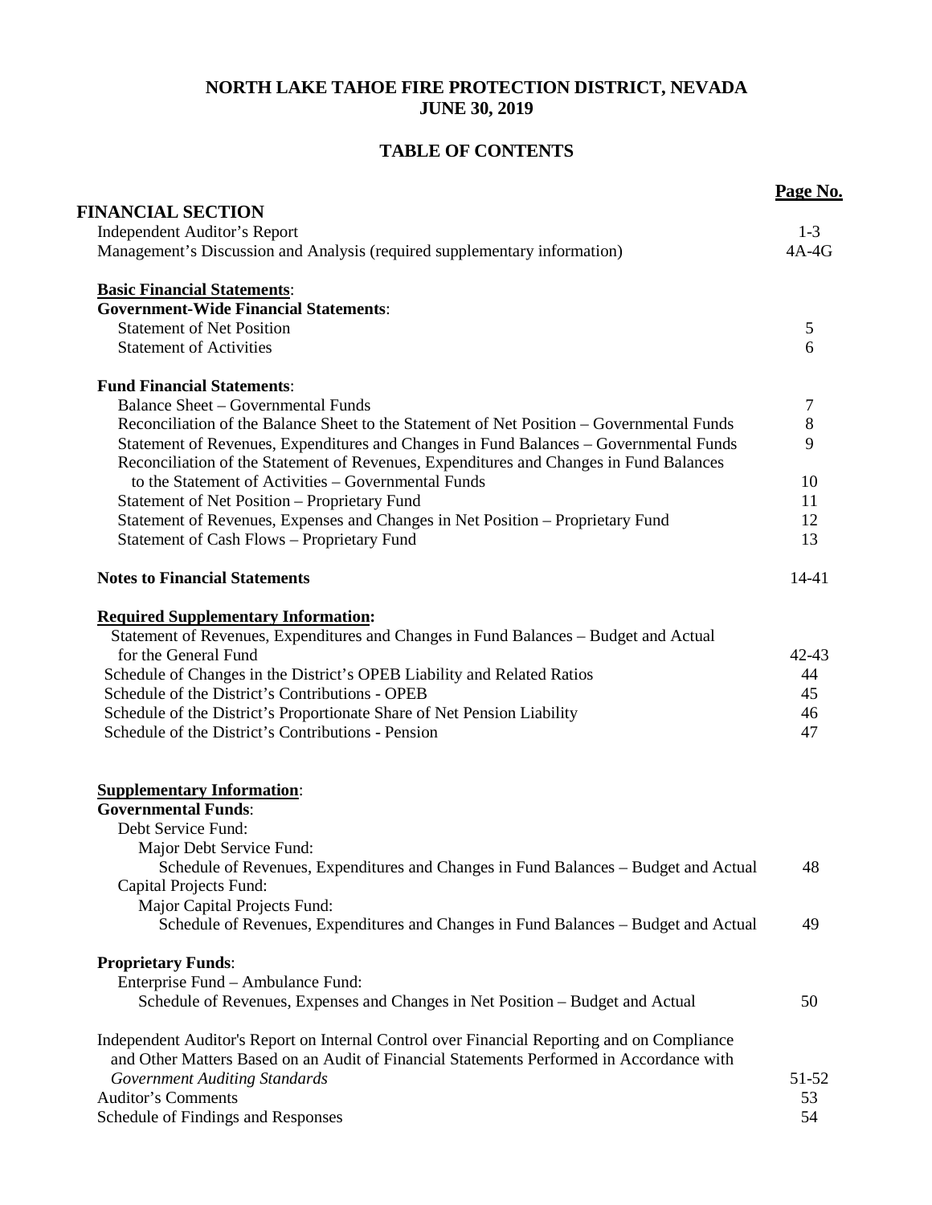# NORTH LAKE TAHOE FIRE PROTECTION DISTRICT, NEVADA
# JUNE 30, 2019

## TABLE OF CONTENTS

| | Page No. |
|---|---|
| **FINANCIAL SECTION** | |
| Independent Auditor's Report | 1-3 |
| Management's Discussion and Analysis (required supplementary information) | 4A-4G |
| **Basic Financial Statements**: | |
| **Government-Wide Financial Statements**: | |
| Statement of Net Position | 5 |
| Statement of Activities | 6 |
| **Fund Financial Statements**: | |
| Balance Sheet – Governmental Funds | 7 |
| Reconciliation of the Balance Sheet to the Statement of Net Position – Governmental Funds | 8 |
| Statement of Revenues, Expenditures and Changes in Fund Balances – Governmental Funds | 9 |
| Reconciliation of the Statement of Revenues, Expenditures and Changes in Fund Balances to the Statement of Activities – Governmental Funds | 10 |
| Statement of Net Position – Proprietary Fund | 11 |
| Statement of Revenues, Expenses and Changes in Net Position – Proprietary Fund | 12 |
| Statement of Cash Flows – Proprietary Fund | 13 |
| **Notes to Financial Statements** | 14-41 |
| **Required Supplementary Information:** | |
| Statement of Revenues, Expenditures and Changes in Fund Balances – Budget and Actual for the General Fund | 42-43 |
| Schedule of Changes in the District's OPEB Liability and Related Ratios | 44 |
| Schedule of the District's Contributions - OPEB | 45 |
| Schedule of the District's Proportionate Share of Net Pension Liability | 46 |
| Schedule of the District's Contributions - Pension | 47 |
| **Supplementary Information**: | |
| **Governmental Funds**: | |
| Debt Service Fund: | |
| Major Debt Service Fund: | |
| Schedule of Revenues, Expenditures and Changes in Fund Balances – Budget and Actual | 48 |
| Capital Projects Fund: | |
| Major Capital Projects Fund: | |
| Schedule of Revenues, Expenditures and Changes in Fund Balances – Budget and Actual | 49 |
| **Proprietary Funds**: | |
| Enterprise Fund – Ambulance Fund: | |
| Schedule of Revenues, Expenses and Changes in Net Position – Budget and Actual | 50 |
| Independent Auditor's Report on Internal Control over Financial Reporting and on Compliance and Other Matters Based on an Audit of Financial Statements Performed in Accordance with *Government Auditing Standards* | 51-52 |
| Auditor's Comments | 53 |
| Schedule of Findings and Responses | 54 |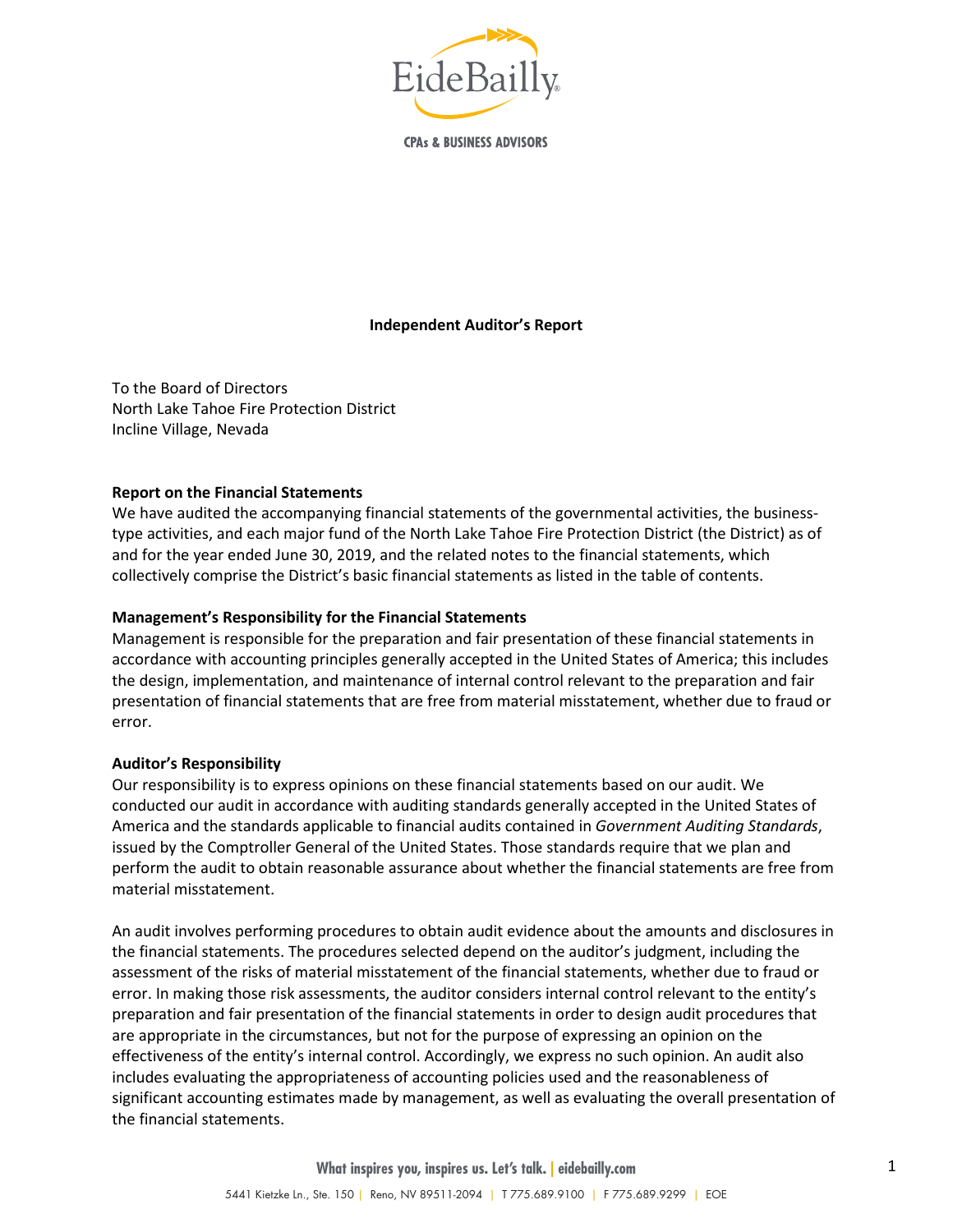# Independent Auditor's Report

To the Board of Directors
North Lake Tahoe Fire Protection District
Incline Village, Nevada

**Report on the Financial Statements**

We have audited the accompanying financial statements of the governmental activities, the business-type activities, and each major fund of the North Lake Tahoe Fire Protection District (the District) as of and for the year ended June 30, 2019, and the related notes to the financial statements, which collectively comprise the District's basic financial statements as listed in the table of contents.

**Management's Responsibility for the Financial Statements**

Management is responsible for the preparation and fair presentation of these financial statements in accordance with accounting principles generally accepted in the United States of America; this includes the design, implementation, and maintenance of internal control relevant to the preparation and fair presentation of financial statements that are free from material misstatement, whether due to fraud or error.

**Auditor's Responsibility**

Our responsibility is to express opinions on these financial statements based on our audit. We conducted our audit in accordance with auditing standards generally accepted in the United States of America and the standards applicable to financial audits contained in *Government Auditing Standards*, issued by the Comptroller General of the United States. Those standards require that we plan and perform the audit to obtain reasonable assurance about whether the financial statements are free from material misstatement.

An audit involves performing procedures to obtain audit evidence about the amounts and disclosures in the financial statements. The procedures selected depend on the auditor's judgment, including the assessment of the risks of material misstatement of the financial statements, whether due to fraud or error. In making those risk assessments, the auditor considers internal control relevant to the entity's preparation and fair presentation of the financial statements in order to design audit procedures that are appropriate in the circumstances, but not for the purpose of expressing an opinion on the effectiveness of the entity's internal control. Accordingly, we express no such opinion. An audit also includes evaluating the appropriateness of accounting policies used and the reasonableness of significant accounting estimates made by management, as well as evaluating the overall presentation of the financial statements.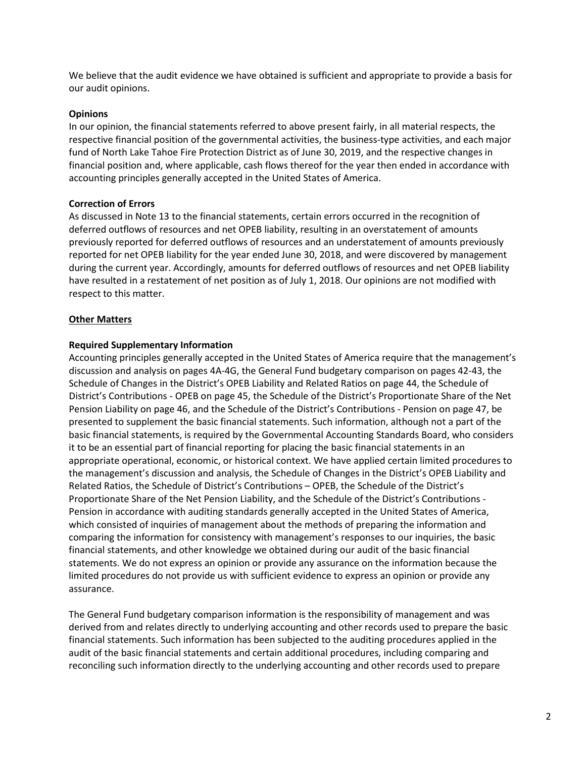We believe that the audit evidence we have obtained is sufficient and appropriate to provide a basis for our audit opinions.

**Opinions**

In our opinion, the financial statements referred to above present fairly, in all material respects, the respective financial position of the governmental activities, the business-type activities, and each major fund of North Lake Tahoe Fire Protection District as of June 30, 2019, and the respective changes in financial position and, where applicable, cash flows thereof for the year then ended in accordance with accounting principles generally accepted in the United States of America.

**Correction of Errors**

As discussed in Note 13 to the financial statements, certain errors occurred in the recognition of deferred outflows of resources and net OPEB liability, resulting in an overstatement of amounts previously reported for deferred outflows of resources and an understatement of amounts previously reported for net OPEB liability for the year ended June 30, 2018, and were discovered by management during the current year. Accordingly, amounts for deferred outflows of resources and net OPEB liability have resulted in a restatement of net position as of July 1, 2018. Our opinions are not modified with respect to this matter.

**Other Matters**

**Required Supplementary Information**

Accounting principles generally accepted in the United States of America require that the management's discussion and analysis on pages 4A-4G, the General Fund budgetary comparison on pages 42-43, the Schedule of Changes in the District's OPEB Liability and Related Ratios on page 44, the Schedule of District's Contributions - OPEB on page 45, the Schedule of the District's Proportionate Share of the Net Pension Liability on page 46, and the Schedule of the District's Contributions - Pension on page 47, be presented to supplement the basic financial statements. Such information, although not a part of the basic financial statements, is required by the Governmental Accounting Standards Board, who considers it to be an essential part of financial reporting for placing the basic financial statements in an appropriate operational, economic, or historical context. We have applied certain limited procedures to the management's discussion and analysis, the Schedule of Changes in the District's OPEB Liability and Related Ratios, the Schedule of District's Contributions – OPEB, the Schedule of the District's Proportionate Share of the Net Pension Liability, and the Schedule of the District's Contributions - Pension in accordance with auditing standards generally accepted in the United States of America, which consisted of inquiries of management about the methods of preparing the information and comparing the information for consistency with management's responses to our inquiries, the basic financial statements, and other knowledge we obtained during our audit of the basic financial statements. We do not express an opinion or provide any assurance on the information because the limited procedures do not provide us with sufficient evidence to express an opinion or provide any assurance.

The General Fund budgetary comparison information is the responsibility of management and was derived from and relates directly to underlying accounting and other records used to prepare the basic financial statements. Such information has been subjected to the auditing procedures applied in the audit of the basic financial statements and certain additional procedures, including comparing and reconciling such information directly to the underlying accounting and other records used to prepare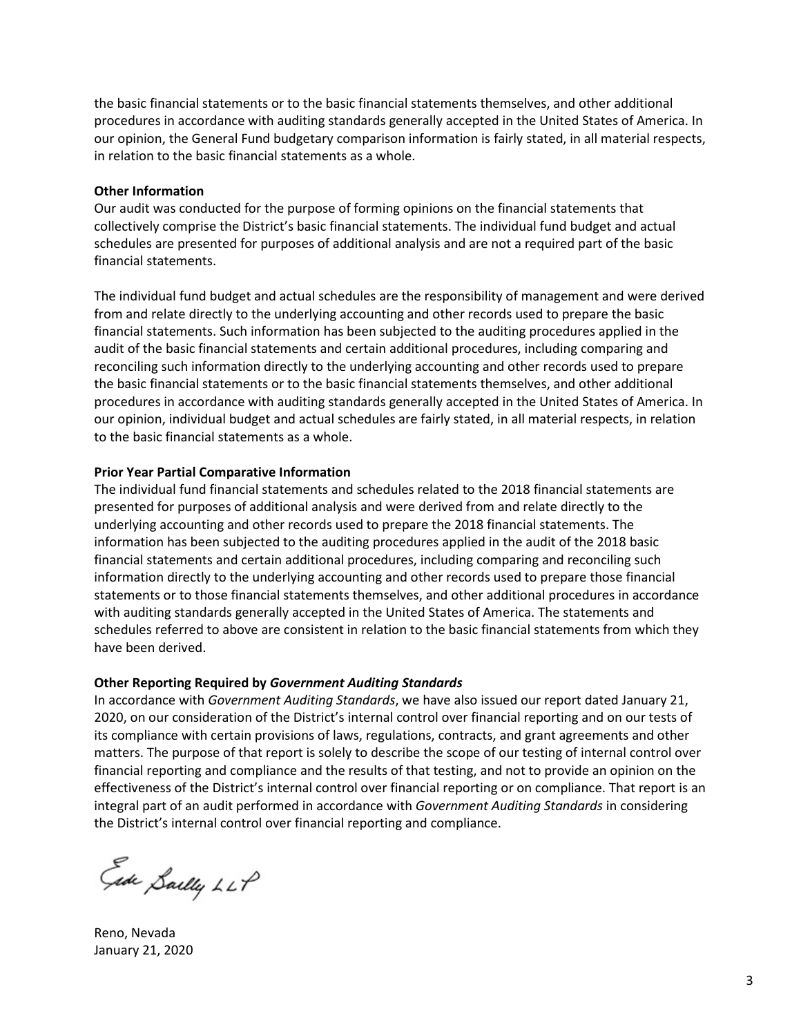the basic financial statements or to the basic financial statements themselves, and other additional procedures in accordance with auditing standards generally accepted in the United States of America. In our opinion, the General Fund budgetary comparison information is fairly stated, in all material respects, in relation to the basic financial statements as a whole.

**Other Information**

Our audit was conducted for the purpose of forming opinions on the financial statements that collectively comprise the District's basic financial statements. The individual fund budget and actual schedules are presented for purposes of additional analysis and are not a required part of the basic financial statements.

The individual fund budget and actual schedules are the responsibility of management and were derived from and relate directly to the underlying accounting and other records used to prepare the basic financial statements. Such information has been subjected to the auditing procedures applied in the audit of the basic financial statements and certain additional procedures, including comparing and reconciling such information directly to the underlying accounting and other records used to prepare the basic financial statements or to the basic financial statements themselves, and other additional procedures in accordance with auditing standards generally accepted in the United States of America. In our opinion, individual budget and actual schedules are fairly stated, in all material respects, in relation to the basic financial statements as a whole.

**Prior Year Partial Comparative Information**

The individual fund financial statements and schedules related to the 2018 financial statements are presented for purposes of additional analysis and were derived from and relate directly to the underlying accounting and other records used to prepare the 2018 financial statements. The information has been subjected to the auditing procedures applied in the audit of the 2018 basic financial statements and certain additional procedures, including comparing and reconciling such information directly to the underlying accounting and other records used to prepare those financial statements or to those financial statements themselves, and other additional procedures in accordance with auditing standards generally accepted in the United States of America. The statements and schedules referred to above are consistent in relation to the basic financial statements from which they have been derived.

**Other Reporting Required by *Government Auditing Standards***

In accordance with *Government Auditing Standards*, we have also issued our report dated January 21, 2020, on our consideration of the District's internal control over financial reporting and on our tests of its compliance with certain provisions of laws, regulations, contracts, and grant agreements and other matters. The purpose of that report is solely to describe the scope of our testing of internal control over financial reporting and compliance and the results of that testing, and not to provide an opinion on the effectiveness of the District's internal control over financial reporting or on compliance. That report is an integral part of an audit performed in accordance with *Government Auditing Standards* in considering the District's internal control over financial reporting and compliance.

Eide Bailly LLP

Reno, Nevada
January 21, 2020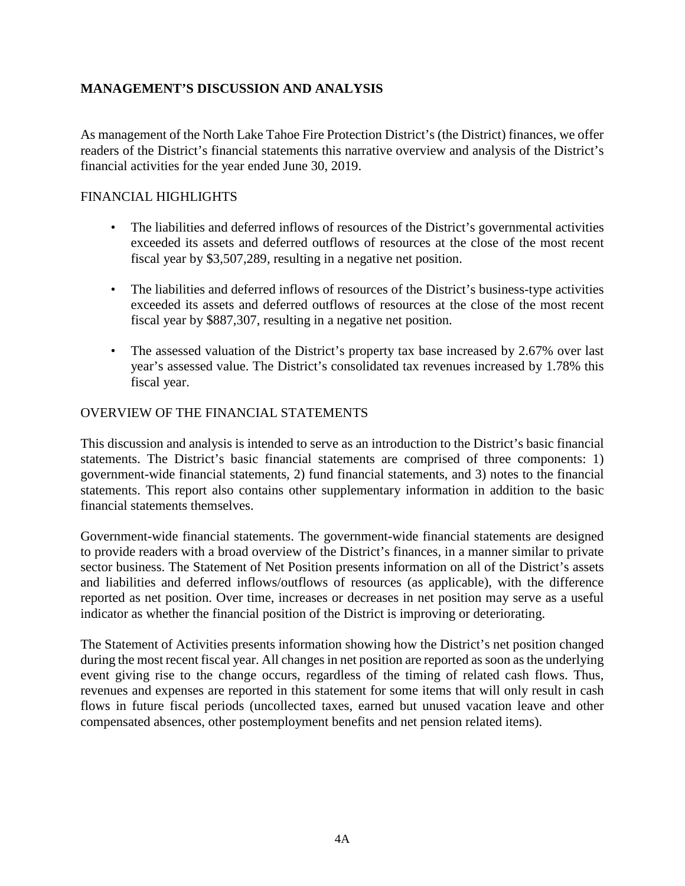# MANAGEMENT'S DISCUSSION AND ANALYSIS

As management of the North Lake Tahoe Fire Protection District's (the District) finances, we offer readers of the District's financial statements this narrative overview and analysis of the District's financial activities for the year ended June 30, 2019.

## FINANCIAL HIGHLIGHTS

- The liabilities and deferred inflows of resources of the District's governmental activities exceeded its assets and deferred outflows of resources at the close of the most recent fiscal year by $3,507,289, resulting in a negative net position.

- The liabilities and deferred inflows of resources of the District's business-type activities exceeded its assets and deferred outflows of resources at the close of the most recent fiscal year by $887,307, resulting in a negative net position.

- The assessed valuation of the District's property tax base increased by 2.67% over last year's assessed value. The District's consolidated tax revenues increased by 1.78% this fiscal year.

## OVERVIEW OF THE FINANCIAL STATEMENTS

This discussion and analysis is intended to serve as an introduction to the District's basic financial statements. The District's basic financial statements are comprised of three components: 1) government-wide financial statements, 2) fund financial statements, and 3) notes to the financial statements. This report also contains other supplementary information in addition to the basic financial statements themselves.

Government-wide financial statements. The government-wide financial statements are designed to provide readers with a broad overview of the District's finances, in a manner similar to private sector business. The Statement of Net Position presents information on all of the District's assets and liabilities and deferred inflows/outflows of resources (as applicable), with the difference reported as net position. Over time, increases or decreases in net position may serve as a useful indicator as whether the financial position of the District is improving or deteriorating.

The Statement of Activities presents information showing how the District's net position changed during the most recent fiscal year. All changes in net position are reported as soon as the underlying event giving rise to the change occurs, regardless of the timing of related cash flows. Thus, revenues and expenses are reported in this statement for some items that will only result in cash flows in future fiscal periods (uncollected taxes, earned but unused vacation leave and other compensated absences, other postemployment benefits and net pension related items).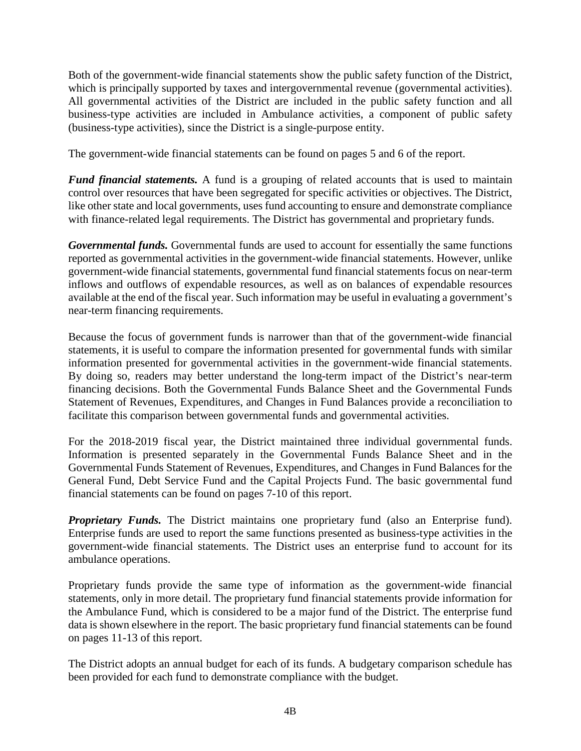Both of the government-wide financial statements show the public safety function of the District, which is principally supported by taxes and intergovernmental revenue (governmental activities). All governmental activities of the District are included in the public safety function and all business-type activities are included in Ambulance activities, a component of public safety (business-type activities), since the District is a single-purpose entity.

The government-wide financial statements can be found on pages 5 and 6 of the report.

***Fund financial statements.*** A fund is a grouping of related accounts that is used to maintain control over resources that have been segregated for specific activities or objectives. The District, like other state and local governments, uses fund accounting to ensure and demonstrate compliance with finance-related legal requirements. The District has governmental and proprietary funds.

***Governmental funds.*** Governmental funds are used to account for essentially the same functions reported as governmental activities in the government-wide financial statements. However, unlike government-wide financial statements, governmental fund financial statements focus on near-term inflows and outflows of expendable resources, as well as on balances of expendable resources available at the end of the fiscal year. Such information may be useful in evaluating a government's near-term financing requirements.

Because the focus of government funds is narrower than that of the government-wide financial statements, it is useful to compare the information presented for governmental funds with similar information presented for governmental activities in the government-wide financial statements. By doing so, readers may better understand the long-term impact of the District's near-term financing decisions. Both the Governmental Funds Balance Sheet and the Governmental Funds Statement of Revenues, Expenditures, and Changes in Fund Balances provide a reconciliation to facilitate this comparison between governmental funds and governmental activities.

For the 2018-2019 fiscal year, the District maintained three individual governmental funds. Information is presented separately in the Governmental Funds Balance Sheet and in the Governmental Funds Statement of Revenues, Expenditures, and Changes in Fund Balances for the General Fund, Debt Service Fund and the Capital Projects Fund. The basic governmental fund financial statements can be found on pages 7-10 of this report.

***Proprietary Funds.*** The District maintains one proprietary fund (also an Enterprise fund). Enterprise funds are used to report the same functions presented as business-type activities in the government-wide financial statements. The District uses an enterprise fund to account for its ambulance operations.

Proprietary funds provide the same type of information as the government-wide financial statements, only in more detail. The proprietary fund financial statements provide information for the Ambulance Fund, which is considered to be a major fund of the District. The enterprise fund data is shown elsewhere in the report. The basic proprietary fund financial statements can be found on pages 11-13 of this report.

The District adopts an annual budget for each of its funds. A budgetary comparison schedule has been provided for each fund to demonstrate compliance with the budget.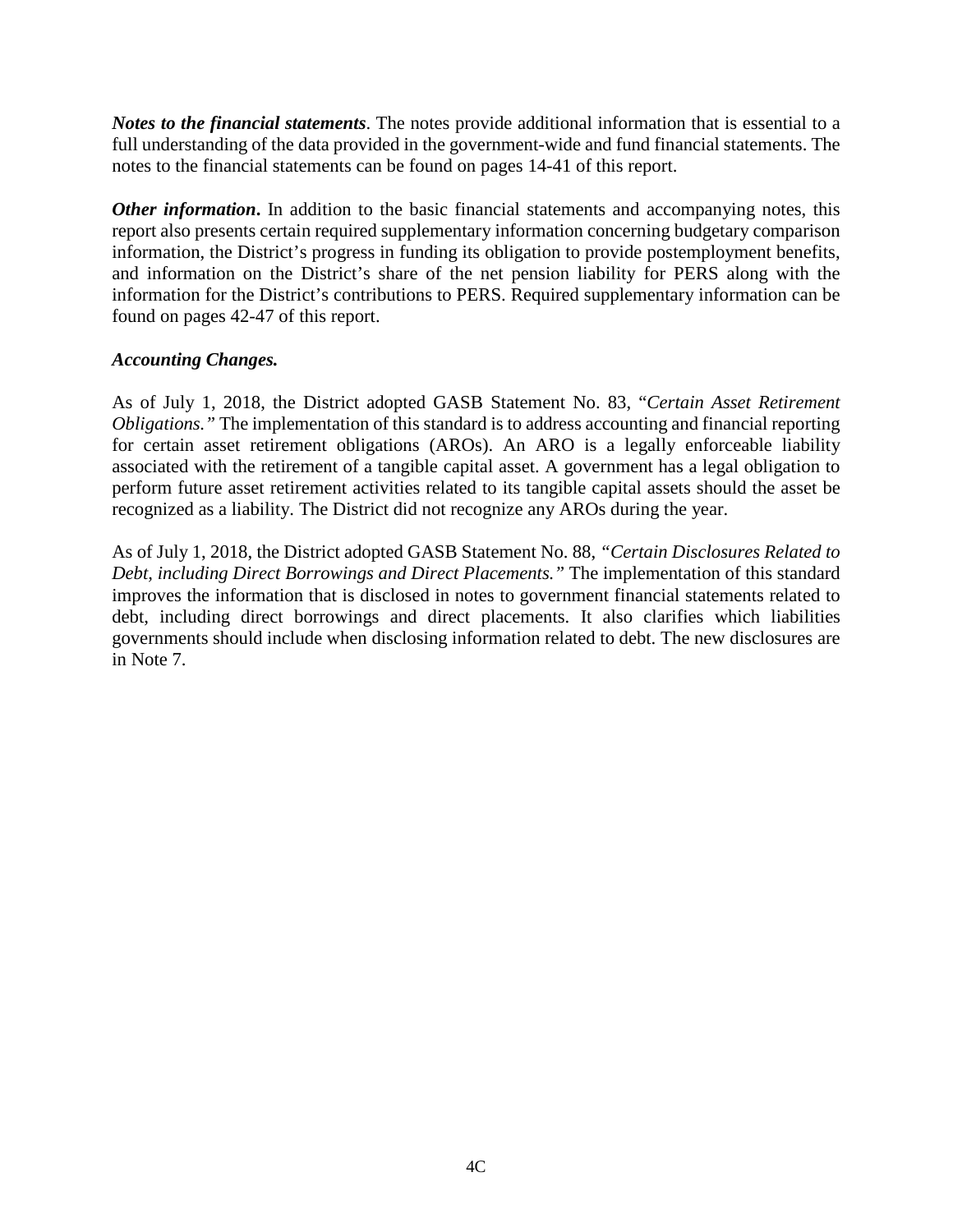***Notes to the financial statements***. The notes provide additional information that is essential to a full understanding of the data provided in the government-wide and fund financial statements. The notes to the financial statements can be found on pages 14-41 of this report.

***Other information***. In addition to the basic financial statements and accompanying notes, this report also presents certain required supplementary information concerning budgetary comparison information, the District's progress in funding its obligation to provide postemployment benefits, and information on the District's share of the net pension liability for PERS along with the information for the District's contributions to PERS. Required supplementary information can be found on pages 42-47 of this report.

***Accounting Changes.***

As of July 1, 2018, the District adopted GASB Statement No. 83, "*Certain Asset Retirement Obligations.*" The implementation of this standard is to address accounting and financial reporting for certain asset retirement obligations (AROs). An ARO is a legally enforceable liability associated with the retirement of a tangible capital asset. A government has a legal obligation to perform future asset retirement activities related to its tangible capital assets should the asset be recognized as a liability. The District did not recognize any AROs during the year.

As of July 1, 2018, the District adopted GASB Statement No. 88, *"Certain Disclosures Related to Debt, including Direct Borrowings and Direct Placements."* The implementation of this standard improves the information that is disclosed in notes to government financial statements related to debt, including direct borrowings and direct placements. It also clarifies which liabilities governments should include when disclosing information related to debt. The new disclosures are in Note 7.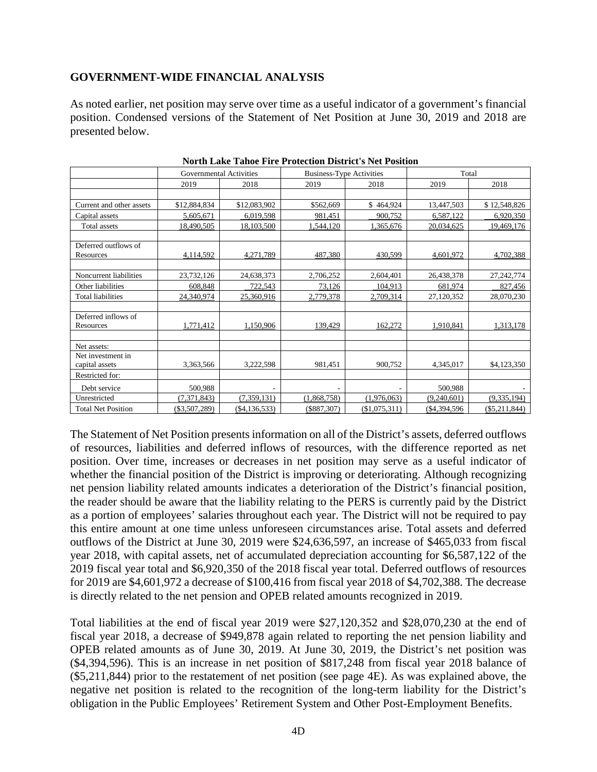## GOVERNMENT-WIDE FINANCIAL ANALYSIS

As noted earlier, net position may serve over time as a useful indicator of a government's financial position. Condensed versions of the Statement of Net Position at June 30, 2019 and 2018 are presented below.

**North Lake Tahoe Fire Protection District's Net Position**

| | Governmental Activities | | Business-Type Activities | | Total | |
|---|---|---|---|---|---|---|
| | 2019 | 2018 | 2019 | 2018 | 2019 | 2018 |
| Current and other assets | $12,884,834 | $12,083,902 | $562,669 | $ 464,924 | 13,447,503 | $ 12,548,826 |
| Capital assets | 5,605,671 | 6,019,598 | 981,451 | 900,752 | 6,587,122 | 6,920,350 |
| Total assets | 18,490,505 | 18,103,500 | 1,544,120 | 1,365,676 | 20,034,625 | 19,469,176 |
| Deferred outflows of Resources | 4,114,592 | 4,271,789 | 487,380 | 430,599 | 4,601,972 | 4,702,388 |
| Noncurrent liabilities | 23,732,126 | 24,638,373 | 2,706,252 | 2,604,401 | 26,438,378 | 27,242,774 |
| Other liabilities | 608,848 | 722,543 | 73,126 | 104,913 | 681,974 | 827,456 |
| Total liabilities | 24,340,974 | 25,360,916 | 2,779,378 | 2,709,314 | 27,120,352 | 28,070,230 |
| Deferred inflows of Resources | 1,771,412 | 1,150,906 | 139,429 | 162,272 | 1,910,841 | 1,313,178 |
| Net assets: | | | | | | |
| Net investment in capital assets | 3,363,566 | 3,222,598 | 981,451 | 900,752 | 4,345,017 | $4,123,350 |
| Restricted for: | | | | | | |
| Debt service | 500,988 | - | - | - | 500,988 | - |
| Unrestricted | (7,371,843) | (7,359,131) | (1,868,758) | (1,976,063) | (9,240,601) | (9,335,194) |
| Total Net Position | ($3,507,289) | ($4,136,533) | ($887,307) | ($1,075,311) | ($4,394,596 | ($5,211,844) |

The Statement of Net Position presents information on all of the District's assets, deferred outflows of resources, liabilities and deferred inflows of resources, with the difference reported as net position. Over time, increases or decreases in net position may serve as a useful indicator of whether the financial position of the District is improving or deteriorating. Although recognizing net pension liability related amounts indicates a deterioration of the District's financial position, the reader should be aware that the liability relating to the PERS is currently paid by the District as a portion of employees' salaries throughout each year. The District will not be required to pay this entire amount at one time unless unforeseen circumstances arise. Total assets and deferred outflows of the District at June 30, 2019 were $24,636,597, an increase of $465,033 from fiscal year 2018, with capital assets, net of accumulated depreciation accounting for $6,587,122 of the 2019 fiscal year total and $6,920,350 of the 2018 fiscal year total. Deferred outflows of resources for 2019 are $4,601,972 a decrease of $100,416 from fiscal year 2018 of $4,702,388. The decrease is directly related to the net pension and OPEB related amounts recognized in 2019.

Total liabilities at the end of fiscal year 2019 were $27,120,352 and $28,070,230 at the end of fiscal year 2018, a decrease of $949,878 again related to reporting the net pension liability and OPEB related amounts as of June 30, 2019. At June 30, 2019, the District's net position was ($4,394,596). This is an increase in net position of $817,248 from fiscal year 2018 balance of ($5,211,844) prior to the restatement of net position (see page 4E). As was explained above, the negative net position is related to the recognition of the long-term liability for the District's obligation in the Public Employees' Retirement System and Other Post-Employment Benefits.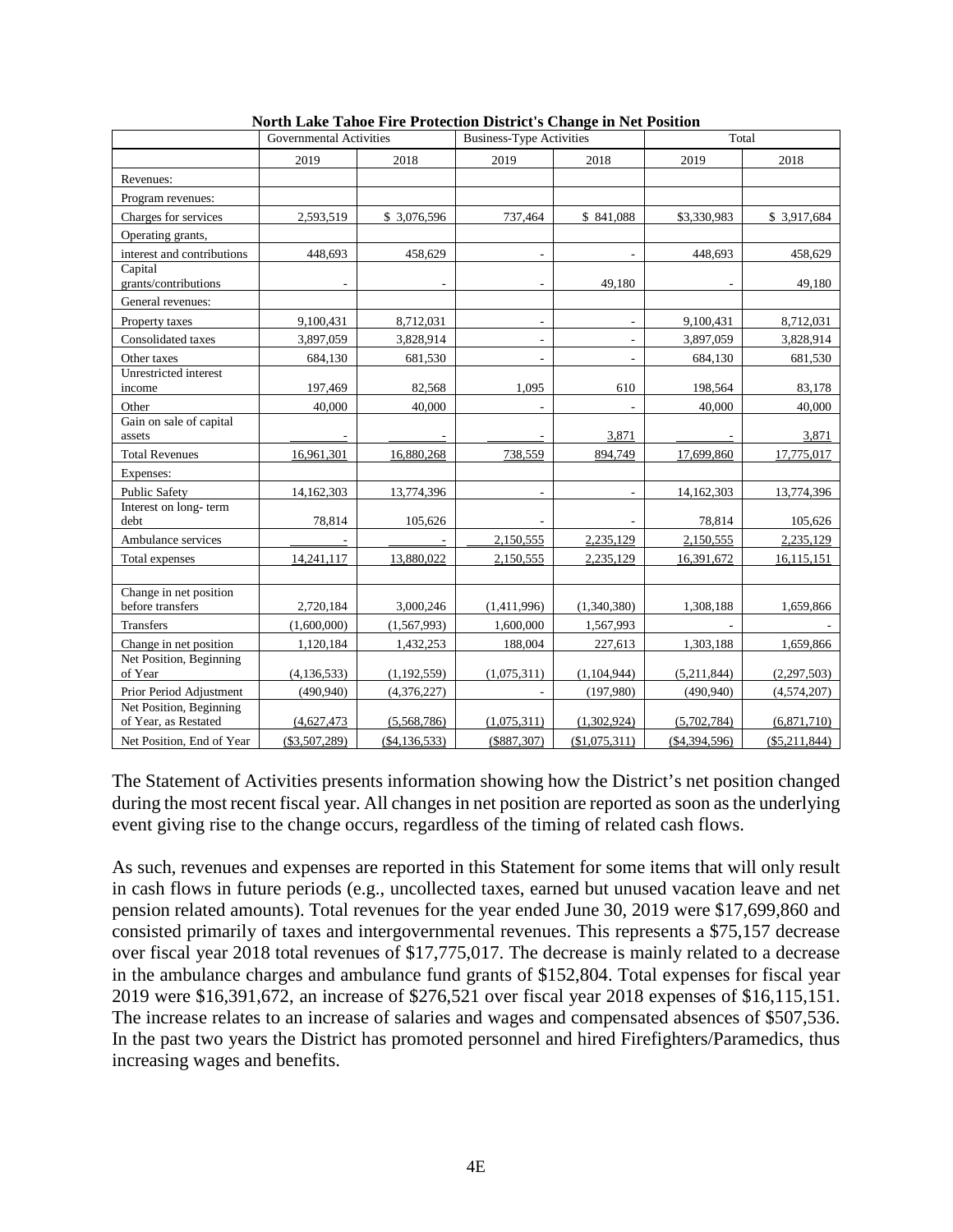**North Lake Tahoe Fire Protection District's Change in Net Position**

| | Governmental Activities | | Business-Type Activities | | Total | |
|---|---|---|---|---|---|---|
| | 2019 | 2018 | 2019 | 2018 | 2019 | 2018 |
| Revenues: | | | | | | |
| Program revenues: | | | | | | |
| Charges for services | 2,593,519 | $ 3,076,596 | 737,464 | $ 841,088 | $3,330,983 | $ 3,917,684 |
| Operating grants, | | | | | | |
| interest and contributions | 448,693 | 458,629 | - | - | 448,693 | 458,629 |
| Capital grants/contributions | - | - | - | 49,180 | - | 49,180 |
| General revenues: | | | | | | |
| Property taxes | 9,100,431 | 8,712,031 | - | - | 9,100,431 | 8,712,031 |
| Consolidated taxes | 3,897,059 | 3,828,914 | - | - | 3,897,059 | 3,828,914 |
| Other taxes | 684,130 | 681,530 | - | - | 684,130 | 681,530 |
| Unrestricted interest income | 197,469 | 82,568 | 1,095 | 610 | 198,564 | 83,178 |
| Other | 40,000 | 40,000 | - | - | 40,000 | 40,000 |
| Gain on sale of capital assets | - | - | - | 3,871 | - | 3,871 |
| Total Revenues | 16,961,301 | 16,880,268 | 738,559 | 894,749 | 17,699,860 | 17,775,017 |
| Expenses: | | | | | | |
| Public Safety | 14,162,303 | 13,774,396 | - | - | 14,162,303 | 13,774,396 |
| Interest on long- term debt | 78,814 | 105,626 | - | - | 78,814 | 105,626 |
| Ambulance services | - | - | 2,150,555 | 2,235,129 | 2,150,555 | 2,235,129 |
| Total expenses | 14,241,117 | 13,880,022 | 2,150,555 | 2,235,129 | 16,391,672 | 16,115,151 |
| | | | | | | |
| Change in net position before transfers | 2,720,184 | 3,000,246 | (1,411,996) | (1,340,380) | 1,308,188 | 1,659,866 |
| Transfers | (1,600,000) | (1,567,993) | 1,600,000 | 1,567,993 | - | - |
| Change in net position | 1,120,184 | 1,432,253 | 188,004 | 227,613 | 1,303,188 | 1,659,866 |
| Net Position, Beginning of Year | (4,136,533) | (1,192,559) | (1,075,311) | (1,104,944) | (5,211,844) | (2,297,503) |
| Prior Period Adjustment | (490,940) | (4,376,227) | - | (197,980) | (490,940) | (4,574,207) |
| Net Position, Beginning of Year, as Restated | (4,627,473) | (5,568,786) | (1,075,311) | (1,302,924) | (5,702,784) | (6,871,710) |
| Net Position, End of Year | ($3,507,289) | ($4,136,533) | ($887,307) | ($1,075,311) | ($4,394,596) | ($5,211,844) |

The Statement of Activities presents information showing how the District's net position changed during the most recent fiscal year. All changes in net position are reported as soon as the underlying event giving rise to the change occurs, regardless of the timing of related cash flows.

As such, revenues and expenses are reported in this Statement for some items that will only result in cash flows in future periods (e.g., uncollected taxes, earned but unused vacation leave and net pension related amounts). Total revenues for the year ended June 30, 2019 were $17,699,860 and consisted primarily of taxes and intergovernmental revenues. This represents a $75,157 decrease over fiscal year 2018 total revenues of $17,775,017. The decrease is mainly related to a decrease in the ambulance charges and ambulance fund grants of $152,804. Total expenses for fiscal year 2019 were $16,391,672, an increase of $276,521 over fiscal year 2018 expenses of $16,115,151. The increase relates to an increase of salaries and wages and compensated absences of $507,536. In the past two years the District has promoted personnel and hired Firefighters/Paramedics, thus increasing wages and benefits.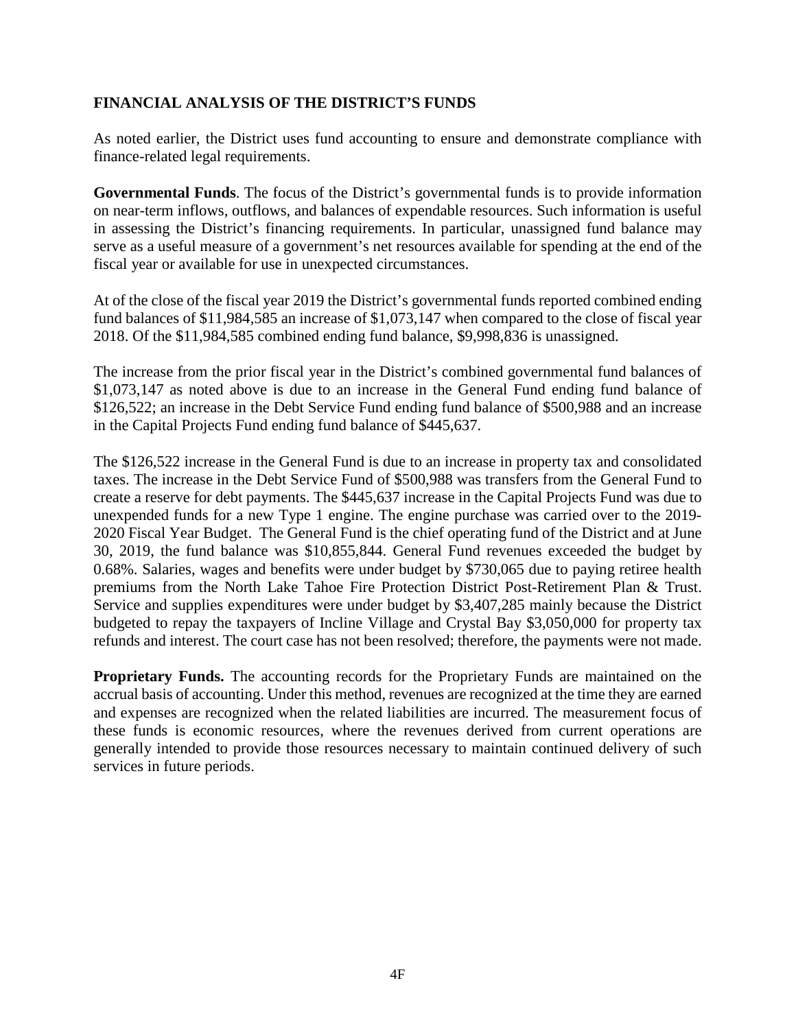## FINANCIAL ANALYSIS OF THE DISTRICT'S FUNDS

As noted earlier, the District uses fund accounting to ensure and demonstrate compliance with finance-related legal requirements.

**Governmental Funds**. The focus of the District's governmental funds is to provide information on near-term inflows, outflows, and balances of expendable resources. Such information is useful in assessing the District's financing requirements. In particular, unassigned fund balance may serve as a useful measure of a government's net resources available for spending at the end of the fiscal year or available for use in unexpected circumstances.

At of the close of the fiscal year 2019 the District's governmental funds reported combined ending fund balances of $11,984,585 an increase of $1,073,147 when compared to the close of fiscal year 2018. Of the $11,984,585 combined ending fund balance, $9,998,836 is unassigned.

The increase from the prior fiscal year in the District's combined governmental fund balances of $1,073,147 as noted above is due to an increase in the General Fund ending fund balance of $126,522; an increase in the Debt Service Fund ending fund balance of $500,988 and an increase in the Capital Projects Fund ending fund balance of $445,637.

The $126,522 increase in the General Fund is due to an increase in property tax and consolidated taxes. The increase in the Debt Service Fund of $500,988 was transfers from the General Fund to create a reserve for debt payments. The $445,637 increase in the Capital Projects Fund was due to unexpended funds for a new Type 1 engine. The engine purchase was carried over to the 2019-2020 Fiscal Year Budget. The General Fund is the chief operating fund of the District and at June 30, 2019, the fund balance was $10,855,844. General Fund revenues exceeded the budget by 0.68%. Salaries, wages and benefits were under budget by $730,065 due to paying retiree health premiums from the North Lake Tahoe Fire Protection District Post-Retirement Plan & Trust. Service and supplies expenditures were under budget by $3,407,285 mainly because the District budgeted to repay the taxpayers of Incline Village and Crystal Bay $3,050,000 for property tax refunds and interest. The court case has not been resolved; therefore, the payments were not made.

**Proprietary Funds.** The accounting records for the Proprietary Funds are maintained on the accrual basis of accounting. Under this method, revenues are recognized at the time they are earned and expenses are recognized when the related liabilities are incurred. The measurement focus of these funds is economic resources, where the revenues derived from current operations are generally intended to provide those resources necessary to maintain continued delivery of such services in future periods.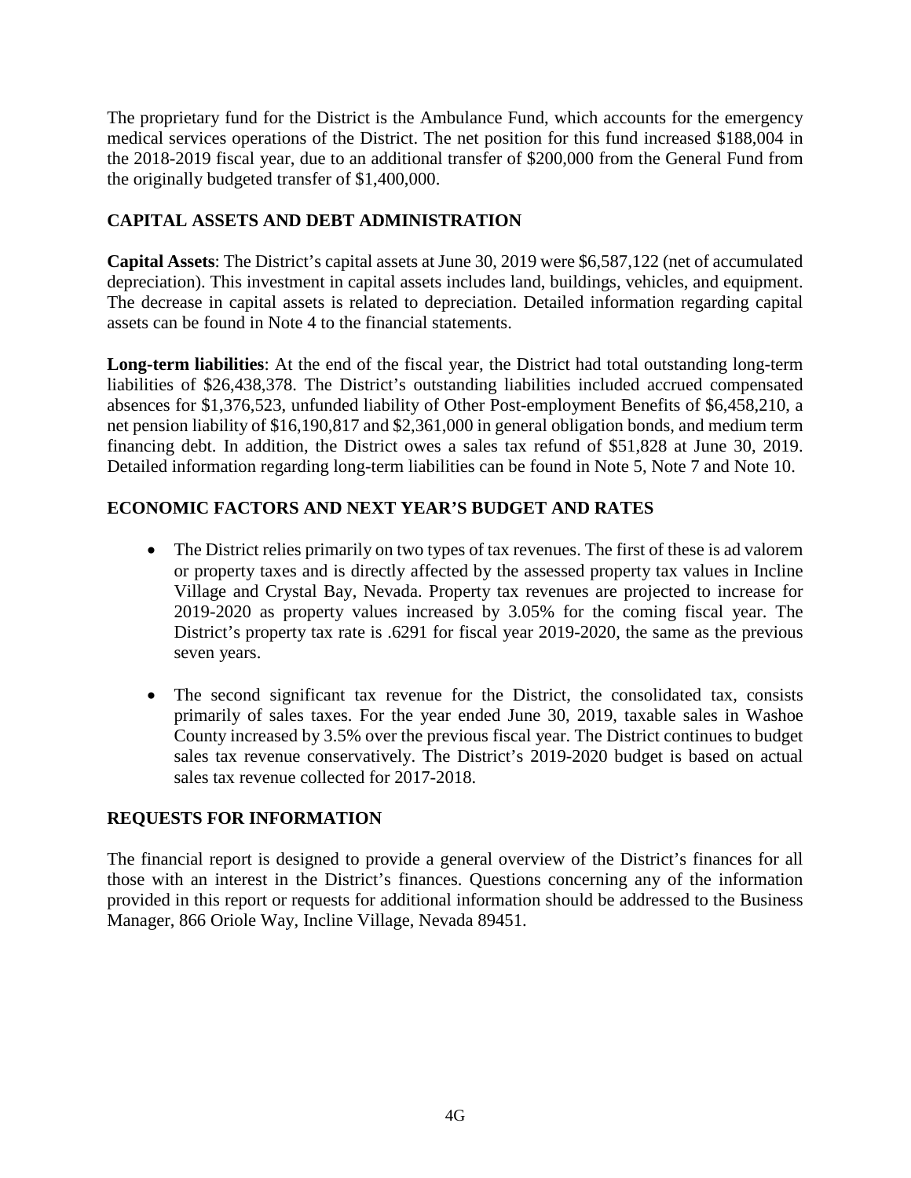The proprietary fund for the District is the Ambulance Fund, which accounts for the emergency medical services operations of the District. The net position for this fund increased $188,004 in the 2018-2019 fiscal year, due to an additional transfer of $200,000 from the General Fund from the originally budgeted transfer of $1,400,000.

## CAPITAL ASSETS AND DEBT ADMINISTRATION

**Capital Assets**: The District's capital assets at June 30, 2019 were $6,587,122 (net of accumulated depreciation). This investment in capital assets includes land, buildings, vehicles, and equipment. The decrease in capital assets is related to depreciation. Detailed information regarding capital assets can be found in Note 4 to the financial statements.

**Long-term liabilities**: At the end of the fiscal year, the District had total outstanding long-term liabilities of $26,438,378. The District's outstanding liabilities included accrued compensated absences for $1,376,523, unfunded liability of Other Post-employment Benefits of $6,458,210, a net pension liability of $16,190,817 and $2,361,000 in general obligation bonds, and medium term financing debt. In addition, the District owes a sales tax refund of $51,828 at June 30, 2019. Detailed information regarding long-term liabilities can be found in Note 5, Note 7 and Note 10.

## ECONOMIC FACTORS AND NEXT YEAR'S BUDGET AND RATES

- The District relies primarily on two types of tax revenues. The first of these is ad valorem or property taxes and is directly affected by the assessed property tax values in Incline Village and Crystal Bay, Nevada. Property tax revenues are projected to increase for 2019-2020 as property values increased by 3.05% for the coming fiscal year. The District's property tax rate is .6291 for fiscal year 2019-2020, the same as the previous seven years.

- The second significant tax revenue for the District, the consolidated tax, consists primarily of sales taxes. For the year ended June 30, 2019, taxable sales in Washoe County increased by 3.5% over the previous fiscal year. The District continues to budget sales tax revenue conservatively. The District's 2019-2020 budget is based on actual sales tax revenue collected for 2017-2018.

## REQUESTS FOR INFORMATION

The financial report is designed to provide a general overview of the District's finances for all those with an interest in the District's finances. Questions concerning any of the information provided in this report or requests for additional information should be addressed to the Business Manager, 866 Oriole Way, Incline Village, Nevada 89451.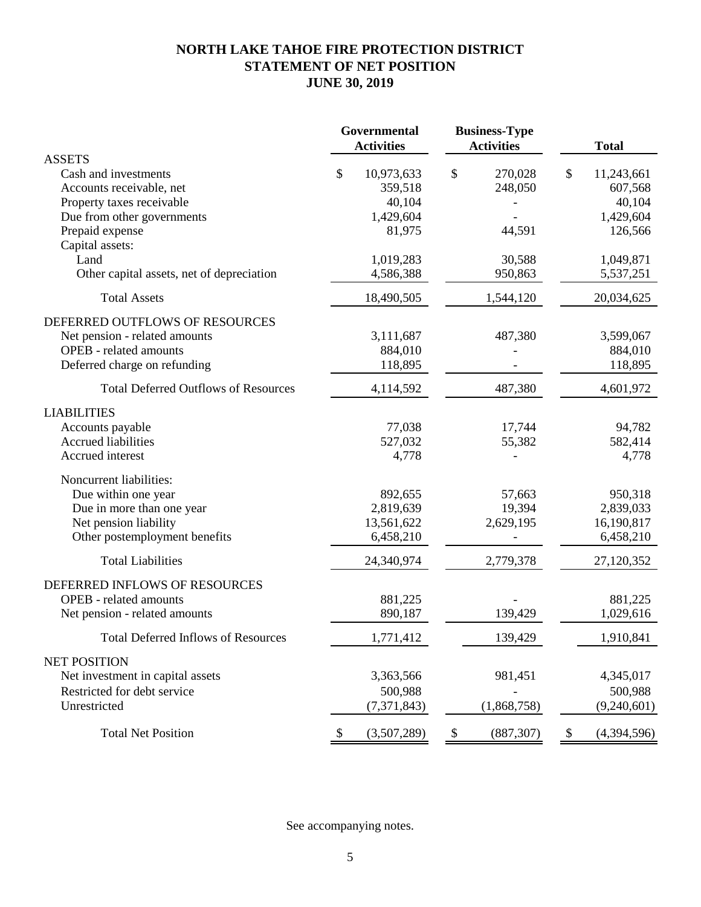# NORTH LAKE TAHOE FIRE PROTECTION DISTRICT
# STATEMENT OF NET POSITION
# JUNE 30, 2019

| | Governmental Activities | Business-Type Activities | Total |
|---|---|---|---|
| **ASSETS** | | | |
| Cash and investments | $ 10,973,633 | $ 270,028 | $ 11,243,661 |
| Accounts receivable, net | 359,518 | 248,050 | 607,568 |
| Property taxes receivable | 40,104 | - | 40,104 |
| Due from other governments | 1,429,604 | - | 1,429,604 |
| Prepaid expense | 81,975 | 44,591 | 126,566 |
| Capital assets: | | | |
| Land | 1,019,283 | 30,588 | 1,049,871 |
| Other capital assets, net of depreciation | 4,586,388 | 950,863 | 5,537,251 |
| Total Assets | 18,490,505 | 1,544,120 | 20,034,625 |
| **DEFERRED OUTFLOWS OF RESOURCES** | | | |
| Net pension - related amounts | 3,111,687 | 487,380 | 3,599,067 |
| OPEB - related amounts | 884,010 | - | 884,010 |
| Deferred charge on refunding | 118,895 | - | 118,895 |
| Total Deferred Outflows of Resources | 4,114,592 | 487,380 | 4,601,972 |
| **LIABILITIES** | | | |
| Accounts payable | 77,038 | 17,744 | 94,782 |
| Accrued liabilities | 527,032 | 55,382 | 582,414 |
| Accrued interest | 4,778 | - | 4,778 |
| Noncurrent liabilities: | | | |
| Due within one year | 892,655 | 57,663 | 950,318 |
| Due in more than one year | 2,819,639 | 19,394 | 2,839,033 |
| Net pension liability | 13,561,622 | 2,629,195 | 16,190,817 |
| Other postemployment benefits | 6,458,210 | - | 6,458,210 |
| Total Liabilities | 24,340,974 | 2,779,378 | 27,120,352 |
| **DEFERRED INFLOWS OF RESOURCES** | | | |
| OPEB - related amounts | 881,225 | - | 881,225 |
| Net pension - related amounts | 890,187 | 139,429 | 1,029,616 |
| Total Deferred Inflows of Resources | 1,771,412 | 139,429 | 1,910,841 |
| **NET POSITION** | | | |
| Net investment in capital assets | 3,363,566 | 981,451 | 4,345,017 |
| Restricted for debt service | 500,988 | - | 500,988 |
| Unrestricted | (7,371,843) | (1,868,758) | (9,240,601) |
| Total Net Position | $ (3,507,289) | $ (887,307) | $ (4,394,596) |

See accompanying notes.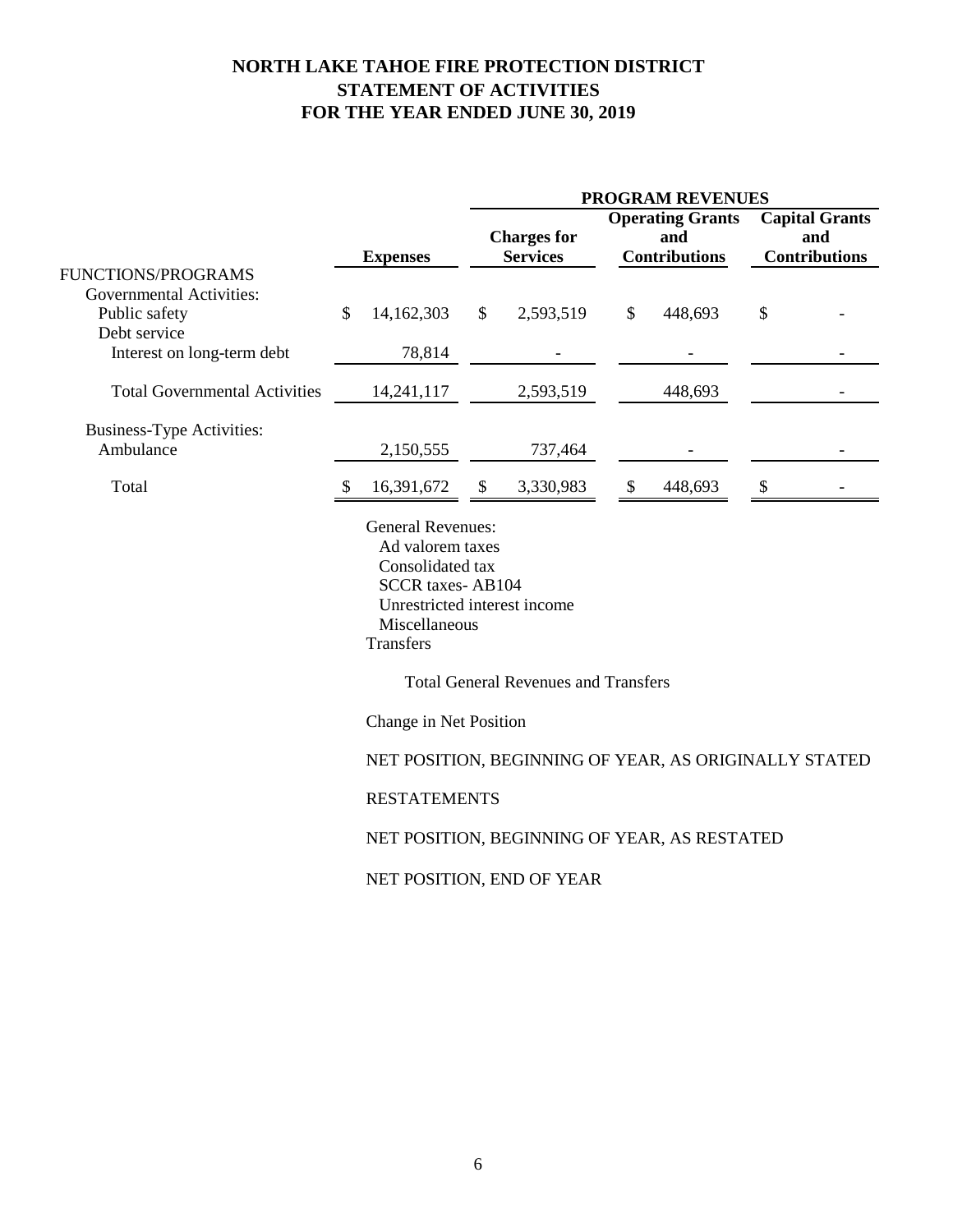# NORTH LAKE TAHOE FIRE PROTECTION DISTRICT
## STATEMENT OF ACTIVITIES
## FOR THE YEAR ENDED JUNE 30, 2019

| | | PROGRAM REVENUES | | |
|---|---|---|---|---|
| | **Expenses** | **Charges for Services** | **Operating Grants and Contributions** | **Capital Grants and Contributions** |
| FUNCTIONS/PROGRAMS | | | | |
| Governmental Activities: | | | | |
| Public safety | $ 14,162,303 | $ 2,593,519 | $ 448,693 | $ - |
| Debt service | | | | |
| Interest on long-term debt | 78,814 | - | - | - |
| Total Governmental Activities | 14,241,117 | 2,593,519 | 448,693 | - |
| Business-Type Activities: | | | | |
| Ambulance | 2,150,555 | 737,464 | - | - |
| Total | $ 16,391,672 | $ 3,330,983 | $ 448,693 | $ - |

General Revenues:
- Ad valorem taxes
- Consolidated tax
- SCCR taxes- AB104
- Unrestricted interest income
- Miscellaneous

Transfers

Total General Revenues and Transfers

Change in Net Position

NET POSITION, BEGINNING OF YEAR, AS ORIGINALLY STATED

RESTATEMENTS

NET POSITION, BEGINNING OF YEAR, AS RESTATED

NET POSITION, END OF YEAR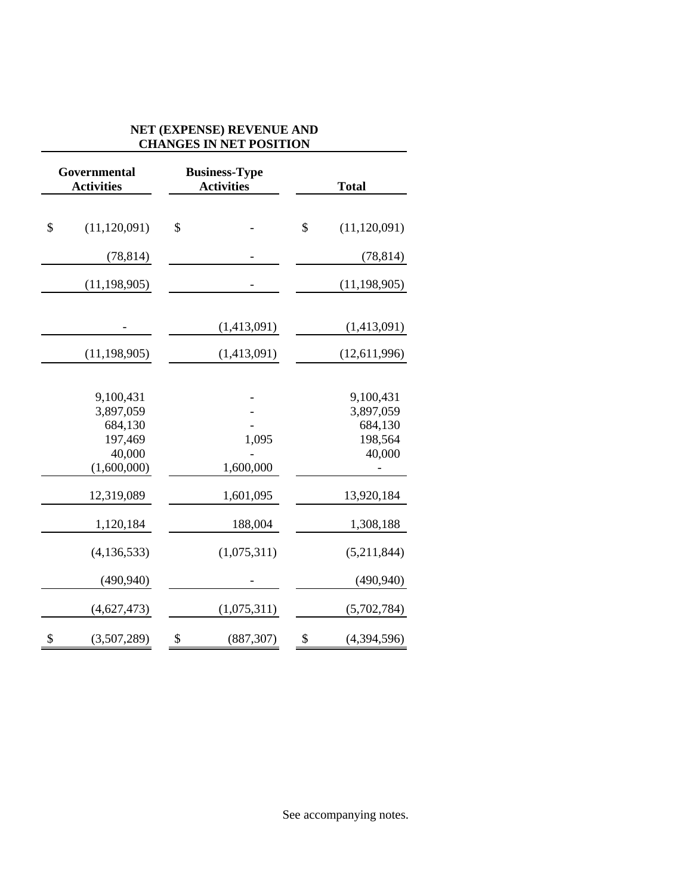| NET (EXPENSE) REVENUE AND CHANGES IN NET POSITION | | |
|---|---|---|
| **Governmental Activities** | **Business-Type Activities** | **Total** |
| $ (11,120,091) | $ - | $ (11,120,091) |
| (78,814) | - | (78,814) |
| (11,198,905) | - | (11,198,905) |
| - | (1,413,091) | (1,413,091) |
| (11,198,905) | (1,413,091) | (12,611,996) |
| 9,100,431 | - | 9,100,431 |
| 3,897,059 | - | 3,897,059 |
| 684,130 | - | 684,130 |
| 197,469 | 1,095 | 198,564 |
| 40,000 | - | 40,000 |
| (1,600,000) | 1,600,000 | - |
| 12,319,089 | 1,601,095 | 13,920,184 |
| 1,120,184 | 188,004 | 1,308,188 |
| (4,136,533) | (1,075,311) | (5,211,844) |
| (490,940) | - | (490,940) |
| (4,627,473) | (1,075,311) | (5,702,784) |
| $ (3,507,289) | $ (887,307) | $ (4,394,596) |

See accompanying notes.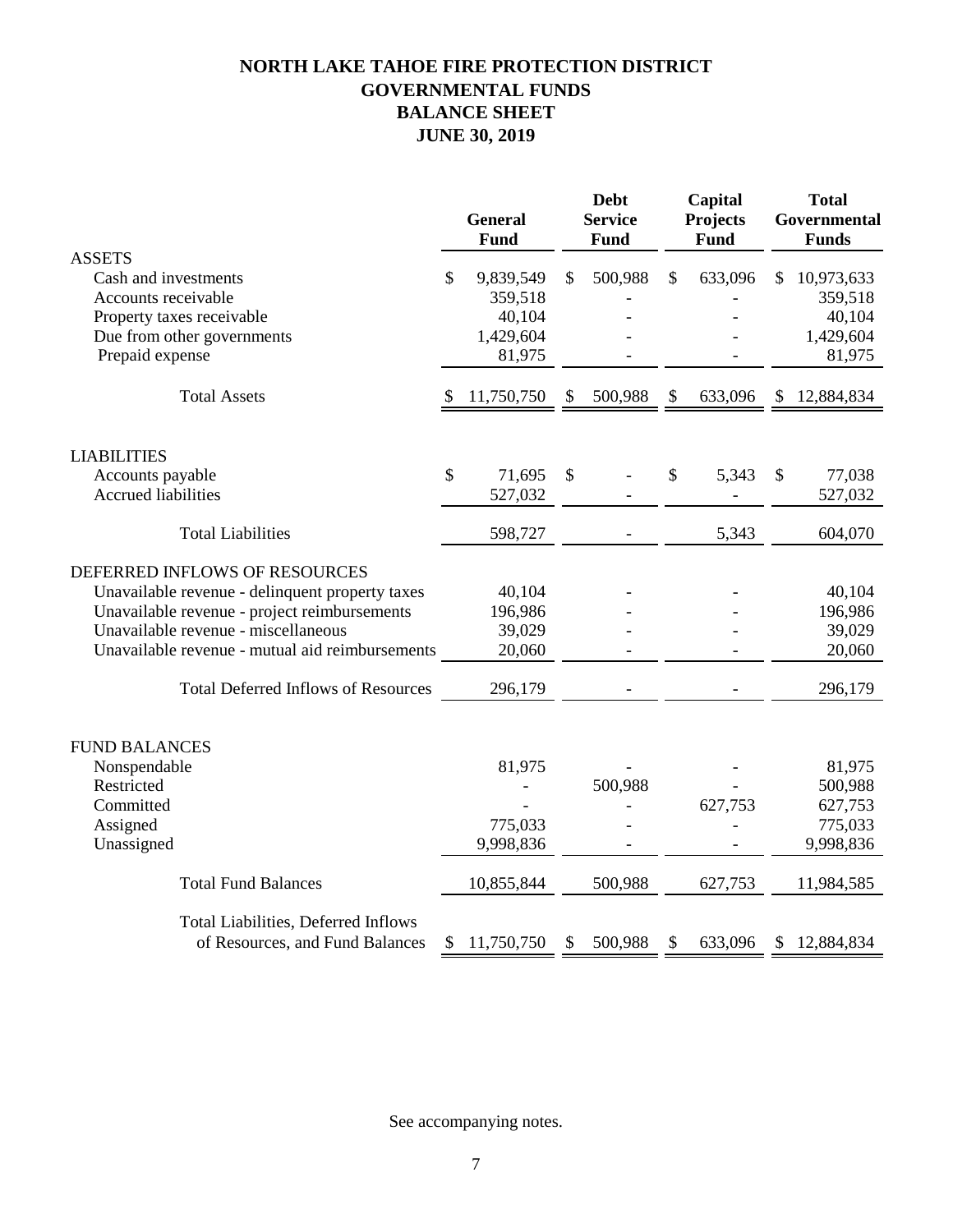# NORTH LAKE TAHOE FIRE PROTECTION DISTRICT
## GOVERNMENTAL FUNDS
## BALANCE SHEET
## JUNE 30, 2019

| | General Fund | Debt Service Fund | Capital Projects Fund | Total Governmental Funds |
|---|---|---|---|---|
| **ASSETS** | | | | |
| Cash and investments | $ 9,839,549 | $ 500,988 | $ 633,096 | $ 10,973,633 |
| Accounts receivable | 359,518 | - | - | 359,518 |
| Property taxes receivable | 40,104 | - | - | 40,104 |
| Due from other governments | 1,429,604 | - | - | 1,429,604 |
| Prepaid expense | 81,975 | - | - | 81,975 |
| Total Assets | $ 11,750,750 | $ 500,988 | $ 633,096 | $ 12,884,834 |
| **LIABILITIES** | | | | |
| Accounts payable | $ 71,695 | $ - | $ 5,343 | $ 77,038 |
| Accrued liabilities | 527,032 | - | - | 527,032 |
| Total Liabilities | 598,727 | - | 5,343 | 604,070 |
| **DEFERRED INFLOWS OF RESOURCES** | | | | |
| Unavailable revenue - delinquent property taxes | 40,104 | - | - | 40,104 |
| Unavailable revenue - project reimbursements | 196,986 | - | - | 196,986 |
| Unavailable revenue - miscellaneous | 39,029 | - | - | 39,029 |
| Unavailable revenue - mutual aid reimbursements | 20,060 | - | - | 20,060 |
| Total Deferred Inflows of Resources | 296,179 | - | - | 296,179 |
| **FUND BALANCES** | | | | |
| Nonspendable | 81,975 | - | - | 81,975 |
| Restricted | - | 500,988 | - | 500,988 |
| Committed | - | - | 627,753 | 627,753 |
| Assigned | 775,033 | - | - | 775,033 |
| Unassigned | 9,998,836 | - | - | 9,998,836 |
| Total Fund Balances | 10,855,844 | 500,988 | 627,753 | 11,984,585 |
| Total Liabilities, Deferred Inflows of Resources, and Fund Balances | $ 11,750,750 | $ 500,988 | $ 633,096 | $ 12,884,834 |

See accompanying notes.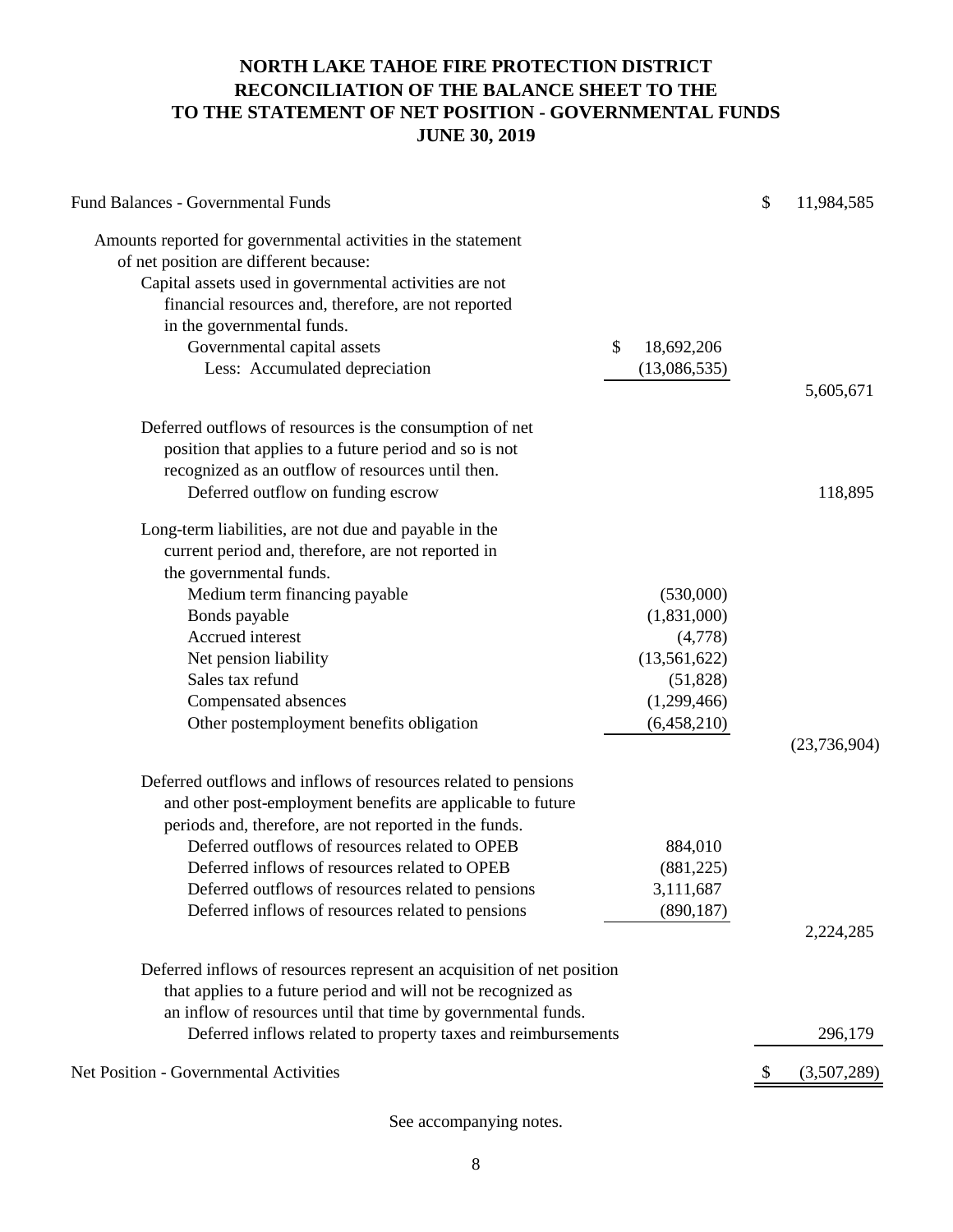# NORTH LAKE TAHOE FIRE PROTECTION DISTRICT
# RECONCILIATION OF THE BALANCE SHEET TO THE
# TO THE STATEMENT OF NET POSITION - GOVERNMENTAL FUNDS
# JUNE 30, 2019

| | | |
|---|---|---|
| Fund Balances - Governmental Funds | | $ 11,984,585 |
| Amounts reported for governmental activities in the statement of net position are different because: | | |
| Capital assets used in governmental activities are not financial resources and, therefore, are not reported in the governmental funds. | | |
| Governmental capital assets | $ 18,692,206 | |
| Less: Accumulated depreciation | (13,086,535) | |
| | | 5,605,671 |
| Deferred outflows of resources is the consumption of net position that applies to a future period and so is not recognized as an outflow of resources until then. | | |
| Deferred outflow on funding escrow | | 118,895 |
| Long-term liabilities, are not due and payable in the current period and, therefore, are not reported in the governmental funds. | | |
| Medium term financing payable | (530,000) | |
| Bonds payable | (1,831,000) | |
| Accrued interest | (4,778) | |
| Net pension liability | (13,561,622) | |
| Sales tax refund | (51,828) | |
| Compensated absences | (1,299,466) | |
| Other postemployment benefits obligation | (6,458,210) | |
| | | (23,736,904) |
| Deferred outflows and inflows of resources related to pensions and other post-employment benefits are applicable to future periods and, therefore, are not reported in the funds. | | |
| Deferred outflows of resources related to OPEB | 884,010 | |
| Deferred inflows of resources related to OPEB | (881,225) | |
| Deferred outflows of resources related to pensions | 3,111,687 | |
| Deferred inflows of resources related to pensions | (890,187) | |
| | | 2,224,285 |
| Deferred inflows of resources represent an acquisition of net position that applies to a future period and will not be recognized as an inflow of resources until that time by governmental funds. | | |
| Deferred inflows related to property taxes and reimbursements | | 296,179 |
| Net Position - Governmental Activities | | $ (3,507,289) |

See accompanying notes.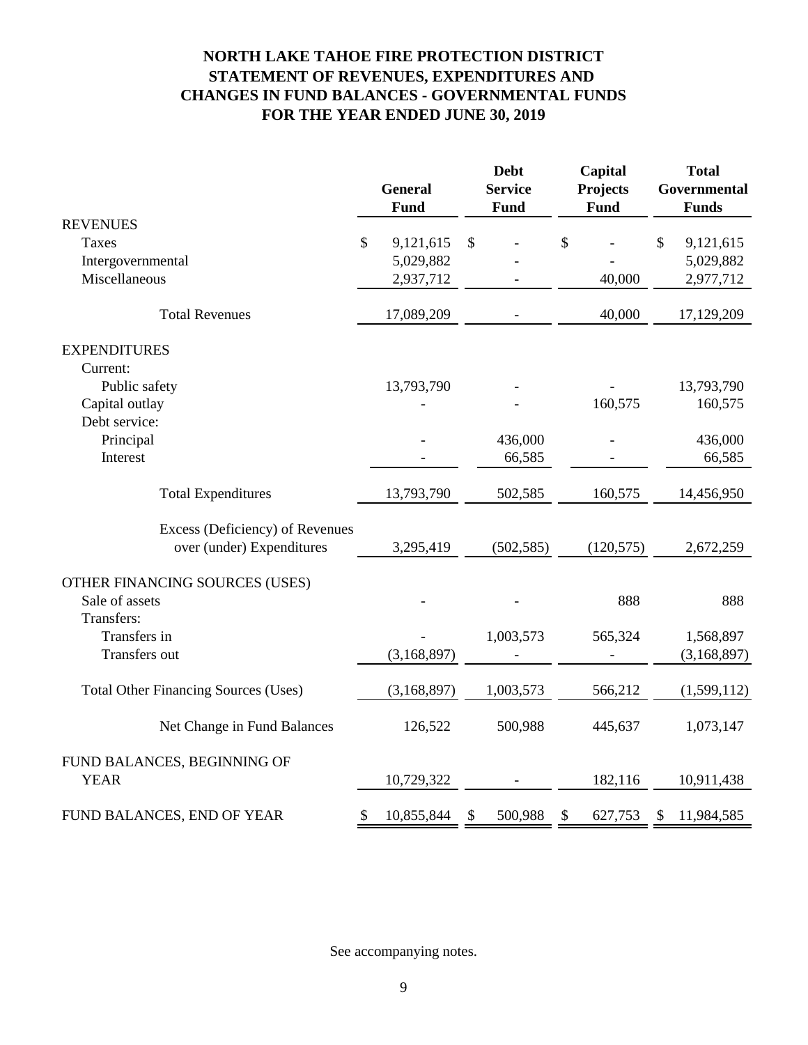# NORTH LAKE TAHOE FIRE PROTECTION DISTRICT
## STATEMENT OF REVENUES, EXPENDITURES AND CHANGES IN FUND BALANCES - GOVERNMENTAL FUNDS
## FOR THE YEAR ENDED JUNE 30, 2019

| | General Fund | Debt Service Fund | Capital Projects Fund | Total Governmental Funds |
|---|---|---|---|---|
| REVENUES | | | | |
| Taxes | $ 9,121,615 | $ - | $ - | $ 9,121,615 |
| Intergovernmental | 5,029,882 | - | - | 5,029,882 |
| Miscellaneous | 2,937,712 | - | 40,000 | 2,977,712 |
| Total Revenues | 17,089,209 | - | 40,000 | 17,129,209 |
| EXPENDITURES | | | | |
| Current: | | | | |
| Public safety | 13,793,790 | - | - | 13,793,790 |
| Capital outlay | - | - | 160,575 | 160,575 |
| Debt service: | | | | |
| Principal | - | 436,000 | - | 436,000 |
| Interest | - | 66,585 | - | 66,585 |
| Total Expenditures | 13,793,790 | 502,585 | 160,575 | 14,456,950 |
| Excess (Deficiency) of Revenues over (under) Expenditures | 3,295,419 | (502,585) | (120,575) | 2,672,259 |
| OTHER FINANCING SOURCES (USES) | | | | |
| Sale of assets | - | - | 888 | 888 |
| Transfers: | | | | |
| Transfers in | - | 1,003,573 | 565,324 | 1,568,897 |
| Transfers out | (3,168,897) | - | - | (3,168,897) |
| Total Other Financing Sources (Uses) | (3,168,897) | 1,003,573 | 566,212 | (1,599,112) |
| Net Change in Fund Balances | 126,522 | 500,988 | 445,637 | 1,073,147 |
| FUND BALANCES, BEGINNING OF YEAR | 10,729,322 | - | 182,116 | 10,911,438 |
| FUND BALANCES, END OF YEAR | $ 10,855,844 | $ 500,988 | $ 627,753 | $ 11,984,585 |

See accompanying notes.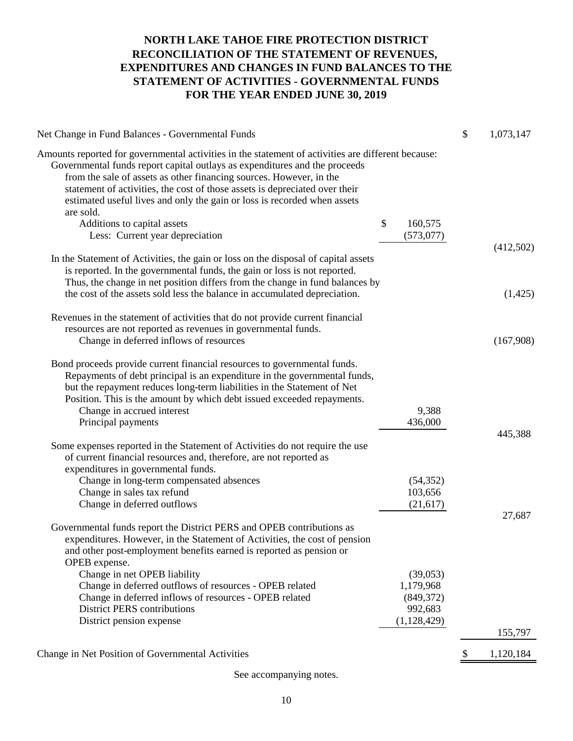# NORTH LAKE TAHOE FIRE PROTECTION DISTRICT
# RECONCILIATION OF THE STATEMENT OF REVENUES, EXPENDITURES AND CHANGES IN FUND BALANCES TO THE STATEMENT OF ACTIVITIES - GOVERNMENTAL FUNDS
# FOR THE YEAR ENDED JUNE 30, 2019

| | | |
|---|---|---|
| Net Change in Fund Balances - Governmental Funds | | $ 1,073,147 |
| Amounts reported for governmental activities in the statement of activities are different because: | | |
| Governmental funds report capital outlays as expenditures and the proceeds from the sale of assets as other financing sources. However, in the statement of activities, the cost of those assets is depreciated over their estimated useful lives and only the gain or loss is recorded when assets are sold. | | |
| Additions to capital assets | $ 160,575 | |
| Less: Current year depreciation | (573,077) | |
| | | (412,502) |
| In the Statement of Activities, the gain or loss on the disposal of capital assets is reported. In the governmental funds, the gain or loss is not reported. Thus, the change in net position differs from the change in fund balances by the cost of the assets sold less the balance in accumulated depreciation. | | (1,425) |
| Revenues in the statement of activities that do not provide current financial resources are not reported as revenues in governmental funds. | | |
| Change in deferred inflows of resources | | (167,908) |
| Bond proceeds provide current financial resources to governmental funds. Repayments of debt principal is an expenditure in the governmental funds, but the repayment reduces long-term liabilities in the Statement of Net Position. This is the amount by which debt issued exceeded repayments. | | |
| Change in accrued interest | 9,388 | |
| Principal payments | 436,000 | |
| | | 445,388 |
| Some expenses reported in the Statement of Activities do not require the use of current financial resources and, therefore, are not reported as expenditures in governmental funds. | | |
| Change in long-term compensated absences | (54,352) | |
| Change in sales tax refund | 103,656 | |
| Change in deferred outflows | (21,617) | |
| | | 27,687 |
| Governmental funds report the District PERS and OPEB contributions as expenditures. However, in the Statement of Activities, the cost of pension and other post-employment benefits earned is reported as pension or OPEB expense. | | |
| Change in net OPEB liability | (39,053) | |
| Change in deferred outflows of resources - OPEB related | 1,179,968 | |
| Change in deferred inflows of resources - OPEB related | (849,372) | |
| District PERS contributions | 992,683 | |
| District pension expense | (1,128,429) | |
| | | 155,797 |
| Change in Net Position of Governmental Activities | | $ 1,120,184 |

See accompanying notes.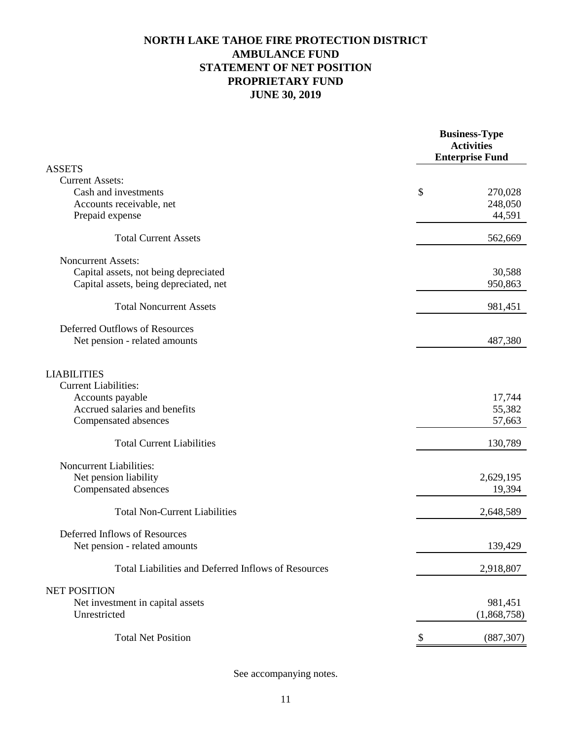# NORTH LAKE TAHOE FIRE PROTECTION DISTRICT
# AMBULANCE FUND
# STATEMENT OF NET POSITION
# PROPRIETARY FUND
# JUNE 30, 2019

| | Business-Type Activities Enterprise Fund |
|---|---|
| **ASSETS** | |
| Current Assets: | |
| Cash and investments | $ 270,028 |
| Accounts receivable, net | 248,050 |
| Prepaid expense | 44,591 |
| Total Current Assets | 562,669 |
| Noncurrent Assets: | |
| Capital assets, not being depreciated | 30,588 |
| Capital assets, being depreciated, net | 950,863 |
| Total Noncurrent Assets | 981,451 |
| Deferred Outflows of Resources | |
| Net pension - related amounts | 487,380 |
| **LIABILITIES** | |
| Current Liabilities: | |
| Accounts payable | 17,744 |
| Accrued salaries and benefits | 55,382 |
| Compensated absences | 57,663 |
| Total Current Liabilities | 130,789 |
| Noncurrent Liabilities: | |
| Net pension liability | 2,629,195 |
| Compensated absences | 19,394 |
| Total Non-Current Liabilities | 2,648,589 |
| Deferred Inflows of Resources | |
| Net pension - related amounts | 139,429 |
| Total Liabilities and Deferred Inflows of Resources | 2,918,807 |
| **NET POSITION** | |
| Net investment in capital assets | 981,451 |
| Unrestricted | (1,868,758) |
| Total Net Position | $ (887,307) |

See accompanying notes.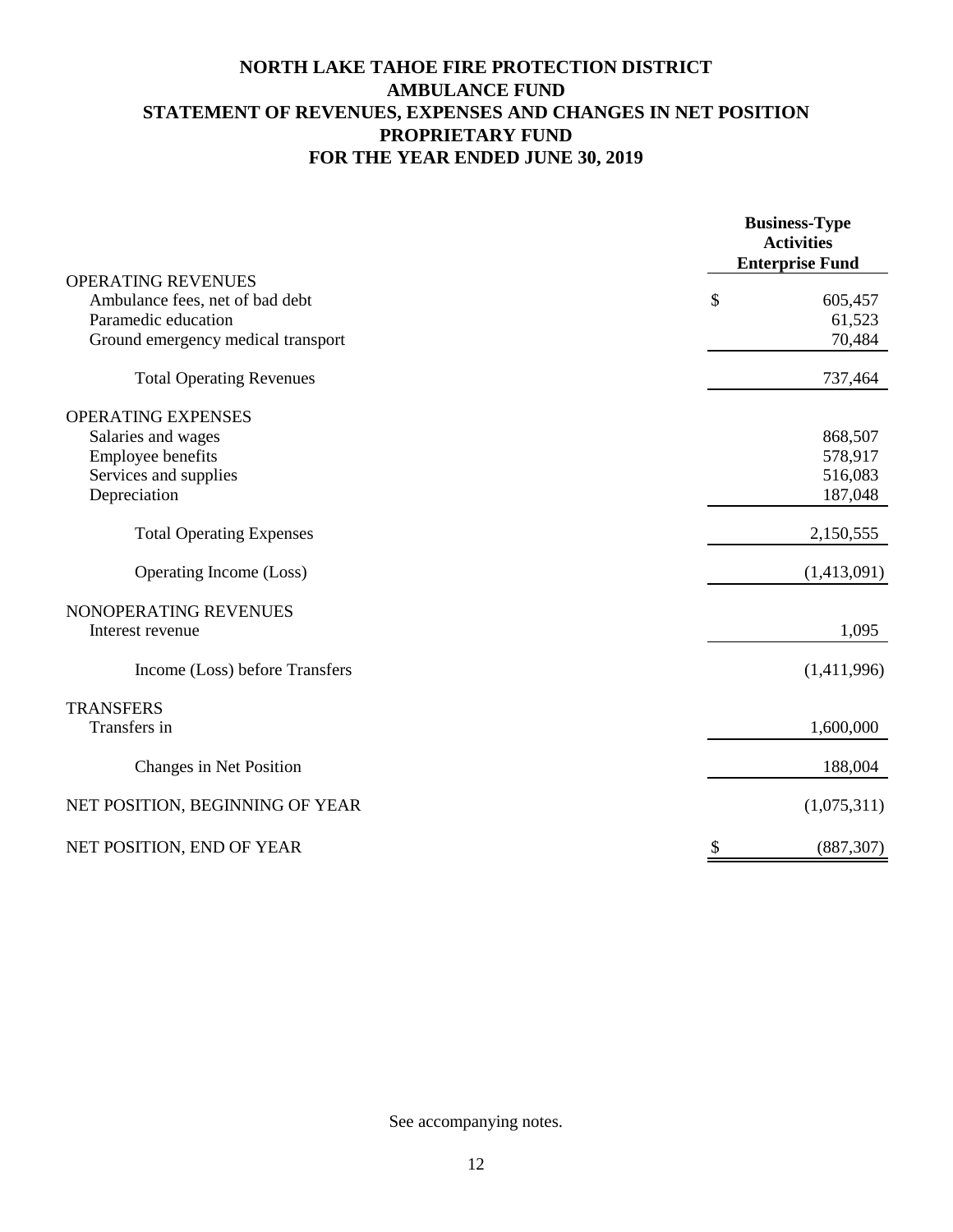# NORTH LAKE TAHOE FIRE PROTECTION DISTRICT
# AMBULANCE FUND
# STATEMENT OF REVENUES, EXPENSES AND CHANGES IN NET POSITION
# PROPRIETARY FUND
# FOR THE YEAR ENDED JUNE 30, 2019

| | Business-Type Activities Enterprise Fund |
|---|---|
| **OPERATING REVENUES** | |
| Ambulance fees, net of bad debt | $ 605,457 |
| Paramedic education | 61,523 |
| Ground emergency medical transport | 70,484 |
| Total Operating Revenues | 737,464 |
| **OPERATING EXPENSES** | |
| Salaries and wages | 868,507 |
| Employee benefits | 578,917 |
| Services and supplies | 516,083 |
| Depreciation | 187,048 |
| Total Operating Expenses | 2,150,555 |
| Operating Income (Loss) | (1,413,091) |
| **NONOPERATING REVENUES** | |
| Interest revenue | 1,095 |
| Income (Loss) before Transfers | (1,411,996) |
| **TRANSFERS** | |
| Transfers in | 1,600,000 |
| Changes in Net Position | 188,004 |
| NET POSITION, BEGINNING OF YEAR | (1,075,311) |
| NET POSITION, END OF YEAR | $ (887,307) |

See accompanying notes.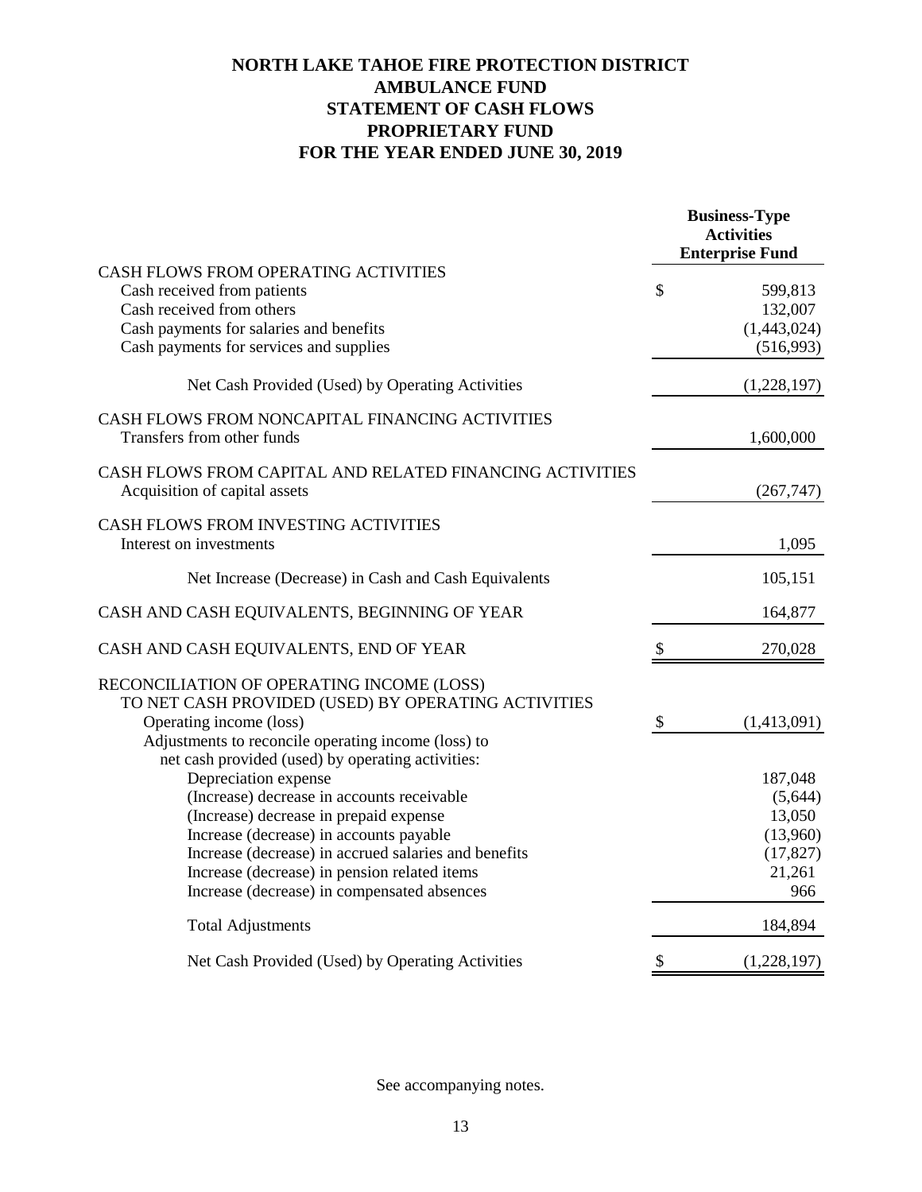# NORTH LAKE TAHOE FIRE PROTECTION DISTRICT
# AMBULANCE FUND
# STATEMENT OF CASH FLOWS
# PROPRIETARY FUND
# FOR THE YEAR ENDED JUNE 30, 2019

| | Business-Type Activities Enterprise Fund |
|---|---|
| CASH FLOWS FROM OPERATING ACTIVITIES | |
| Cash received from patients | $ 599,813 |
| Cash received from others | 132,007 |
| Cash payments for salaries and benefits | (1,443,024) |
| Cash payments for services and supplies | (516,993) |
| Net Cash Provided (Used) by Operating Activities | (1,228,197) |
| CASH FLOWS FROM NONCAPITAL FINANCING ACTIVITIES | |
| Transfers from other funds | 1,600,000 |
| CASH FLOWS FROM CAPITAL AND RELATED FINANCING ACTIVITIES | |
| Acquisition of capital assets | (267,747) |
| CASH FLOWS FROM INVESTING ACTIVITIES | |
| Interest on investments | 1,095 |
| Net Increase (Decrease) in Cash and Cash Equivalents | 105,151 |
| CASH AND CASH EQUIVALENTS, BEGINNING OF YEAR | 164,877 |
| CASH AND CASH EQUIVALENTS, END OF YEAR | $ 270,028 |
| RECONCILIATION OF OPERATING INCOME (LOSS) TO NET CASH PROVIDED (USED) BY OPERATING ACTIVITIES | |
| Operating income (loss) | $ (1,413,091) |
| Adjustments to reconcile operating income (loss) to net cash provided (used) by operating activities: | |
| Depreciation expense | 187,048 |
| (Increase) decrease in accounts receivable | (5,644) |
| (Increase) decrease in prepaid expense | 13,050 |
| Increase (decrease) in accounts payable | (13,960) |
| Increase (decrease) in accrued salaries and benefits | (17,827) |
| Increase (decrease) in pension related items | 21,261 |
| Increase (decrease) in compensated absences | 966 |
| Total Adjustments | 184,894 |
| Net Cash Provided (Used) by Operating Activities | $ (1,228,197) |

See accompanying notes.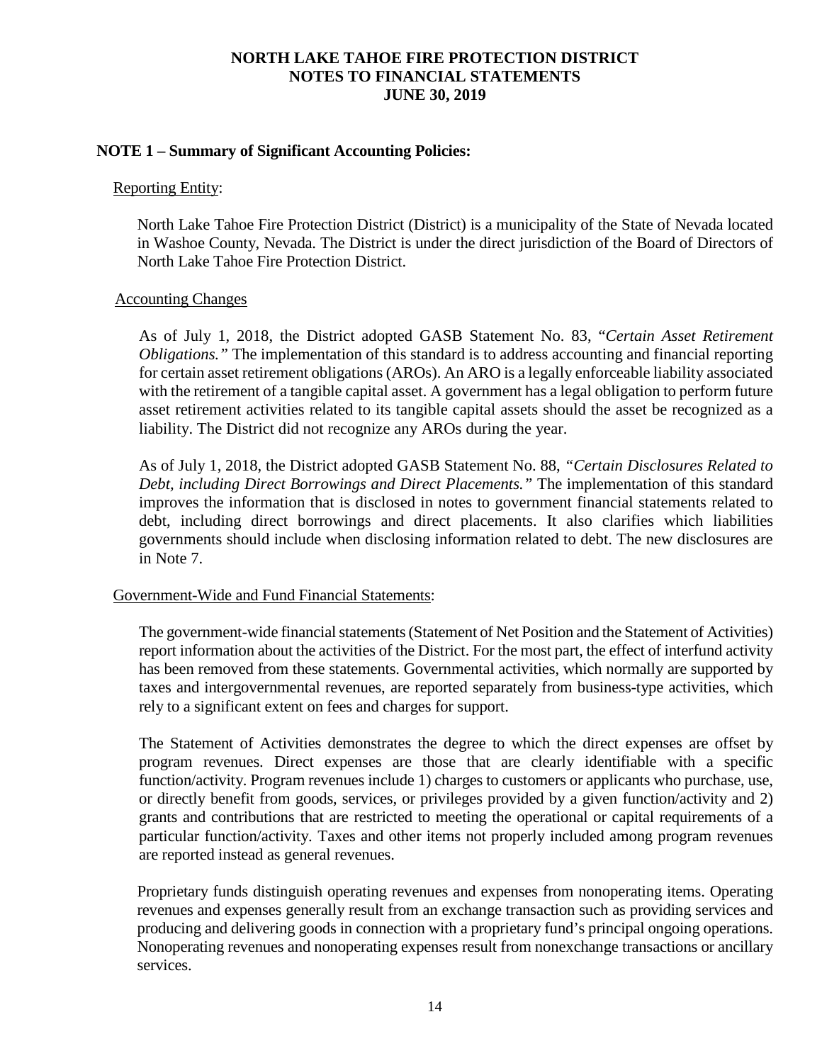# NORTH LAKE TAHOE FIRE PROTECTION DISTRICT
## NOTES TO FINANCIAL STATEMENTS
## JUNE 30, 2019

**NOTE 1 – Summary of Significant Accounting Policies:**

Reporting Entity:

North Lake Tahoe Fire Protection District (District) is a municipality of the State of Nevada located in Washoe County, Nevada. The District is under the direct jurisdiction of the Board of Directors of North Lake Tahoe Fire Protection District.

Accounting Changes

As of July 1, 2018, the District adopted GASB Statement No. 83, "*Certain Asset Retirement Obligations.*" The implementation of this standard is to address accounting and financial reporting for certain asset retirement obligations (AROs). An ARO is a legally enforceable liability associated with the retirement of a tangible capital asset. A government has a legal obligation to perform future asset retirement activities related to its tangible capital assets should the asset be recognized as a liability. The District did not recognize any AROs during the year.

As of July 1, 2018, the District adopted GASB Statement No. 88, *"Certain Disclosures Related to Debt, including Direct Borrowings and Direct Placements."* The implementation of this standard improves the information that is disclosed in notes to government financial statements related to debt, including direct borrowings and direct placements. It also clarifies which liabilities governments should include when disclosing information related to debt. The new disclosures are in Note 7.

Government-Wide and Fund Financial Statements:

The government-wide financial statements (Statement of Net Position and the Statement of Activities) report information about the activities of the District. For the most part, the effect of interfund activity has been removed from these statements. Governmental activities, which normally are supported by taxes and intergovernmental revenues, are reported separately from business-type activities, which rely to a significant extent on fees and charges for support.

The Statement of Activities demonstrates the degree to which the direct expenses are offset by program revenues. Direct expenses are those that are clearly identifiable with a specific function/activity. Program revenues include 1) charges to customers or applicants who purchase, use, or directly benefit from goods, services, or privileges provided by a given function/activity and 2) grants and contributions that are restricted to meeting the operational or capital requirements of a particular function/activity. Taxes and other items not properly included among program revenues are reported instead as general revenues.

Proprietary funds distinguish operating revenues and expenses from nonoperating items. Operating revenues and expenses generally result from an exchange transaction such as providing services and producing and delivering goods in connection with a proprietary fund's principal ongoing operations. Nonoperating revenues and nonoperating expenses result from nonexchange transactions or ancillary services.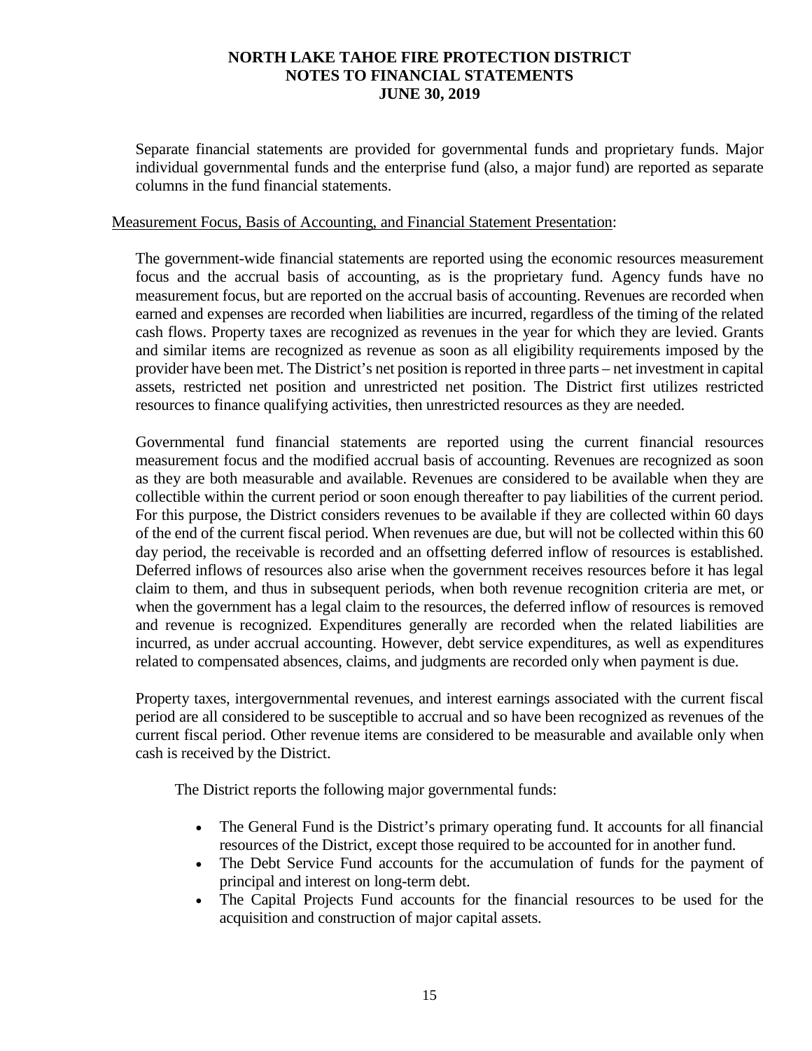Separate financial statements are provided for governmental funds and proprietary funds. Major individual governmental funds and the enterprise fund (also, a major fund) are reported as separate columns in the fund financial statements.

Measurement Focus, Basis of Accounting, and Financial Statement Presentation:

The government-wide financial statements are reported using the economic resources measurement focus and the accrual basis of accounting, as is the proprietary fund. Agency funds have no measurement focus, but are reported on the accrual basis of accounting. Revenues are recorded when earned and expenses are recorded when liabilities are incurred, regardless of the timing of the related cash flows. Property taxes are recognized as revenues in the year for which they are levied. Grants and similar items are recognized as revenue as soon as all eligibility requirements imposed by the provider have been met. The District's net position is reported in three parts – net investment in capital assets, restricted net position and unrestricted net position. The District first utilizes restricted resources to finance qualifying activities, then unrestricted resources as they are needed.

Governmental fund financial statements are reported using the current financial resources measurement focus and the modified accrual basis of accounting. Revenues are recognized as soon as they are both measurable and available. Revenues are considered to be available when they are collectible within the current period or soon enough thereafter to pay liabilities of the current period. For this purpose, the District considers revenues to be available if they are collected within 60 days of the end of the current fiscal period. When revenues are due, but will not be collected within this 60 day period, the receivable is recorded and an offsetting deferred inflow of resources is established. Deferred inflows of resources also arise when the government receives resources before it has legal claim to them, and thus in subsequent periods, when both revenue recognition criteria are met, or when the government has a legal claim to the resources, the deferred inflow of resources is removed and revenue is recognized. Expenditures generally are recorded when the related liabilities are incurred, as under accrual accounting. However, debt service expenditures, as well as expenditures related to compensated absences, claims, and judgments are recorded only when payment is due.

Property taxes, intergovernmental revenues, and interest earnings associated with the current fiscal period are all considered to be susceptible to accrual and so have been recognized as revenues of the current fiscal period. Other revenue items are considered to be measurable and available only when cash is received by the District.

The District reports the following major governmental funds:

- The General Fund is the District's primary operating fund. It accounts for all financial resources of the District, except those required to be accounted for in another fund.
- The Debt Service Fund accounts for the accumulation of funds for the payment of principal and interest on long-term debt.
- The Capital Projects Fund accounts for the financial resources to be used for the acquisition and construction of major capital assets.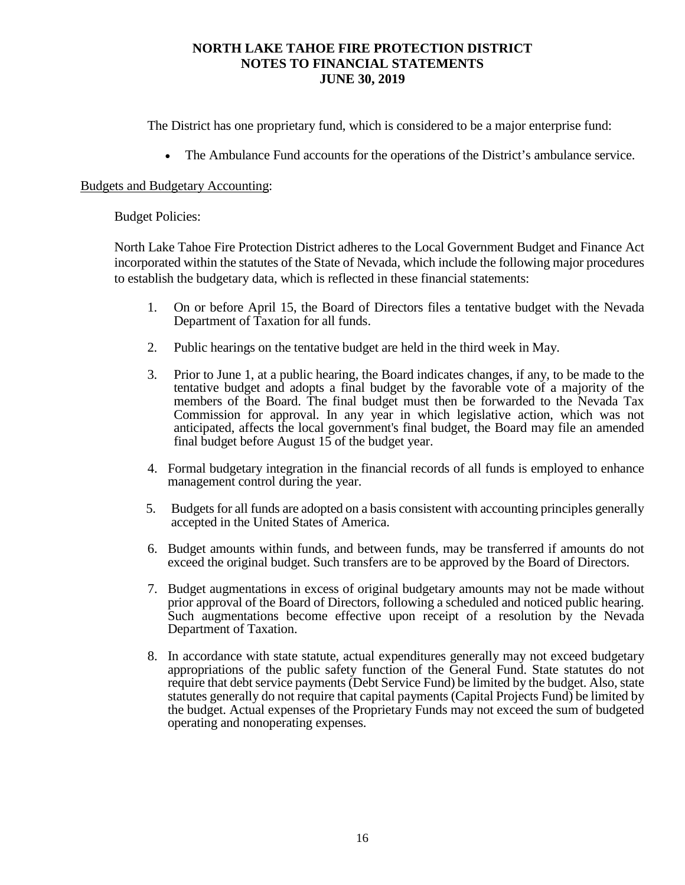The District has one proprietary fund, which is considered to be a major enterprise fund:

- The Ambulance Fund accounts for the operations of the District's ambulance service.

<u>Budgets and Budgetary Accounting</u>:

Budget Policies:

North Lake Tahoe Fire Protection District adheres to the Local Government Budget and Finance Act incorporated within the statutes of the State of Nevada, which include the following major procedures to establish the budgetary data, which is reflected in these financial statements:

1. On or before April 15, the Board of Directors files a tentative budget with the Nevada Department of Taxation for all funds.
2. Public hearings on the tentative budget are held in the third week in May.
3. Prior to June 1, at a public hearing, the Board indicates changes, if any, to be made to the tentative budget and adopts a final budget by the favorable vote of a majority of the members of the Board. The final budget must then be forwarded to the Nevada Tax Commission for approval. In any year in which legislative action, which was not anticipated, affects the local government's final budget, the Board may file an amended final budget before August 15 of the budget year.
4. Formal budgetary integration in the financial records of all funds is employed to enhance management control during the year.
5. Budgets for all funds are adopted on a basis consistent with accounting principles generally accepted in the United States of America.
6. Budget amounts within funds, and between funds, may be transferred if amounts do not exceed the original budget. Such transfers are to be approved by the Board of Directors.
7. Budget augmentations in excess of original budgetary amounts may not be made without prior approval of the Board of Directors, following a scheduled and noticed public hearing. Such augmentations become effective upon receipt of a resolution by the Nevada Department of Taxation.
8. In accordance with state statute, actual expenditures generally may not exceed budgetary appropriations of the public safety function of the General Fund. State statutes do not require that debt service payments (Debt Service Fund) be limited by the budget. Also, state statutes generally do not require that capital payments (Capital Projects Fund) be limited by the budget. Actual expenses of the Proprietary Funds may not exceed the sum of budgeted operating and nonoperating expenses.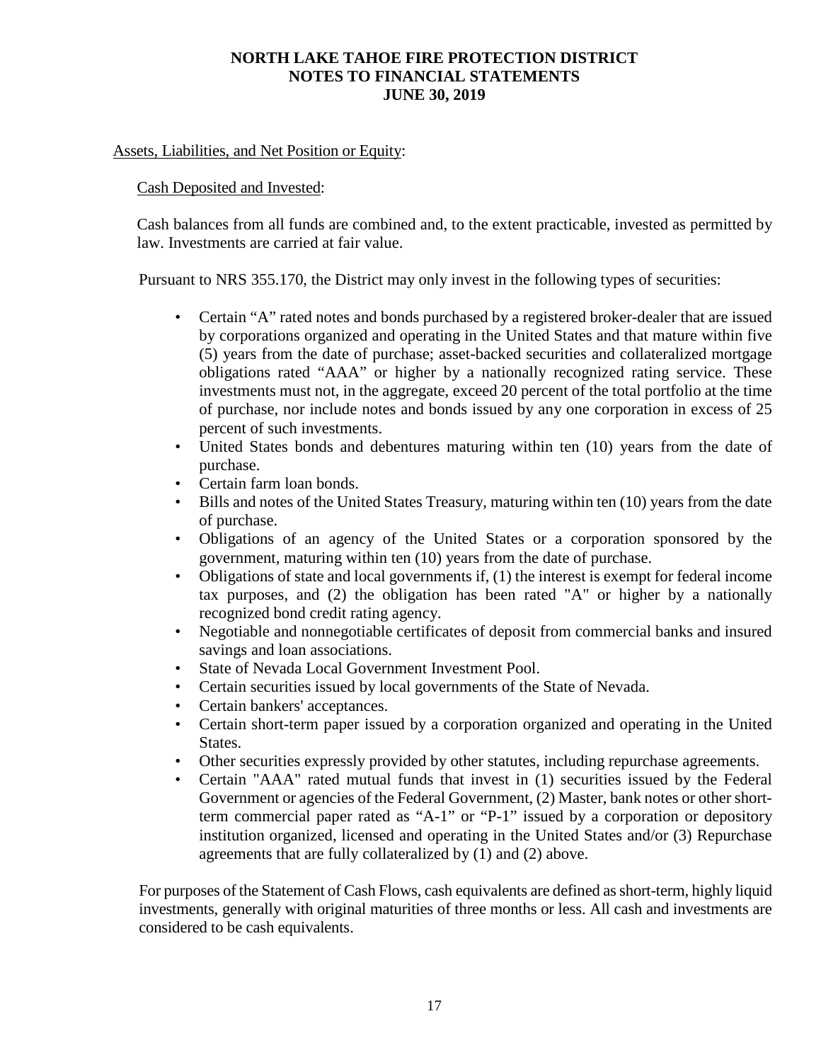Assets, Liabilities, and Net Position or Equity:

Cash Deposited and Invested:

Cash balances from all funds are combined and, to the extent practicable, invested as permitted by law. Investments are carried at fair value.

Pursuant to NRS 355.170, the District may only invest in the following types of securities:

- Certain "A" rated notes and bonds purchased by a registered broker-dealer that are issued by corporations organized and operating in the United States and that mature within five (5) years from the date of purchase; asset-backed securities and collateralized mortgage obligations rated "AAA" or higher by a nationally recognized rating service. These investments must not, in the aggregate, exceed 20 percent of the total portfolio at the time of purchase, nor include notes and bonds issued by any one corporation in excess of 25 percent of such investments.
- United States bonds and debentures maturing within ten (10) years from the date of purchase.
- Certain farm loan bonds.
- Bills and notes of the United States Treasury, maturing within ten (10) years from the date of purchase.
- Obligations of an agency of the United States or a corporation sponsored by the government, maturing within ten (10) years from the date of purchase.
- Obligations of state and local governments if, (1) the interest is exempt for federal income tax purposes, and (2) the obligation has been rated "A" or higher by a nationally recognized bond credit rating agency.
- Negotiable and nonnegotiable certificates of deposit from commercial banks and insured savings and loan associations.
- State of Nevada Local Government Investment Pool.
- Certain securities issued by local governments of the State of Nevada.
- Certain bankers' acceptances.
- Certain short-term paper issued by a corporation organized and operating in the United States.
- Other securities expressly provided by other statutes, including repurchase agreements.
- Certain "AAA" rated mutual funds that invest in (1) securities issued by the Federal Government or agencies of the Federal Government, (2) Master, bank notes or other short-term commercial paper rated as "A-1" or "P-1" issued by a corporation or depository institution organized, licensed and operating in the United States and/or (3) Repurchase agreements that are fully collateralized by (1) and (2) above.

For purposes of the Statement of Cash Flows, cash equivalents are defined as short-term, highly liquid investments, generally with original maturities of three months or less. All cash and investments are considered to be cash equivalents.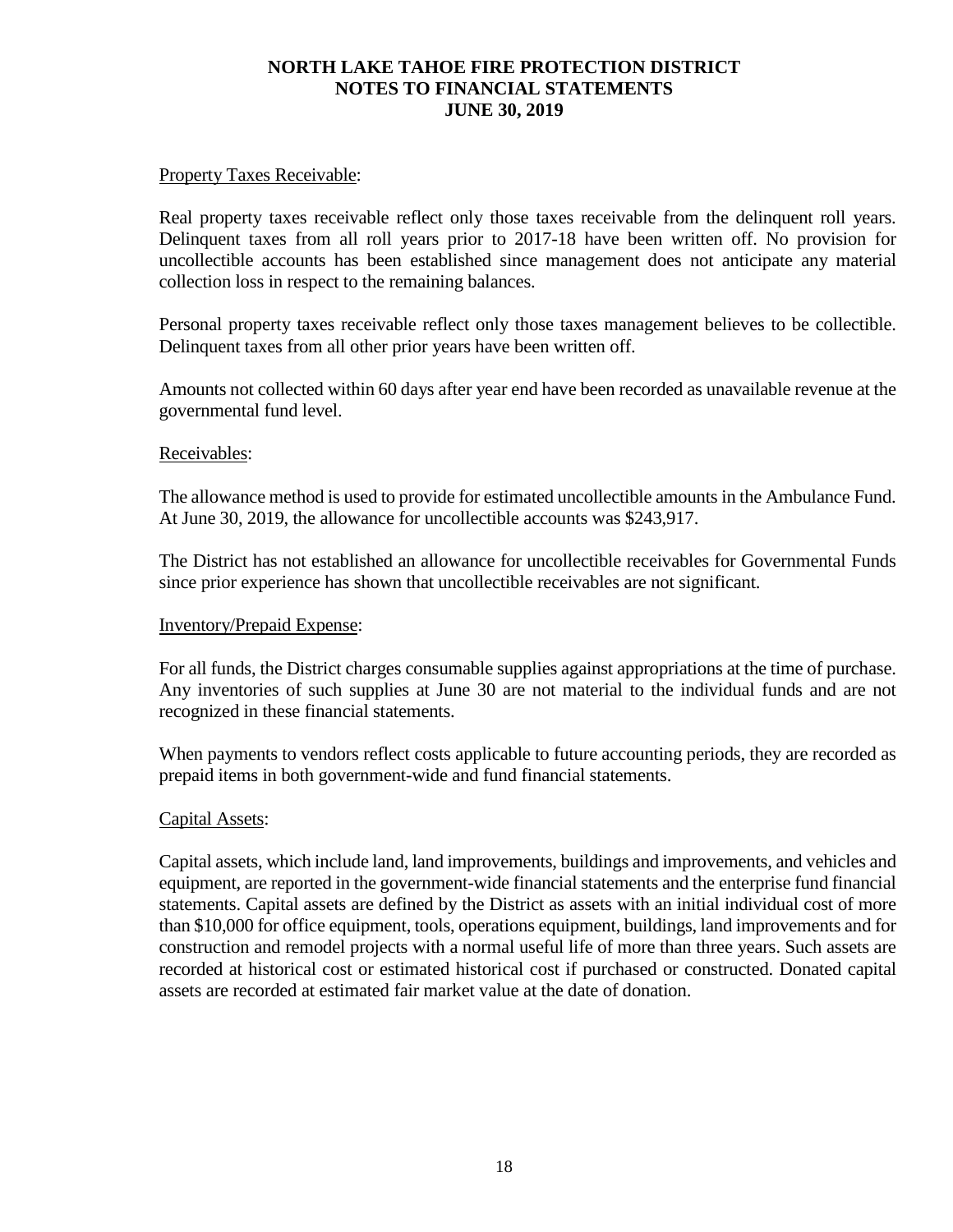Property Taxes Receivable:

Real property taxes receivable reflect only those taxes receivable from the delinquent roll years. Delinquent taxes from all roll years prior to 2017-18 have been written off. No provision for uncollectible accounts has been established since management does not anticipate any material collection loss in respect to the remaining balances.

Personal property taxes receivable reflect only those taxes management believes to be collectible. Delinquent taxes from all other prior years have been written off.

Amounts not collected within 60 days after year end have been recorded as unavailable revenue at the governmental fund level.

Receivables:

The allowance method is used to provide for estimated uncollectible amounts in the Ambulance Fund. At June 30, 2019, the allowance for uncollectible accounts was $243,917.

The District has not established an allowance for uncollectible receivables for Governmental Funds since prior experience has shown that uncollectible receivables are not significant.

Inventory/Prepaid Expense:

For all funds, the District charges consumable supplies against appropriations at the time of purchase. Any inventories of such supplies at June 30 are not material to the individual funds and are not recognized in these financial statements.

When payments to vendors reflect costs applicable to future accounting periods, they are recorded as prepaid items in both government-wide and fund financial statements.

Capital Assets:

Capital assets, which include land, land improvements, buildings and improvements, and vehicles and equipment, are reported in the government-wide financial statements and the enterprise fund financial statements. Capital assets are defined by the District as assets with an initial individual cost of more than $10,000 for office equipment, tools, operations equipment, buildings, land improvements and for construction and remodel projects with a normal useful life of more than three years. Such assets are recorded at historical cost or estimated historical cost if purchased or constructed. Donated capital assets are recorded at estimated fair market value at the date of donation.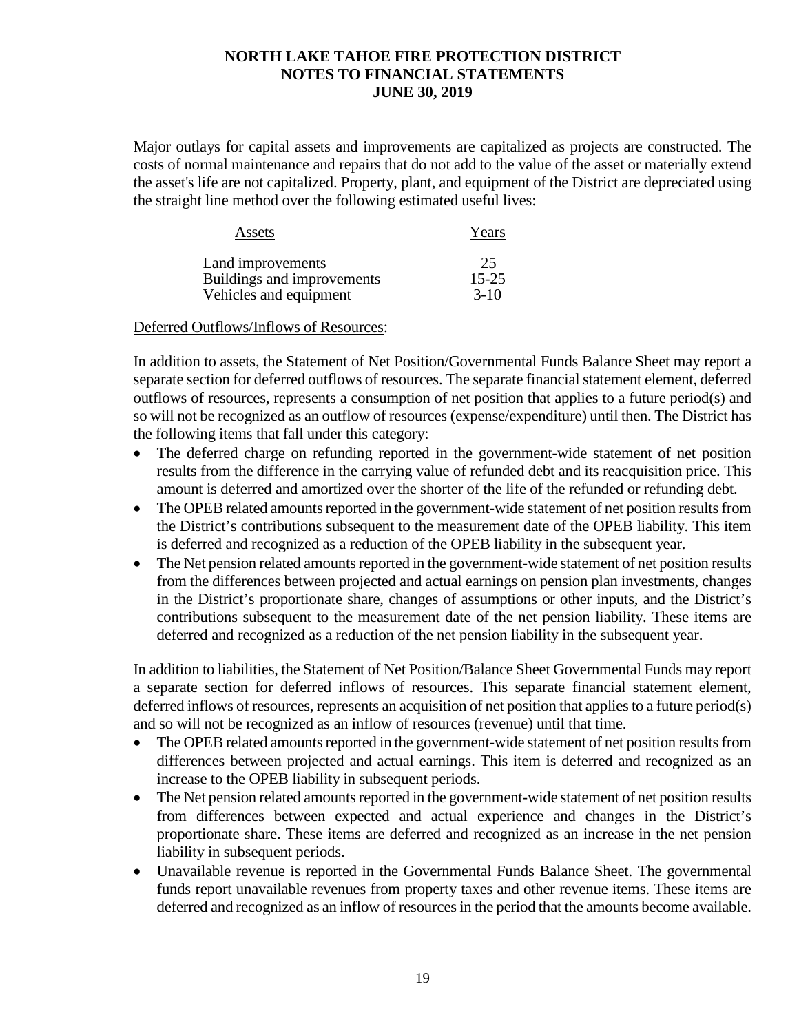Major outlays for capital assets and improvements are capitalized as projects are constructed. The costs of normal maintenance and repairs that do not add to the value of the asset or materially extend the asset's life are not capitalized. Property, plant, and equipment of the District are depreciated using the straight line method over the following estimated useful lives:

| Assets | Years |
|---|---|
| Land improvements | 25 |
| Buildings and improvements | 15-25 |
| Vehicles and equipment | 3-10 |

Deferred Outflows/Inflows of Resources:

In addition to assets, the Statement of Net Position/Governmental Funds Balance Sheet may report a separate section for deferred outflows of resources. The separate financial statement element, deferred outflows of resources, represents a consumption of net position that applies to a future period(s) and so will not be recognized as an outflow of resources (expense/expenditure) until then. The District has the following items that fall under this category:

- The deferred charge on refunding reported in the government-wide statement of net position results from the difference in the carrying value of refunded debt and its reacquisition price. This amount is deferred and amortized over the shorter of the life of the refunded or refunding debt.
- The OPEB related amounts reported in the government-wide statement of net position results from the District's contributions subsequent to the measurement date of the OPEB liability. This item is deferred and recognized as a reduction of the OPEB liability in the subsequent year.
- The Net pension related amounts reported in the government-wide statement of net position results from the differences between projected and actual earnings on pension plan investments, changes in the District's proportionate share, changes of assumptions or other inputs, and the District's contributions subsequent to the measurement date of the net pension liability. These items are deferred and recognized as a reduction of the net pension liability in the subsequent year.

In addition to liabilities, the Statement of Net Position/Balance Sheet Governmental Funds may report a separate section for deferred inflows of resources. This separate financial statement element, deferred inflows of resources, represents an acquisition of net position that applies to a future period(s) and so will not be recognized as an inflow of resources (revenue) until that time.

- The OPEB related amounts reported in the government-wide statement of net position results from differences between projected and actual earnings. This item is deferred and recognized as an increase to the OPEB liability in subsequent periods.
- The Net pension related amounts reported in the government-wide statement of net position results from differences between expected and actual experience and changes in the District's proportionate share. These items are deferred and recognized as an increase in the net pension liability in subsequent periods.
- Unavailable revenue is reported in the Governmental Funds Balance Sheet. The governmental funds report unavailable revenues from property taxes and other revenue items. These items are deferred and recognized as an inflow of resources in the period that the amounts become available.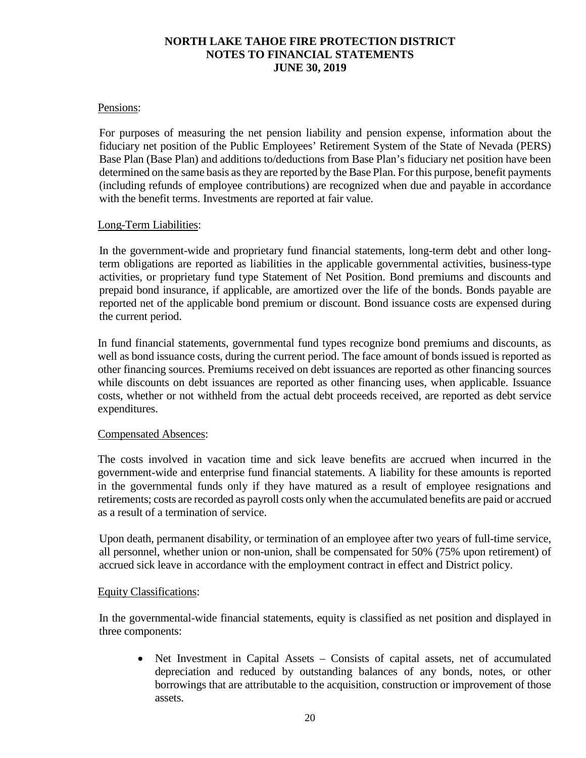Pensions:

For purposes of measuring the net pension liability and pension expense, information about the fiduciary net position of the Public Employees' Retirement System of the State of Nevada (PERS) Base Plan (Base Plan) and additions to/deductions from Base Plan's fiduciary net position have been determined on the same basis as they are reported by the Base Plan. For this purpose, benefit payments (including refunds of employee contributions) are recognized when due and payable in accordance with the benefit terms. Investments are reported at fair value.

Long-Term Liabilities:

In the government-wide and proprietary fund financial statements, long-term debt and other long-term obligations are reported as liabilities in the applicable governmental activities, business-type activities, or proprietary fund type Statement of Net Position. Bond premiums and discounts and prepaid bond insurance, if applicable, are amortized over the life of the bonds. Bonds payable are reported net of the applicable bond premium or discount. Bond issuance costs are expensed during the current period.

In fund financial statements, governmental fund types recognize bond premiums and discounts, as well as bond issuance costs, during the current period. The face amount of bonds issued is reported as other financing sources. Premiums received on debt issuances are reported as other financing sources while discounts on debt issuances are reported as other financing uses, when applicable. Issuance costs, whether or not withheld from the actual debt proceeds received, are reported as debt service expenditures.

Compensated Absences:

The costs involved in vacation time and sick leave benefits are accrued when incurred in the government-wide and enterprise fund financial statements. A liability for these amounts is reported in the governmental funds only if they have matured as a result of employee resignations and retirements; costs are recorded as payroll costs only when the accumulated benefits are paid or accrued as a result of a termination of service.

Upon death, permanent disability, or termination of an employee after two years of full-time service, all personnel, whether union or non-union, shall be compensated for 50% (75% upon retirement) of accrued sick leave in accordance with the employment contract in effect and District policy.

Equity Classifications:

In the governmental-wide financial statements, equity is classified as net position and displayed in three components:

- Net Investment in Capital Assets – Consists of capital assets, net of accumulated depreciation and reduced by outstanding balances of any bonds, notes, or other borrowings that are attributable to the acquisition, construction or improvement of those assets.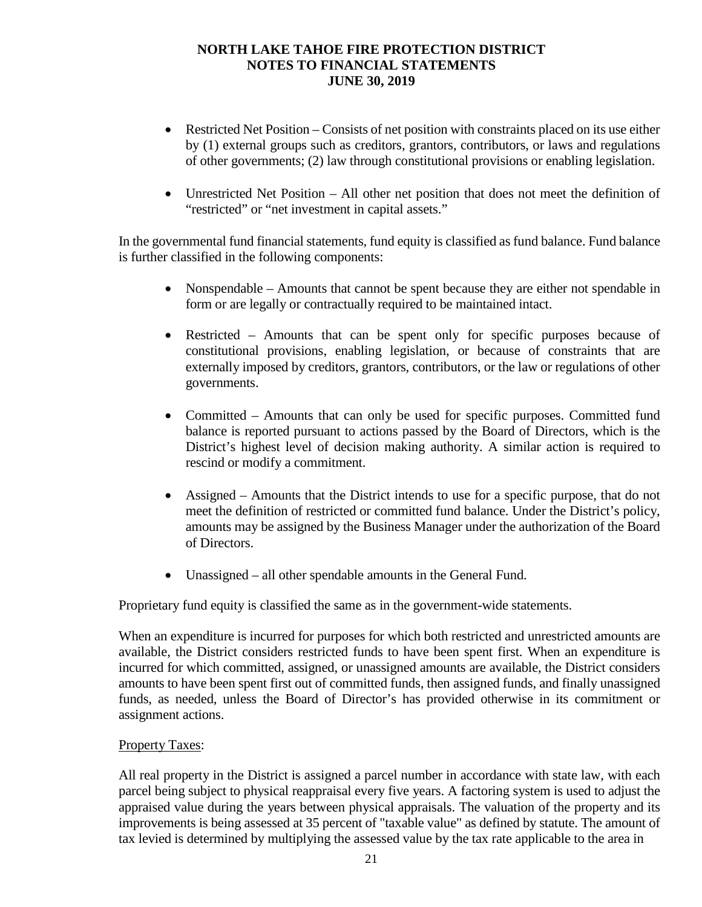- Restricted Net Position – Consists of net position with constraints placed on its use either by (1) external groups such as creditors, grantors, contributors, or laws and regulations of other governments; (2) law through constitutional provisions or enabling legislation.

- Unrestricted Net Position – All other net position that does not meet the definition of "restricted" or "net investment in capital assets."

In the governmental fund financial statements, fund equity is classified as fund balance. Fund balance is further classified in the following components:

- Nonspendable – Amounts that cannot be spent because they are either not spendable in form or are legally or contractually required to be maintained intact.

- Restricted – Amounts that can be spent only for specific purposes because of constitutional provisions, enabling legislation, or because of constraints that are externally imposed by creditors, grantors, contributors, or the law or regulations of other governments.

- Committed – Amounts that can only be used for specific purposes. Committed fund balance is reported pursuant to actions passed by the Board of Directors, which is the District's highest level of decision making authority. A similar action is required to rescind or modify a commitment.

- Assigned – Amounts that the District intends to use for a specific purpose, that do not meet the definition of restricted or committed fund balance. Under the District's policy, amounts may be assigned by the Business Manager under the authorization of the Board of Directors.

- Unassigned – all other spendable amounts in the General Fund.

Proprietary fund equity is classified the same as in the government-wide statements.

When an expenditure is incurred for purposes for which both restricted and unrestricted amounts are available, the District considers restricted funds to have been spent first. When an expenditure is incurred for which committed, assigned, or unassigned amounts are available, the District considers amounts to have been spent first out of committed funds, then assigned funds, and finally unassigned funds, as needed, unless the Board of Director's has provided otherwise in its commitment or assignment actions.

Property Taxes:

All real property in the District is assigned a parcel number in accordance with state law, with each parcel being subject to physical reappraisal every five years. A factoring system is used to adjust the appraised value during the years between physical appraisals. The valuation of the property and its improvements is being assessed at 35 percent of "taxable value" as defined by statute. The amount of tax levied is determined by multiplying the assessed value by the tax rate applicable to the area in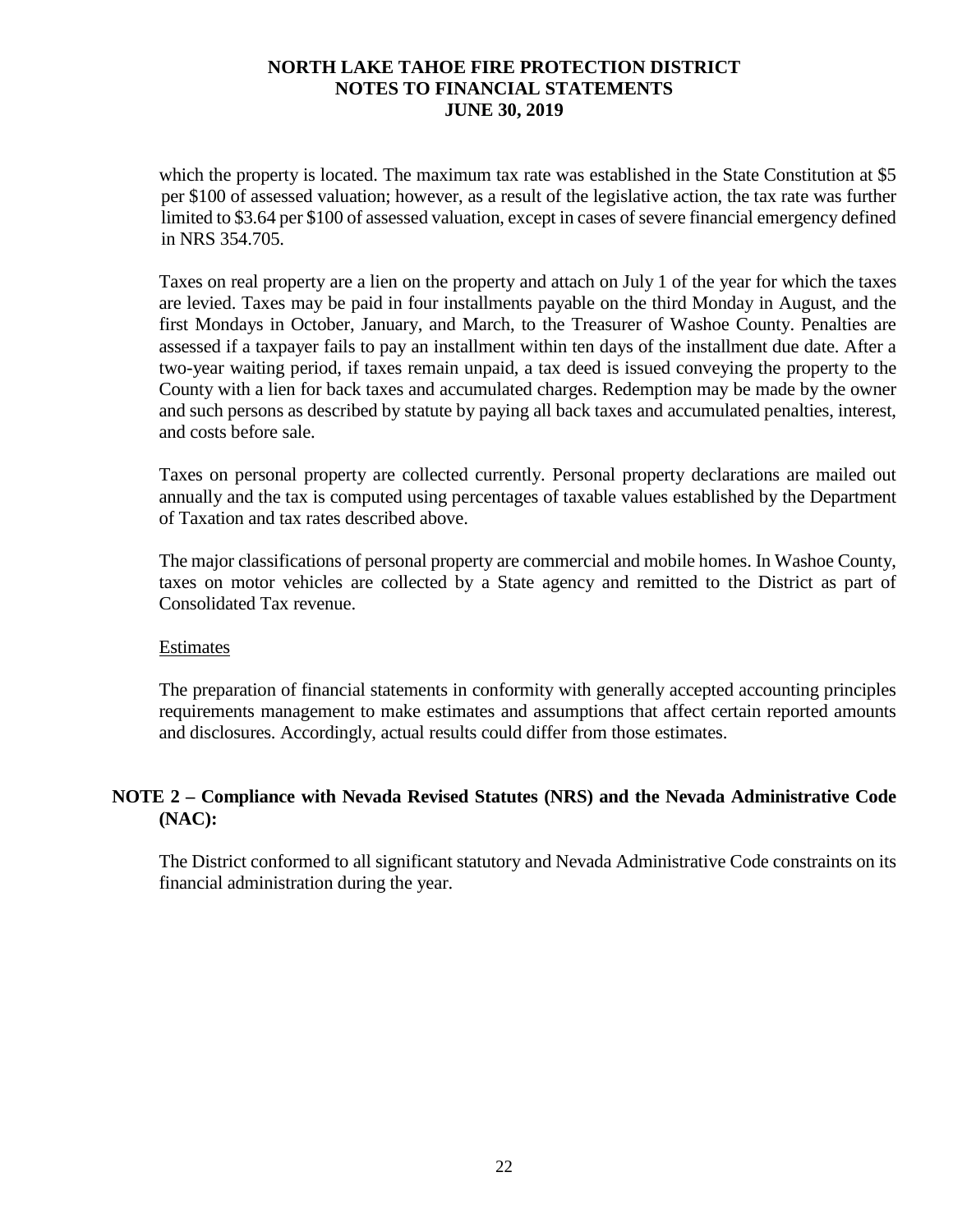which the property is located. The maximum tax rate was established in the State Constitution at $5 per $100 of assessed valuation; however, as a result of the legislative action, the tax rate was further limited to $3.64 per $100 of assessed valuation, except in cases of severe financial emergency defined in NRS 354.705.

Taxes on real property are a lien on the property and attach on July 1 of the year for which the taxes are levied. Taxes may be paid in four installments payable on the third Monday in August, and the first Mondays in October, January, and March, to the Treasurer of Washoe County. Penalties are assessed if a taxpayer fails to pay an installment within ten days of the installment due date. After a two-year waiting period, if taxes remain unpaid, a tax deed is issued conveying the property to the County with a lien for back taxes and accumulated charges. Redemption may be made by the owner and such persons as described by statute by paying all back taxes and accumulated penalties, interest, and costs before sale.

Taxes on personal property are collected currently. Personal property declarations are mailed out annually and the tax is computed using percentages of taxable values established by the Department of Taxation and tax rates described above.

The major classifications of personal property are commercial and mobile homes. In Washoe County, taxes on motor vehicles are collected by a State agency and remitted to the District as part of Consolidated Tax revenue.

Estimates

The preparation of financial statements in conformity with generally accepted accounting principles requirements management to make estimates and assumptions that affect certain reported amounts and disclosures. Accordingly, actual results could differ from those estimates.

## NOTE 2 – Compliance with Nevada Revised Statutes (NRS) and the Nevada Administrative Code (NAC):

The District conformed to all significant statutory and Nevada Administrative Code constraints on its financial administration during the year.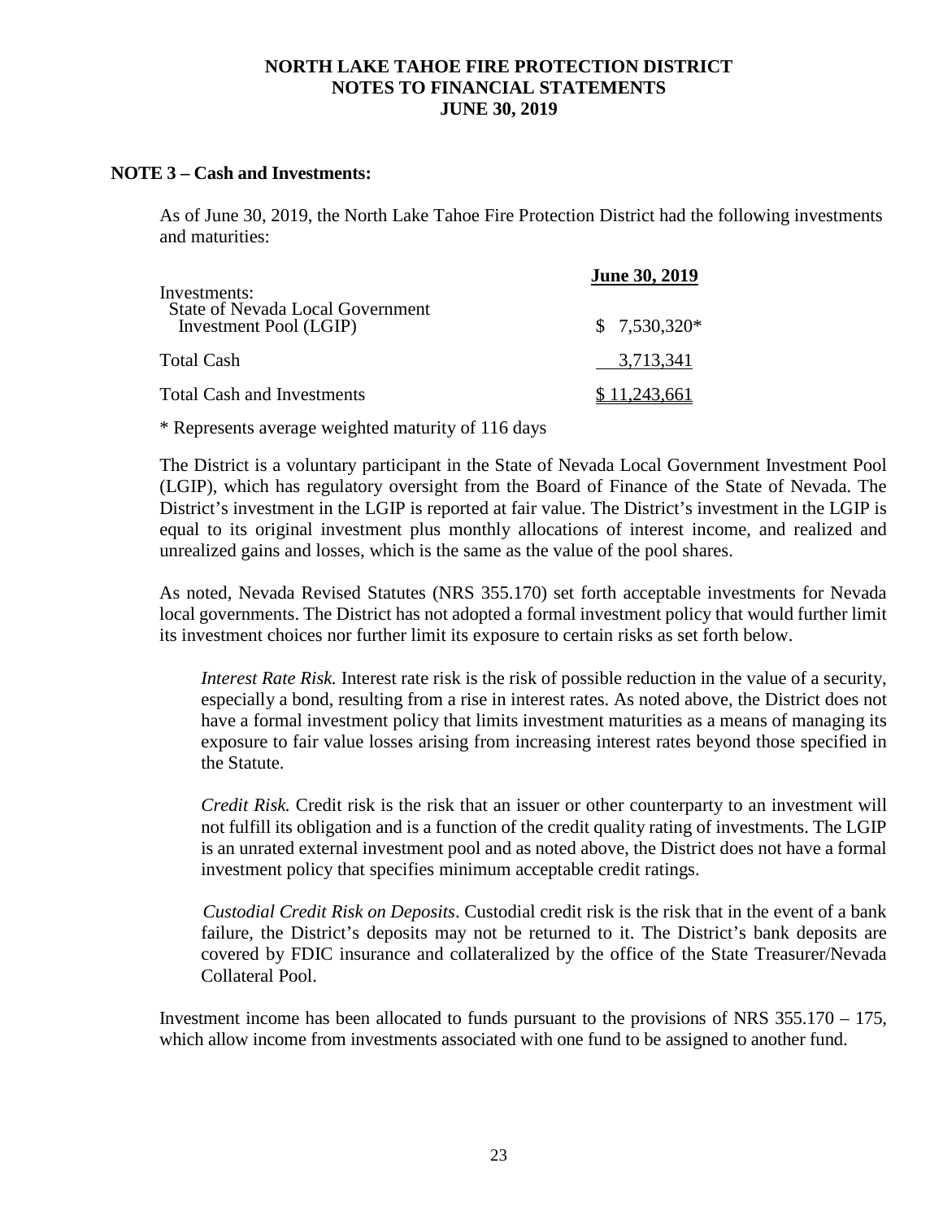# NORTH LAKE TAHOE FIRE PROTECTION DISTRICT
## NOTES TO FINANCIAL STATEMENTS
## JUNE 30, 2019

### NOTE 3 – Cash and Investments:

As of June 30, 2019, the North Lake Tahoe Fire Protection District had the following investments and maturities:

| | June 30, 2019 |
|---|---|
| Investments: | |
| State of Nevada Local Government Investment Pool (LGIP) | $ 7,530,320* |
| Total Cash | 3,713,341 |
| Total Cash and Investments | $ 11,243,661 |

\* Represents average weighted maturity of 116 days

The District is a voluntary participant in the State of Nevada Local Government Investment Pool (LGIP), which has regulatory oversight from the Board of Finance of the State of Nevada. The District's investment in the LGIP is reported at fair value. The District's investment in the LGIP is equal to its original investment plus monthly allocations of interest income, and realized and unrealized gains and losses, which is the same as the value of the pool shares.

As noted, Nevada Revised Statutes (NRS 355.170) set forth acceptable investments for Nevada local governments. The District has not adopted a formal investment policy that would further limit its investment choices nor further limit its exposure to certain risks as set forth below.

*Interest Rate Risk.* Interest rate risk is the risk of possible reduction in the value of a security, especially a bond, resulting from a rise in interest rates. As noted above, the District does not have a formal investment policy that limits investment maturities as a means of managing its exposure to fair value losses arising from increasing interest rates beyond those specified in the Statute.

*Credit Risk.* Credit risk is the risk that an issuer or other counterparty to an investment will not fulfill its obligation and is a function of the credit quality rating of investments. The LGIP is an unrated external investment pool and as noted above, the District does not have a formal investment policy that specifies minimum acceptable credit ratings.

*Custodial Credit Risk on Deposits*. Custodial credit risk is the risk that in the event of a bank failure, the District's deposits may not be returned to it. The District's bank deposits are covered by FDIC insurance and collateralized by the office of the State Treasurer/Nevada Collateral Pool.

Investment income has been allocated to funds pursuant to the provisions of NRS 355.170 – 175, which allow income from investments associated with one fund to be assigned to another fund.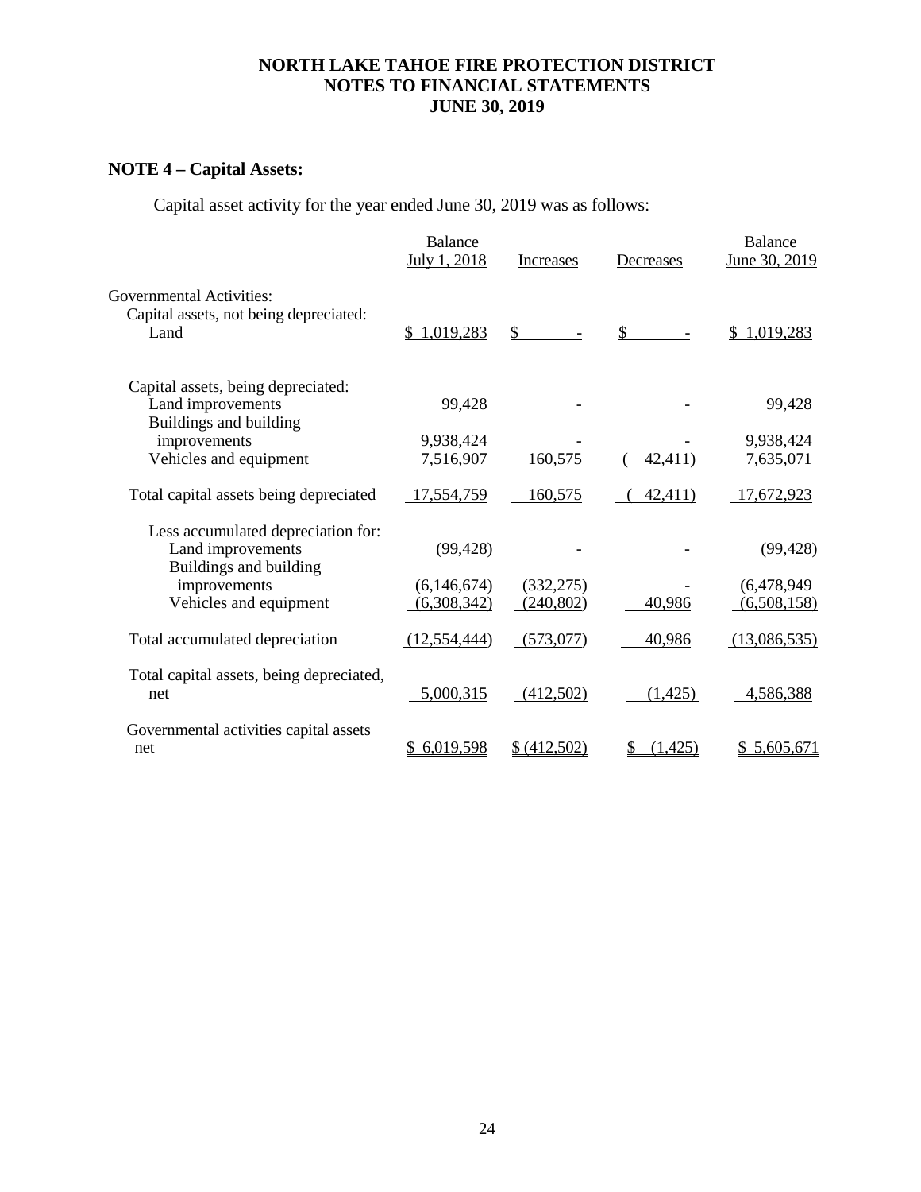**NORTH LAKE TAHOE FIRE PROTECTION DISTRICT**
**NOTES TO FINANCIAL STATEMENTS**
**JUNE 30, 2019**

## NOTE 4 – Capital Assets:

Capital asset activity for the year ended June 30, 2019 was as follows:

| | Balance July 1, 2018 | Increases | Decreases | Balance June 30, 2019 |
|---|---|---|---|---|
| Governmental Activities: | | | | |
| Capital assets, not being depreciated: | | | | |
| Land | $ 1,019,283 | $ - | $ - | $ 1,019,283 |
| Capital assets, being depreciated: | | | | |
| Land improvements | 99,428 | - | - | 99,428 |
| Buildings and building improvements | 9,938,424 | - | - | 9,938,424 |
| Vehicles and equipment | 7,516,907 | 160,575 | ( 42,411) | 7,635,071 |
| Total capital assets being depreciated | 17,554,759 | 160,575 | ( 42,411) | 17,672,923 |
| Less accumulated depreciation for: | | | | |
| Land improvements | (99,428) | - | - | (99,428) |
| Buildings and building improvements | (6,146,674) | (332,275) | - | (6,478,949 |
| Vehicles and equipment | (6,308,342) | (240,802) | 40,986 | (6,508,158) |
| Total accumulated depreciation | (12,554,444) | (573,077) | 40,986 | (13,086,535) |
| Total capital assets, being depreciated, net | 5,000,315 | (412,502) | (1,425) | 4,586,388 |
| Governmental activities capital assets net | $ 6,019,598 | $ (412,502) | $ (1,425) | $ 5,605,671 |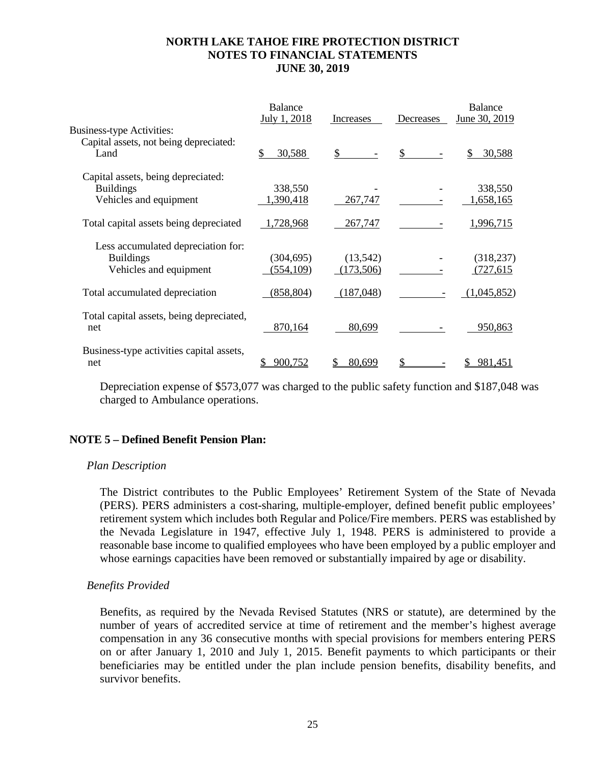# NORTH LAKE TAHOE FIRE PROTECTION DISTRICT
# NOTES TO FINANCIAL STATEMENTS
# JUNE 30, 2019

| | Balance July 1, 2018 | Increases | Decreases | Balance June 30, 2019 |
|---|---|---|---|---|
| Business-type Activities: | | | | |
| Capital assets, not being depreciated: | | | | |
| Land | $ 30,588 | $ - | $ - | $ 30,588 |
| Capital assets, being depreciated: | | | | |
| Buildings | 338,550 | - | - | 338,550 |
| Vehicles and equipment | 1,390,418 | 267,747 | - | 1,658,165 |
| Total capital assets being depreciated | 1,728,968 | 267,747 | - | 1,996,715 |
| Less accumulated depreciation for: | | | | |
| Buildings | (304,695) | (13,542) | - | (318,237) |
| Vehicles and equipment | (554,109) | (173,506) | - | (727,615 |
| Total accumulated depreciation | (858,804) | (187,048) | - | (1,045,852) |
| Total capital assets, being depreciated, net | 870,164 | 80,699 | - | 950,863 |
| Business-type activities capital assets, net | $ 900,752 | $ 80,699 | $ - | $ 981,451 |

Depreciation expense of $573,077 was charged to the public safety function and $187,048 was charged to Ambulance operations.

## NOTE 5 – Defined Benefit Pension Plan:

*Plan Description*

The District contributes to the Public Employees' Retirement System of the State of Nevada (PERS). PERS administers a cost-sharing, multiple-employer, defined benefit public employees' retirement system which includes both Regular and Police/Fire members. PERS was established by the Nevada Legislature in 1947, effective July 1, 1948. PERS is administered to provide a reasonable base income to qualified employees who have been employed by a public employer and whose earnings capacities have been removed or substantially impaired by age or disability.

*Benefits Provided*

Benefits, as required by the Nevada Revised Statutes (NRS or statute), are determined by the number of years of accredited service at time of retirement and the member's highest average compensation in any 36 consecutive months with special provisions for members entering PERS on or after January 1, 2010 and July 1, 2015. Benefit payments to which participants or their beneficiaries may be entitled under the plan include pension benefits, disability benefits, and survivor benefits.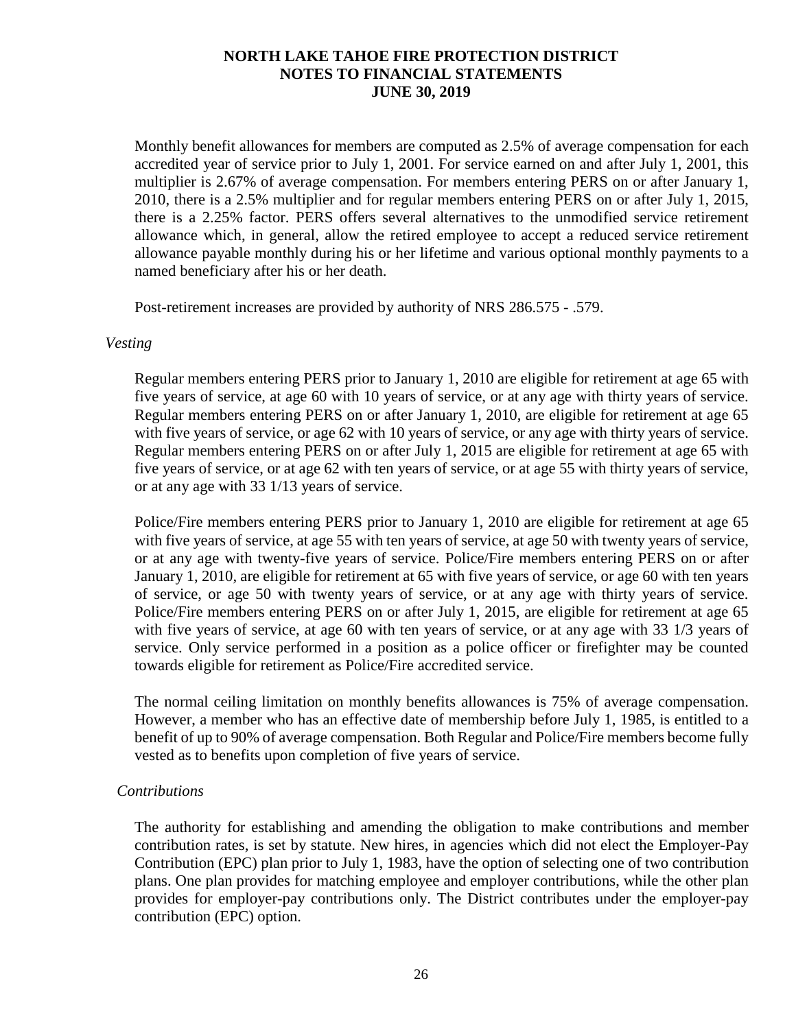Monthly benefit allowances for members are computed as 2.5% of average compensation for each accredited year of service prior to July 1, 2001. For service earned on and after July 1, 2001, this multiplier is 2.67% of average compensation. For members entering PERS on or after January 1, 2010, there is a 2.5% multiplier and for regular members entering PERS on or after July 1, 2015, there is a 2.25% factor. PERS offers several alternatives to the unmodified service retirement allowance which, in general, allow the retired employee to accept a reduced service retirement allowance payable monthly during his or her lifetime and various optional monthly payments to a named beneficiary after his or her death.

Post-retirement increases are provided by authority of NRS 286.575 - .579.

*Vesting*

Regular members entering PERS prior to January 1, 2010 are eligible for retirement at age 65 with five years of service, at age 60 with 10 years of service, or at any age with thirty years of service. Regular members entering PERS on or after January 1, 2010, are eligible for retirement at age 65 with five years of service, or age 62 with 10 years of service, or any age with thirty years of service. Regular members entering PERS on or after July 1, 2015 are eligible for retirement at age 65 with five years of service, or at age 62 with ten years of service, or at age 55 with thirty years of service, or at any age with 33 1/13 years of service.

Police/Fire members entering PERS prior to January 1, 2010 are eligible for retirement at age 65 with five years of service, at age 55 with ten years of service, at age 50 with twenty years of service, or at any age with twenty-five years of service. Police/Fire members entering PERS on or after January 1, 2010, are eligible for retirement at 65 with five years of service, or age 60 with ten years of service, or age 50 with twenty years of service, or at any age with thirty years of service. Police/Fire members entering PERS on or after July 1, 2015, are eligible for retirement at age 65 with five years of service, at age 60 with ten years of service, or at any age with 33 1/3 years of service. Only service performed in a position as a police officer or firefighter may be counted towards eligible for retirement as Police/Fire accredited service.

The normal ceiling limitation on monthly benefits allowances is 75% of average compensation. However, a member who has an effective date of membership before July 1, 1985, is entitled to a benefit of up to 90% of average compensation. Both Regular and Police/Fire members become fully vested as to benefits upon completion of five years of service.

*Contributions*

The authority for establishing and amending the obligation to make contributions and member contribution rates, is set by statute. New hires, in agencies which did not elect the Employer-Pay Contribution (EPC) plan prior to July 1, 1983, have the option of selecting one of two contribution plans. One plan provides for matching employee and employer contributions, while the other plan provides for employer-pay contributions only. The District contributes under the employer-pay contribution (EPC) option.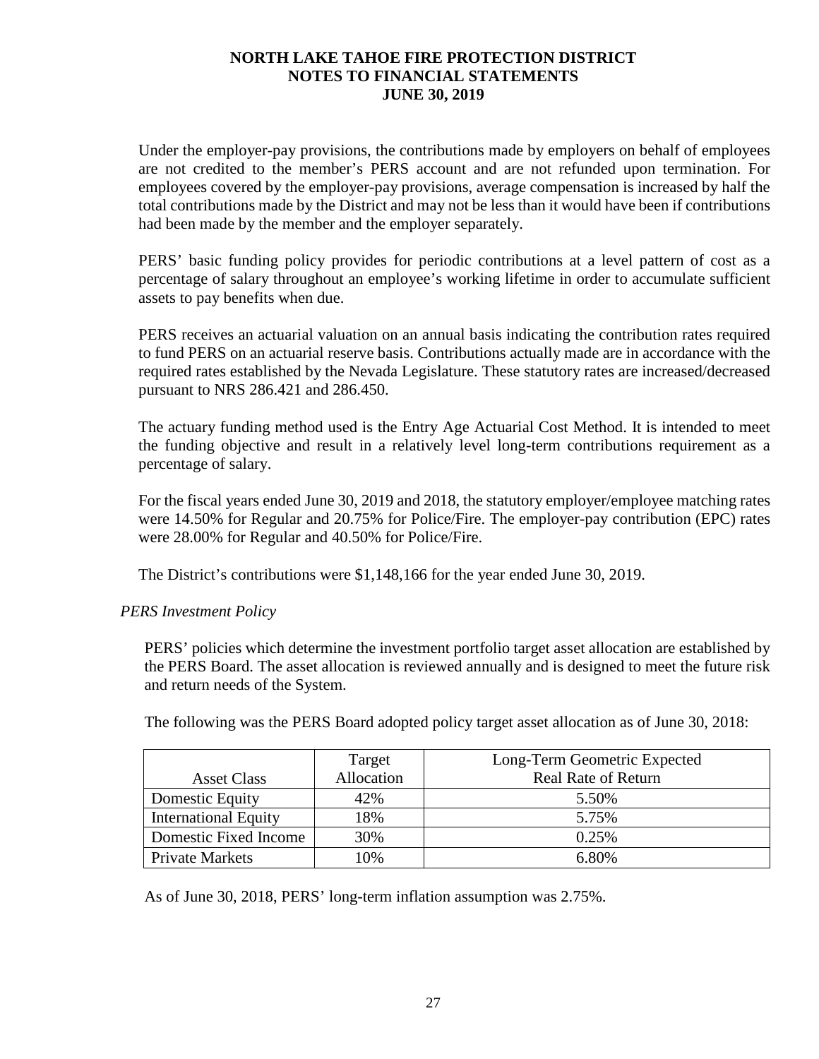Under the employer-pay provisions, the contributions made by employers on behalf of employees are not credited to the member's PERS account and are not refunded upon termination. For employees covered by the employer-pay provisions, average compensation is increased by half the total contributions made by the District and may not be less than it would have been if contributions had been made by the member and the employer separately.

PERS' basic funding policy provides for periodic contributions at a level pattern of cost as a percentage of salary throughout an employee's working lifetime in order to accumulate sufficient assets to pay benefits when due.

PERS receives an actuarial valuation on an annual basis indicating the contribution rates required to fund PERS on an actuarial reserve basis. Contributions actually made are in accordance with the required rates established by the Nevada Legislature. These statutory rates are increased/decreased pursuant to NRS 286.421 and 286.450.

The actuary funding method used is the Entry Age Actuarial Cost Method. It is intended to meet the funding objective and result in a relatively level long-term contributions requirement as a percentage of salary.

For the fiscal years ended June 30, 2019 and 2018, the statutory employer/employee matching rates were 14.50% for Regular and 20.75% for Police/Fire. The employer-pay contribution (EPC) rates were 28.00% for Regular and 40.50% for Police/Fire.

The District's contributions were $1,148,166 for the year ended June 30, 2019.

*PERS Investment Policy*

PERS' policies which determine the investment portfolio target asset allocation are established by the PERS Board. The asset allocation is reviewed annually and is designed to meet the future risk and return needs of the System.

The following was the PERS Board adopted policy target asset allocation as of June 30, 2018:

| Asset Class | Target Allocation | Long-Term Geometric Expected Real Rate of Return |
|---|---|---|
| Domestic Equity | 42% | 5.50% |
| International Equity | 18% | 5.75% |
| Domestic Fixed Income | 30% | 0.25% |
| Private Markets | 10% | 6.80% |

As of June 30, 2018, PERS' long-term inflation assumption was 2.75%.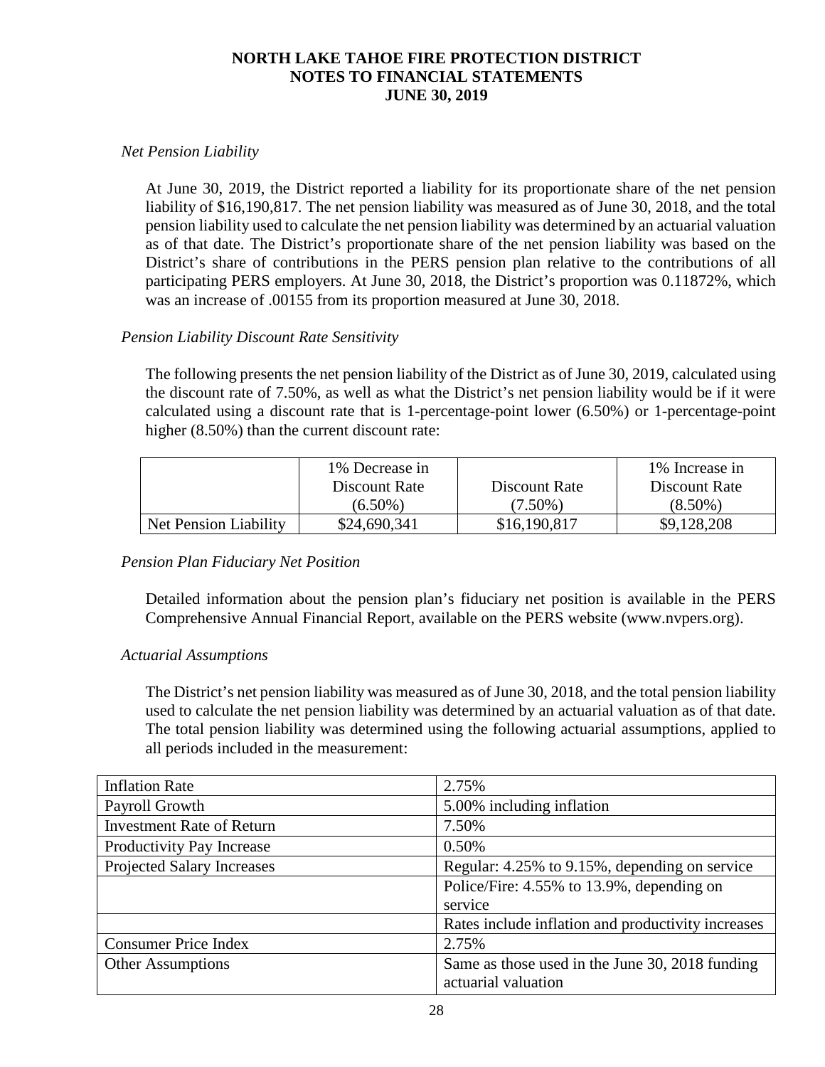*Net Pension Liability*

At June 30, 2019, the District reported a liability for its proportionate share of the net pension liability of $16,190,817. The net pension liability was measured as of June 30, 2018, and the total pension liability used to calculate the net pension liability was determined by an actuarial valuation as of that date. The District's proportionate share of the net pension liability was based on the District's share of contributions in the PERS pension plan relative to the contributions of all participating PERS employers. At June 30, 2018, the District's proportion was 0.11872%, which was an increase of .00155 from its proportion measured at June 30, 2018.

*Pension Liability Discount Rate Sensitivity*

The following presents the net pension liability of the District as of June 30, 2019, calculated using the discount rate of 7.50%, as well as what the District's net pension liability would be if it were calculated using a discount rate that is 1-percentage-point lower (6.50%) or 1-percentage-point higher (8.50%) than the current discount rate:

| | 1% Decrease in Discount Rate (6.50%) | Discount Rate (7.50%) | 1% Increase in Discount Rate (8.50%) |
|---|---|---|---|
| Net Pension Liability | $24,690,341 | $16,190,817 | $9,128,208 |

*Pension Plan Fiduciary Net Position*

Detailed information about the pension plan's fiduciary net position is available in the PERS Comprehensive Annual Financial Report, available on the PERS website (www.nvpers.org).

*Actuarial Assumptions*

The District's net pension liability was measured as of June 30, 2018, and the total pension liability used to calculate the net pension liability was determined by an actuarial valuation as of that date. The total pension liability was determined using the following actuarial assumptions, applied to all periods included in the measurement:

| | |
|---|---|
| Inflation Rate | 2.75% |
| Payroll Growth | 5.00% including inflation |
| Investment Rate of Return | 7.50% |
| Productivity Pay Increase | 0.50% |
| Projected Salary Increases | Regular: 4.25% to 9.15%, depending on service |
| | Police/Fire: 4.55% to 13.9%, depending on service |
| | Rates include inflation and productivity increases |
| Consumer Price Index | 2.75% |
| Other Assumptions | Same as those used in the June 30, 2018 funding actuarial valuation |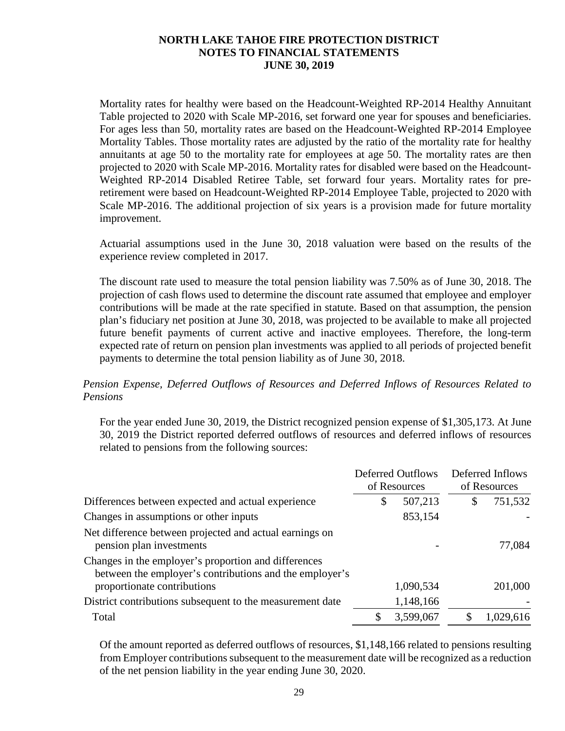Mortality rates for healthy were based on the Headcount-Weighted RP-2014 Healthy Annuitant Table projected to 2020 with Scale MP-2016, set forward one year for spouses and beneficiaries. For ages less than 50, mortality rates are based on the Headcount-Weighted RP-2014 Employee Mortality Tables. Those mortality rates are adjusted by the ratio of the mortality rate for healthy annuitants at age 50 to the mortality rate for employees at age 50. The mortality rates are then projected to 2020 with Scale MP-2016. Mortality rates for disabled were based on the Headcount-Weighted RP-2014 Disabled Retiree Table, set forward four years. Mortality rates for pre-retirement were based on Headcount-Weighted RP-2014 Employee Table, projected to 2020 with Scale MP-2016. The additional projection of six years is a provision made for future mortality improvement.

Actuarial assumptions used in the June 30, 2018 valuation were based on the results of the experience review completed in 2017.

The discount rate used to measure the total pension liability was 7.50% as of June 30, 2018. The projection of cash flows used to determine the discount rate assumed that employee and employer contributions will be made at the rate specified in statute. Based on that assumption, the pension plan's fiduciary net position at June 30, 2018, was projected to be available to make all projected future benefit payments of current active and inactive employees. Therefore, the long-term expected rate of return on pension plan investments was applied to all periods of projected benefit payments to determine the total pension liability as of June 30, 2018.

*Pension Expense, Deferred Outflows of Resources and Deferred Inflows of Resources Related to Pensions*

For the year ended June 30, 2019, the District recognized pension expense of $1,305,173. At June 30, 2019 the District reported deferred outflows of resources and deferred inflows of resources related to pensions from the following sources:

| | Deferred Outflows of Resources | Deferred Inflows of Resources |
|---|---|---|
| Differences between expected and actual experience | $ 507,213 | $ 751,532 |
| Changes in assumptions or other inputs | 853,154 | - |
| Net difference between projected and actual earnings on pension plan investments | - | 77,084 |
| Changes in the employer's proportion and differences between the employer's contributions and the employer's proportionate contributions | 1,090,534 | 201,000 |
| District contributions subsequent to the measurement date | 1,148,166 | - |
| Total | $ 3,599,067 | $ 1,029,616 |

Of the amount reported as deferred outflows of resources, $1,148,166 related to pensions resulting from Employer contributions subsequent to the measurement date will be recognized as a reduction of the net pension liability in the year ending June 30, 2020.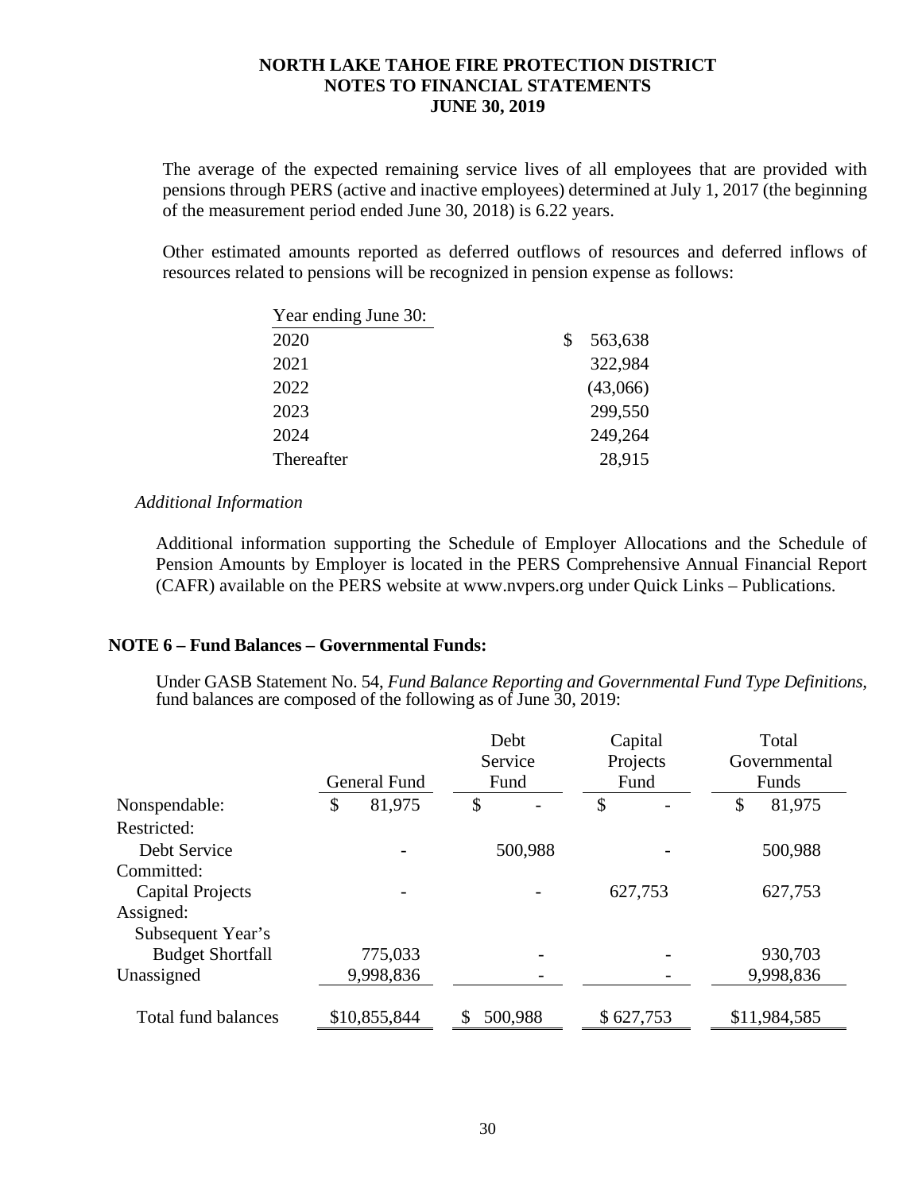The average of the expected remaining service lives of all employees that are provided with pensions through PERS (active and inactive employees) determined at July 1, 2017 (the beginning of the measurement period ended June 30, 2018) is 6.22 years.

Other estimated amounts reported as deferred outflows of resources and deferred inflows of resources related to pensions will be recognized in pension expense as follows:

| Year ending June 30: | |
|---|---|
| 2020 | $ 563,638 |
| 2021 | 322,984 |
| 2022 | (43,066) |
| 2023 | 299,550 |
| 2024 | 249,264 |
| Thereafter | 28,915 |

*Additional Information*

Additional information supporting the Schedule of Employer Allocations and the Schedule of Pension Amounts by Employer is located in the PERS Comprehensive Annual Financial Report (CAFR) available on the PERS website at www.nvpers.org under Quick Links – Publications.

## NOTE 6 – Fund Balances – Governmental Funds:

Under GASB Statement No. 54, *Fund Balance Reporting and Governmental Fund Type Definitions*, fund balances are composed of the following as of June 30, 2019:

| | General Fund | Debt Service Fund | Capital Projects Fund | Total Governmental Funds |
|---|---|---|---|---|
| Nonspendable: | $ 81,975 | $ - | $ - | $ 81,975 |
| Restricted: | | | | |
| Debt Service | - | 500,988 | - | 500,988 |
| Committed: | | | | |
| Capital Projects | - | - | 627,753 | 627,753 |
| Assigned: | | | | |
| Subsequent Year's Budget Shortfall | 775,033 | - | - | 930,703 |
| Unassigned | 9,998,836 | - | - | 9,998,836 |
| Total fund balances | $10,855,844 | $ 500,988 | $ 627,753 | $11,984,585 |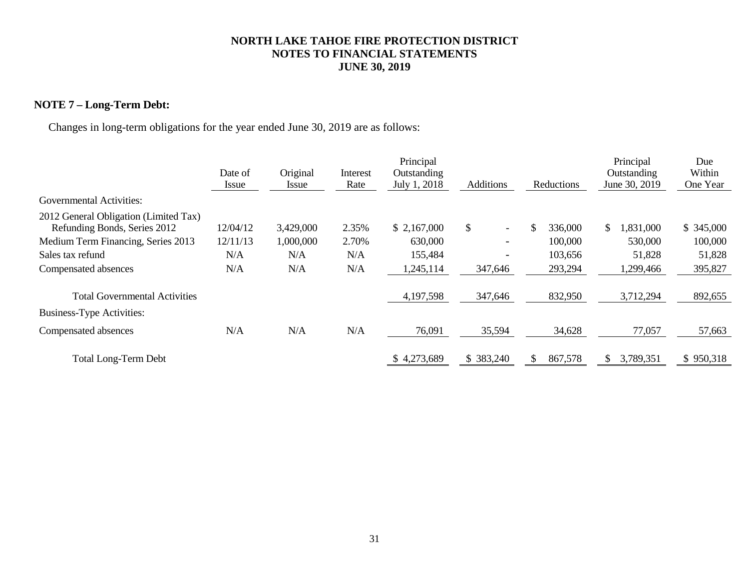# NORTH LAKE TAHOE FIRE PROTECTION DISTRICT
## NOTES TO FINANCIAL STATEMENTS
## JUNE 30, 2019

**NOTE 7 – Long-Term Debt:**

Changes in long-term obligations for the year ended June 30, 2019 are as follows:

| | Date of Issue | Original Issue | Interest Rate | Principal Outstanding July 1, 2018 | Additions | Reductions | Principal Outstanding June 30, 2019 | Due Within One Year |
|---|---|---|---|---|---|---|---|---|
| Governmental Activities: | | | | | | | | |
| 2012 General Obligation (Limited Tax) Refunding Bonds, Series 2012 | 12/04/12 | 3,429,000 | 2.35% | $ 2,167,000 | $ - | $ 336,000 | $ 1,831,000 | $ 345,000 |
| Medium Term Financing, Series 2013 | 12/11/13 | 1,000,000 | 2.70% | 630,000 | - | 100,000 | 530,000 | 100,000 |
| Sales tax refund | N/A | N/A | N/A | 155,484 | - | 103,656 | 51,828 | 51,828 |
| Compensated absences | N/A | N/A | N/A | 1,245,114 | 347,646 | 293,294 | 1,299,466 | 395,827 |
| Total Governmental Activities | | | | 4,197,598 | 347,646 | 832,950 | 3,712,294 | 892,655 |
| Business-Type Activities: | | | | | | | | |
| Compensated absences | N/A | N/A | N/A | 76,091 | 35,594 | 34,628 | 77,057 | 57,663 |
| Total Long-Term Debt | | | | $ 4,273,689 | $ 383,240 | $ 867,578 | $ 3,789,351 | $ 950,318 |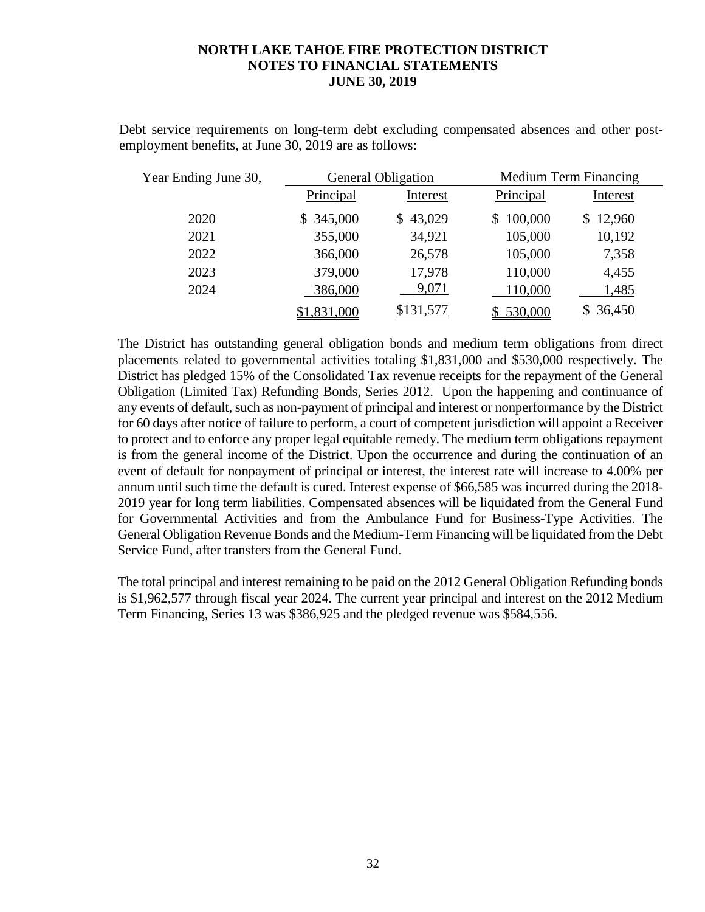**NORTH LAKE TAHOE FIRE PROTECTION DISTRICT**
**NOTES TO FINANCIAL STATEMENTS**
**JUNE 30, 2019**

Debt service requirements on long-term debt excluding compensated absences and other post-employment benefits, at June 30, 2019 are as follows:

| Year Ending June 30, | General Obligation | | Medium Term Financing | |
|---|---|---|---|---|
| | Principal | Interest | Principal | Interest |
| 2020 | $ 345,000 | $ 43,029 | $ 100,000 | $ 12,960 |
| 2021 | 355,000 | 34,921 | 105,000 | 10,192 |
| 2022 | 366,000 | 26,578 | 105,000 | 7,358 |
| 2023 | 379,000 | 17,978 | 110,000 | 4,455 |
| 2024 | 386,000 | 9,071 | 110,000 | 1,485 |
| | $1,831,000 | $131,577 | $ 530,000 | $ 36,450 |

The District has outstanding general obligation bonds and medium term obligations from direct placements related to governmental activities totaling $1,831,000 and $530,000 respectively. The District has pledged 15% of the Consolidated Tax revenue receipts for the repayment of the General Obligation (Limited Tax) Refunding Bonds, Series 2012. Upon the happening and continuance of any events of default, such as non-payment of principal and interest or nonperformance by the District for 60 days after notice of failure to perform, a court of competent jurisdiction will appoint a Receiver to protect and to enforce any proper legal equitable remedy. The medium term obligations repayment is from the general income of the District. Upon the occurrence and during the continuation of an event of default for nonpayment of principal or interest, the interest rate will increase to 4.00% per annum until such time the default is cured. Interest expense of $66,585 was incurred during the 2018-2019 year for long term liabilities. Compensated absences will be liquidated from the General Fund for Governmental Activities and from the Ambulance Fund for Business-Type Activities. The General Obligation Revenue Bonds and the Medium-Term Financing will be liquidated from the Debt Service Fund, after transfers from the General Fund.

The total principal and interest remaining to be paid on the 2012 General Obligation Refunding bonds is $1,962,577 through fiscal year 2024. The current year principal and interest on the 2012 Medium Term Financing, Series 13 was $386,925 and the pledged revenue was $584,556.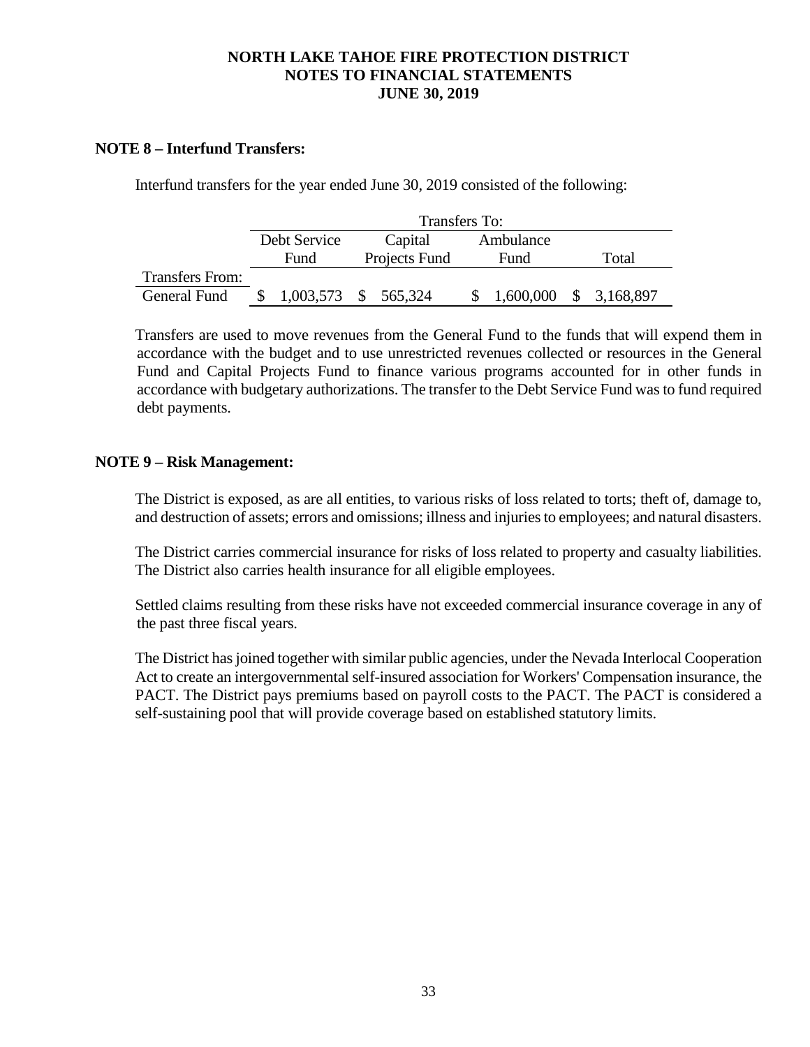**NORTH LAKE TAHOE FIRE PROTECTION DISTRICT**
**NOTES TO FINANCIAL STATEMENTS**
**JUNE 30, 2019**

## NOTE 8 – Interfund Transfers:

Interfund transfers for the year ended June 30, 2019 consisted of the following:

| | Transfers To: | | | |
|---|---|---|---|---|
| | Debt Service Fund | Capital Projects Fund | Ambulance Fund | Total |
| Transfers From: | | | | |
| General Fund | $ 1,003,573 | $ 565,324 | $ 1,600,000 | $ 3,168,897 |

Transfers are used to move revenues from the General Fund to the funds that will expend them in accordance with the budget and to use unrestricted revenues collected or resources in the General Fund and Capital Projects Fund to finance various programs accounted for in other funds in accordance with budgetary authorizations. The transfer to the Debt Service Fund was to fund required debt payments.

## NOTE 9 – Risk Management:

The District is exposed, as are all entities, to various risks of loss related to torts; theft of, damage to, and destruction of assets; errors and omissions; illness and injuries to employees; and natural disasters.

The District carries commercial insurance for risks of loss related to property and casualty liabilities. The District also carries health insurance for all eligible employees.

Settled claims resulting from these risks have not exceeded commercial insurance coverage in any of the past three fiscal years.

The District has joined together with similar public agencies, under the Nevada Interlocal Cooperation Act to create an intergovernmental self-insured association for Workers' Compensation insurance, the PACT. The District pays premiums based on payroll costs to the PACT. The PACT is considered a self-sustaining pool that will provide coverage based on established statutory limits.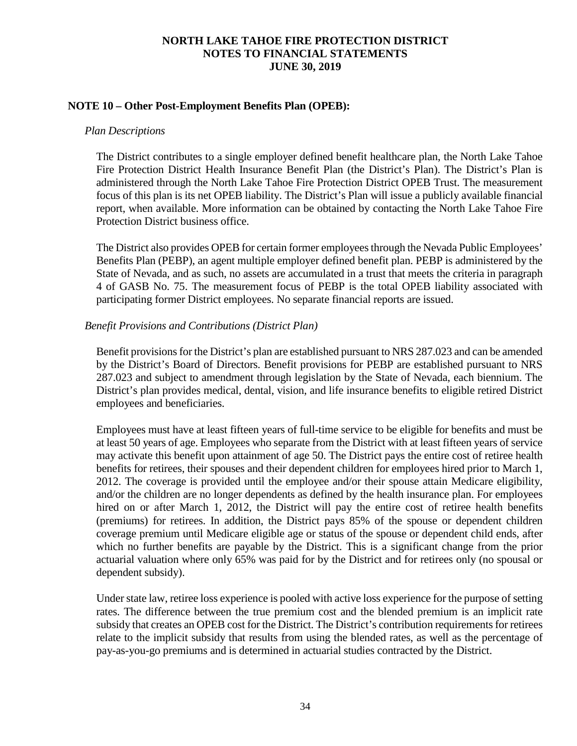**NOTE 10 – Other Post-Employment Benefits Plan (OPEB):**

*Plan Descriptions*

The District contributes to a single employer defined benefit healthcare plan, the North Lake Tahoe Fire Protection District Health Insurance Benefit Plan (the District's Plan). The District's Plan is administered through the North Lake Tahoe Fire Protection District OPEB Trust. The measurement focus of this plan is its net OPEB liability. The District's Plan will issue a publicly available financial report, when available. More information can be obtained by contacting the North Lake Tahoe Fire Protection District business office.

The District also provides OPEB for certain former employees through the Nevada Public Employees' Benefits Plan (PEBP), an agent multiple employer defined benefit plan. PEBP is administered by the State of Nevada, and as such, no assets are accumulated in a trust that meets the criteria in paragraph 4 of GASB No. 75. The measurement focus of PEBP is the total OPEB liability associated with participating former District employees. No separate financial reports are issued.

*Benefit Provisions and Contributions (District Plan)*

Benefit provisions for the District's plan are established pursuant to NRS 287.023 and can be amended by the District's Board of Directors. Benefit provisions for PEBP are established pursuant to NRS 287.023 and subject to amendment through legislation by the State of Nevada, each biennium. The District's plan provides medical, dental, vision, and life insurance benefits to eligible retired District employees and beneficiaries.

Employees must have at least fifteen years of full-time service to be eligible for benefits and must be at least 50 years of age. Employees who separate from the District with at least fifteen years of service may activate this benefit upon attainment of age 50. The District pays the entire cost of retiree health benefits for retirees, their spouses and their dependent children for employees hired prior to March 1, 2012. The coverage is provided until the employee and/or their spouse attain Medicare eligibility, and/or the children are no longer dependents as defined by the health insurance plan. For employees hired on or after March 1, 2012, the District will pay the entire cost of retiree health benefits (premiums) for retirees. In addition, the District pays 85% of the spouse or dependent children coverage premium until Medicare eligible age or status of the spouse or dependent child ends, after which no further benefits are payable by the District. This is a significant change from the prior actuarial valuation where only 65% was paid for by the District and for retirees only (no spousal or dependent subsidy).

Under state law, retiree loss experience is pooled with active loss experience for the purpose of setting rates. The difference between the true premium cost and the blended premium is an implicit rate subsidy that creates an OPEB cost for the District. The District's contribution requirements for retirees relate to the implicit subsidy that results from using the blended rates, as well as the percentage of pay-as-you-go premiums and is determined in actuarial studies contracted by the District.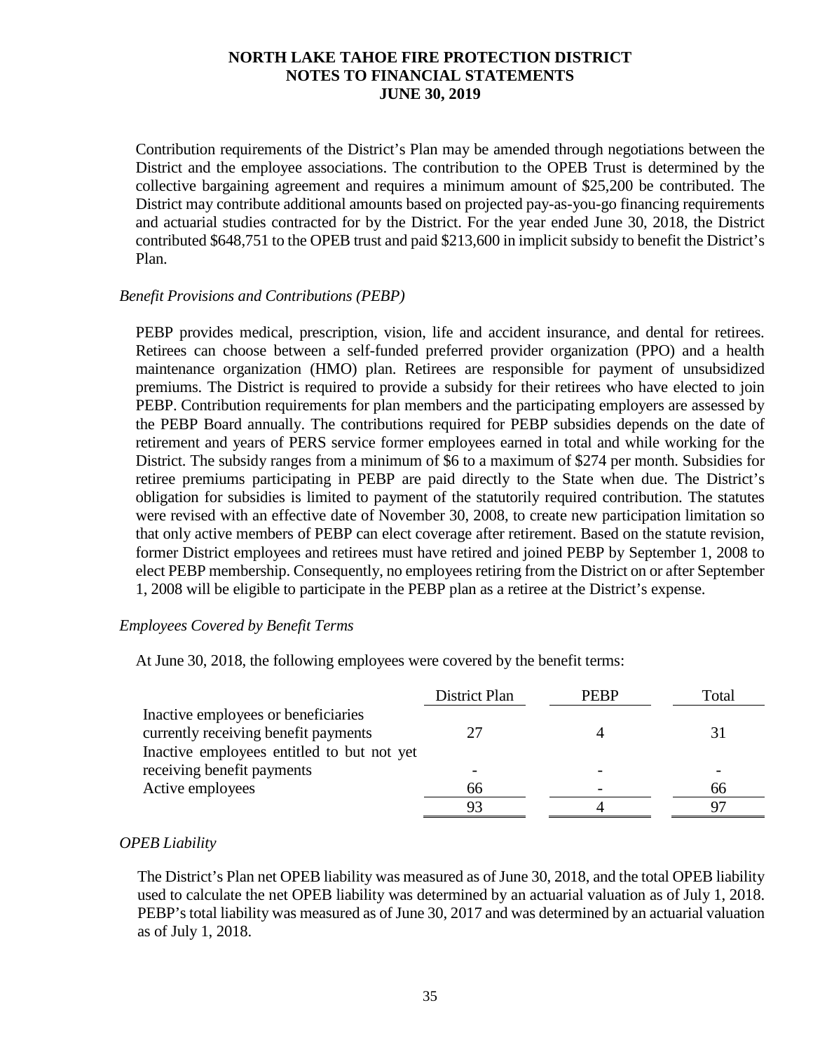Contribution requirements of the District's Plan may be amended through negotiations between the District and the employee associations. The contribution to the OPEB Trust is determined by the collective bargaining agreement and requires a minimum amount of $25,200 be contributed. The District may contribute additional amounts based on projected pay-as-you-go financing requirements and actuarial studies contracted for by the District. For the year ended June 30, 2018, the District contributed $648,751 to the OPEB trust and paid $213,600 in implicit subsidy to benefit the District's Plan.

*Benefit Provisions and Contributions (PEBP)*

PEBP provides medical, prescription, vision, life and accident insurance, and dental for retirees. Retirees can choose between a self-funded preferred provider organization (PPO) and a health maintenance organization (HMO) plan. Retirees are responsible for payment of unsubsidized premiums. The District is required to provide a subsidy for their retirees who have elected to join PEBP. Contribution requirements for plan members and the participating employers are assessed by the PEBP Board annually. The contributions required for PEBP subsidies depends on the date of retirement and years of PERS service former employees earned in total and while working for the District. The subsidy ranges from a minimum of $6 to a maximum of $274 per month. Subsidies for retiree premiums participating in PEBP are paid directly to the State when due. The District's obligation for subsidies is limited to payment of the statutorily required contribution. The statutes were revised with an effective date of November 30, 2008, to create new participation limitation so that only active members of PEBP can elect coverage after retirement. Based on the statute revision, former District employees and retirees must have retired and joined PEBP by September 1, 2008 to elect PEBP membership. Consequently, no employees retiring from the District on or after September 1, 2008 will be eligible to participate in the PEBP plan as a retiree at the District's expense.

*Employees Covered by Benefit Terms*

At June 30, 2018, the following employees were covered by the benefit terms:

| | District Plan | PEBP | Total |
|---|---|---|---|
| Inactive employees or beneficiaries currently receiving benefit payments | 27 | 4 | 31 |
| Inactive employees entitled to but not yet receiving benefit payments | - | - | - |
| Active employees | 66 | - | 66 |
| | 93 | 4 | 97 |

*OPEB Liability*

The District's Plan net OPEB liability was measured as of June 30, 2018, and the total OPEB liability used to calculate the net OPEB liability was determined by an actuarial valuation as of July 1, 2018. PEBP's total liability was measured as of June 30, 2017 and was determined by an actuarial valuation as of July 1, 2018.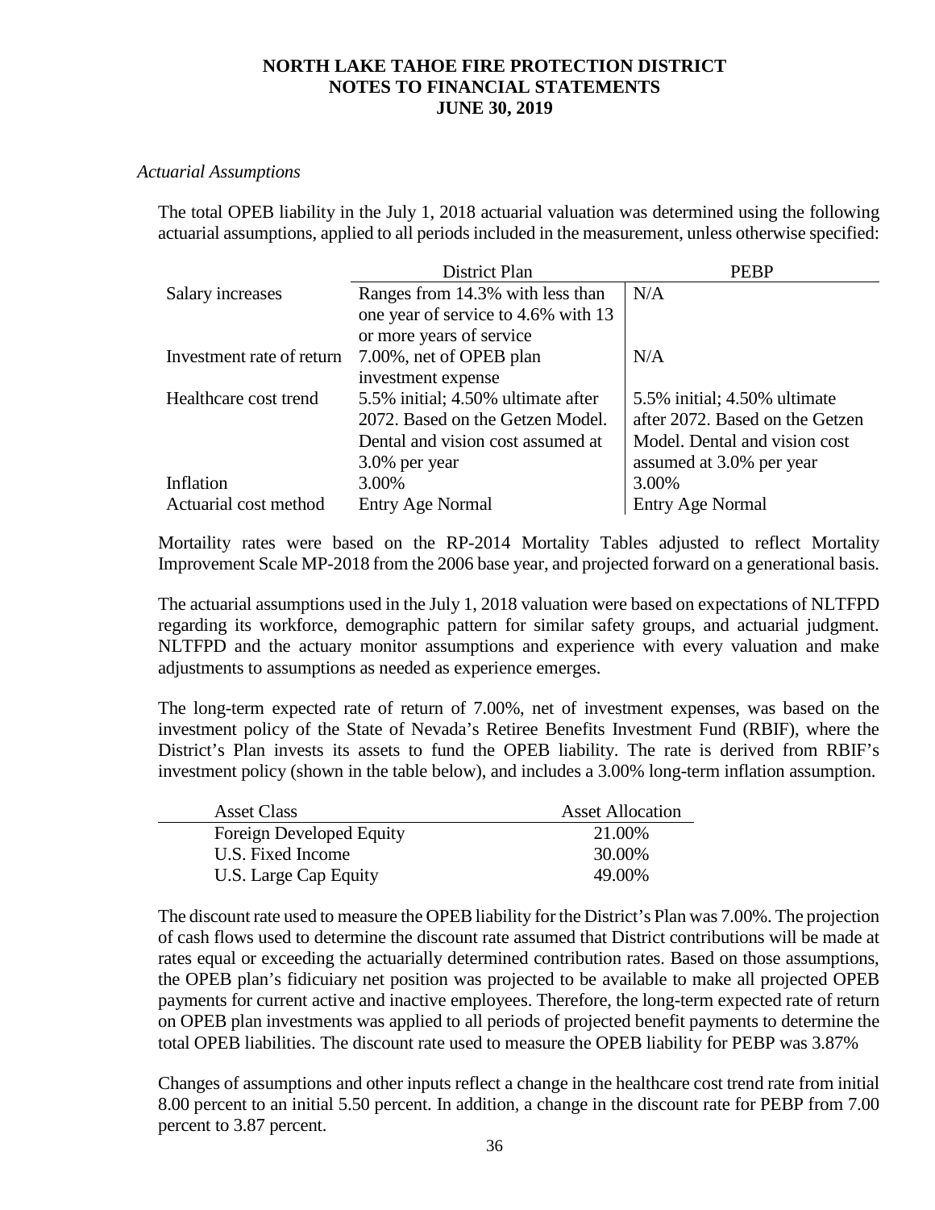# NORTH LAKE TAHOE FIRE PROTECTION DISTRICT
## NOTES TO FINANCIAL STATEMENTS
### JUNE 30, 2019

*Actuarial Assumptions*

The total OPEB liability in the July 1, 2018 actuarial valuation was determined using the following actuarial assumptions, applied to all periods included in the measurement, unless otherwise specified:

| | District Plan | PEBP |
|---|---|---|
| Salary increases | Ranges from 14.3% with less than one year of service to 4.6% with 13 or more years of service | N/A |
| Investment rate of return | 7.00%, net of OPEB plan investment expense | N/A |
| Healthcare cost trend | 5.5% initial; 4.50% ultimate after 2072. Based on the Getzen Model. Dental and vision cost assumed at 3.0% per year | 5.5% initial; 4.50% ultimate after 2072. Based on the Getzen Model. Dental and vision cost assumed at 3.0% per year |
| Inflation | 3.00% | 3.00% |
| Actuarial cost method | Entry Age Normal | Entry Age Normal |

Mortaility rates were based on the RP-2014 Mortality Tables adjusted to reflect Mortality Improvement Scale MP-2018 from the 2006 base year, and projected forward on a generational basis.

The actuarial assumptions used in the July 1, 2018 valuation were based on expectations of NLTFPD regarding its workforce, demographic pattern for similar safety groups, and actuarial judgment. NLTFPD and the actuary monitor assumptions and experience with every valuation and make adjustments to assumptions as needed as experience emerges.

The long-term expected rate of return of 7.00%, net of investment expenses, was based on the investment policy of the State of Nevada's Retiree Benefits Investment Fund (RBIF), where the District's Plan invests its assets to fund the OPEB liability. The rate is derived from RBIF's investment policy (shown in the table below), and includes a 3.00% long-term inflation assumption.

| Asset Class | Asset Allocation |
|---|---|
| Foreign Developed Equity | 21.00% |
| U.S. Fixed Income | 30.00% |
| U.S. Large Cap Equity | 49.00% |

The discount rate used to measure the OPEB liability for the District's Plan was 7.00%. The projection of cash flows used to determine the discount rate assumed that District contributions will be made at rates equal or exceeding the actuarially determined contribution rates. Based on those assumptions, the OPEB plan's fidiciuary net position was projected to be available to make all projected OPEB payments for current active and inactive employees. Therefore, the long-term expected rate of return on OPEB plan investments was applied to all periods of projected benefit payments to determine the total OPEB liabilities. The discount rate used to measure the OPEB liability for PEBP was 3.87%

Changes of assumptions and other inputs reflect a change in the healthcare cost trend rate from initial 8.00 percent to an initial 5.50 percent. In addition, a change in the discount rate for PEBP from 7.00 percent to 3.87 percent.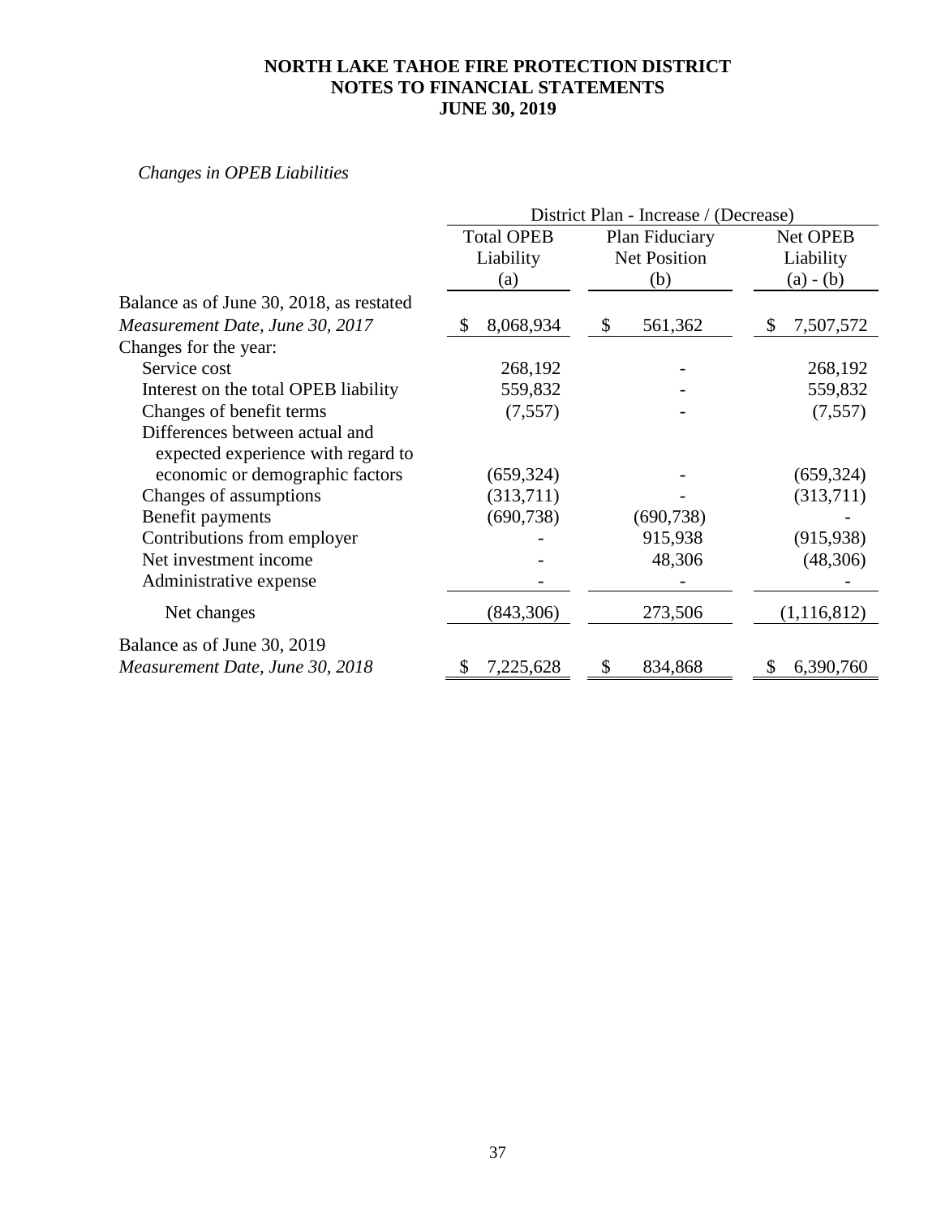**NORTH LAKE TAHOE FIRE PROTECTION DISTRICT**
**NOTES TO FINANCIAL STATEMENTS**
**JUNE 30, 2019**

*Changes in OPEB Liabilities*

| | District Plan - Increase / (Decrease) | | |
|---|---|---|---|
| | Total OPEB Liability (a) | Plan Fiduciary Net Position (b) | Net OPEB Liability (a) - (b) |
| Balance as of June 30, 2018, as restated *Measurement Date, June 30, 2017* | $ 8,068,934 | $ 561,362 | $ 7,507,572 |
| Changes for the year: | | | |
| Service cost | 268,192 | - | 268,192 |
| Interest on the total OPEB liability | 559,832 | - | 559,832 |
| Changes of benefit terms | (7,557) | - | (7,557) |
| Differences between actual and expected experience with regard to economic or demographic factors | (659,324) | - | (659,324) |
| Changes of assumptions | (313,711) | - | (313,711) |
| Benefit payments | (690,738) | (690,738) | - |
| Contributions from employer | - | 915,938 | (915,938) |
| Net investment income | - | 48,306 | (48,306) |
| Administrative expense | - | - | - |
| Net changes | (843,306) | 273,506 | (1,116,812) |
| Balance as of June 30, 2019 *Measurement Date, June 30, 2018* | $ 7,225,628 | $ 834,868 | $ 6,390,760 |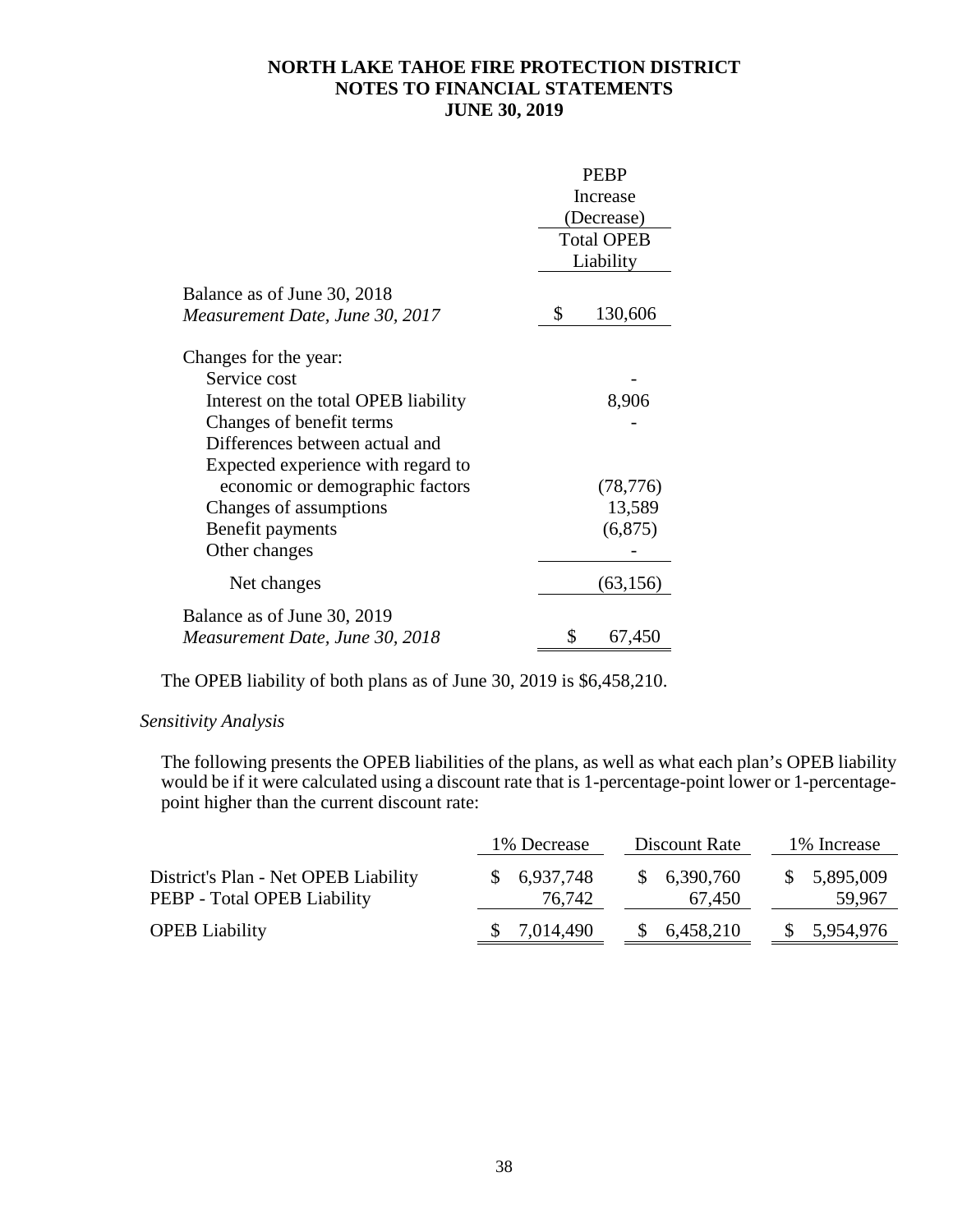# NORTH LAKE TAHOE FIRE PROTECTION DISTRICT
## NOTES TO FINANCIAL STATEMENTS
## JUNE 30, 2019

| | PEBP Increase (Decrease) Total OPEB Liability |
|---|---|
| Balance as of June 30, 2018 *Measurement Date, June 30, 2017* | $ 130,606 |
| Changes for the year: | |
| Service cost | - |
| Interest on the total OPEB liability | 8,906 |
| Changes of benefit terms | - |
| Differences between actual and Expected experience with regard to economic or demographic factors | (78,776) |
| Changes of assumptions | 13,589 |
| Benefit payments | (6,875) |
| Other changes | - |
| Net changes | (63,156) |
| Balance as of June 30, 2019 *Measurement Date, June 30, 2018* | $ 67,450 |

The OPEB liability of both plans as of June 30, 2019 is $6,458,210.

*Sensitivity Analysis*

The following presents the OPEB liabilities of the plans, as well as what each plan's OPEB liability would be if it were calculated using a discount rate that is 1-percentage-point lower or 1-percentage-point higher than the current discount rate:

| | 1% Decrease | Discount Rate | 1% Increase |
|---|---|---|---|
| District's Plan - Net OPEB Liability | $ 6,937,748 | $ 6,390,760 | $ 5,895,009 |
| PEBP - Total OPEB Liability | 76,742 | 67,450 | 59,967 |
| OPEB Liability | $ 7,014,490 | $ 6,458,210 | $ 5,954,976 |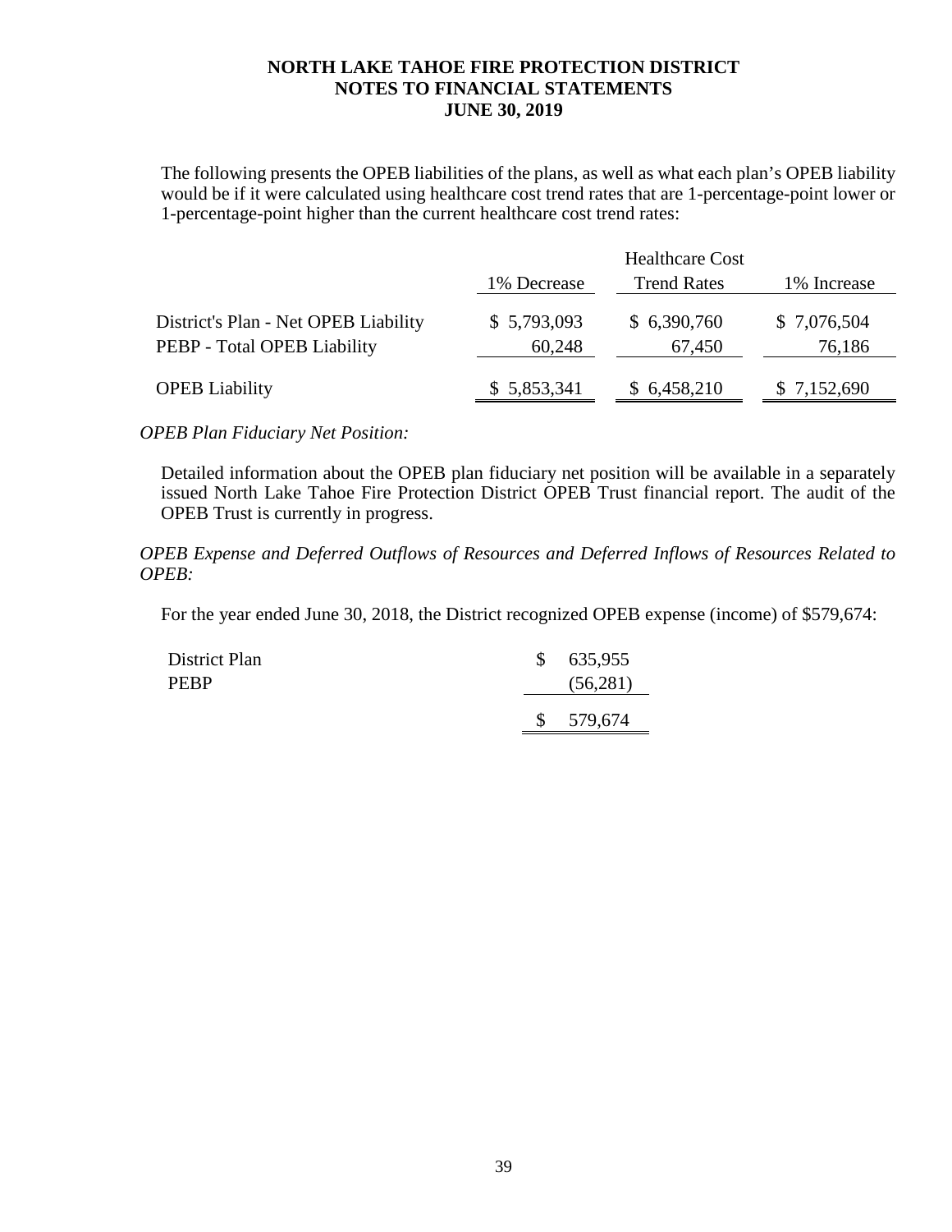The following presents the OPEB liabilities of the plans, as well as what each plan's OPEB liability would be if it were calculated using healthcare cost trend rates that are 1-percentage-point lower or 1-percentage-point higher than the current healthcare cost trend rates:

| | 1% Decrease | Healthcare Cost Trend Rates | 1% Increase |
|---|---|---|---|
| District's Plan - Net OPEB Liability | $ 5,793,093 | $ 6,390,760 | $ 7,076,504 |
| PEBP - Total OPEB Liability | 60,248 | 67,450 | 76,186 |
| OPEB Liability | $ 5,853,341 | $ 6,458,210 | $ 7,152,690 |

*OPEB Plan Fiduciary Net Position:*

Detailed information about the OPEB plan fiduciary net position will be available in a separately issued North Lake Tahoe Fire Protection District OPEB Trust financial report. The audit of the OPEB Trust is currently in progress.

*OPEB Expense and Deferred Outflows of Resources and Deferred Inflows of Resources Related to OPEB:*

For the year ended June 30, 2018, the District recognized OPEB expense (income) of $579,674:

| | |
|---|---|
| District Plan | $ 635,955 |
| PEBP | (56,281) |
| | $ 579,674 |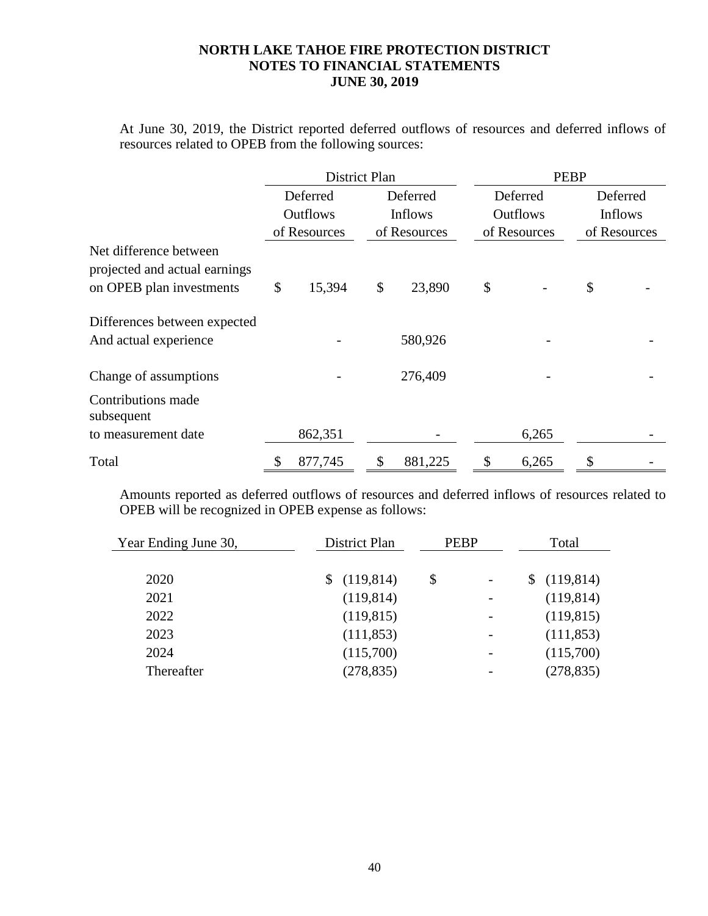**NORTH LAKE TAHOE FIRE PROTECTION DISTRICT**
**NOTES TO FINANCIAL STATEMENTS**
**JUNE 30, 2019**

At June 30, 2019, the District reported deferred outflows of resources and deferred inflows of resources related to OPEB from the following sources:

| | District Plan | | PEBP | |
|---|---|---|---|---|
| | Deferred Outflows of Resources | Deferred Inflows of Resources | Deferred Outflows of Resources | Deferred Inflows of Resources |
| Net difference between projected and actual earnings on OPEB plan investments | $ 15,394 | $ 23,890 | $ - | $ - |
| Differences between expected And actual experience | - | 580,926 | - | - |
| Change of assumptions | - | 276,409 | - | - |
| Contributions made subsequent to measurement date | 862,351 | - | 6,265 | - |
| Total | $ 877,745 | $ 881,225 | $ 6,265 | $ - |

Amounts reported as deferred outflows of resources and deferred inflows of resources related to OPEB will be recognized in OPEB expense as follows:

| Year Ending June 30, | District Plan | PEBP | Total |
|---|---|---|---|
| 2020 | $ (119,814) | $ - | $ (119,814) |
| 2021 | (119,814) | - | (119,814) |
| 2022 | (119,815) | - | (119,815) |
| 2023 | (111,853) | - | (111,853) |
| 2024 | (115,700) | - | (115,700) |
| Thereafter | (278,835) | - | (278,835) |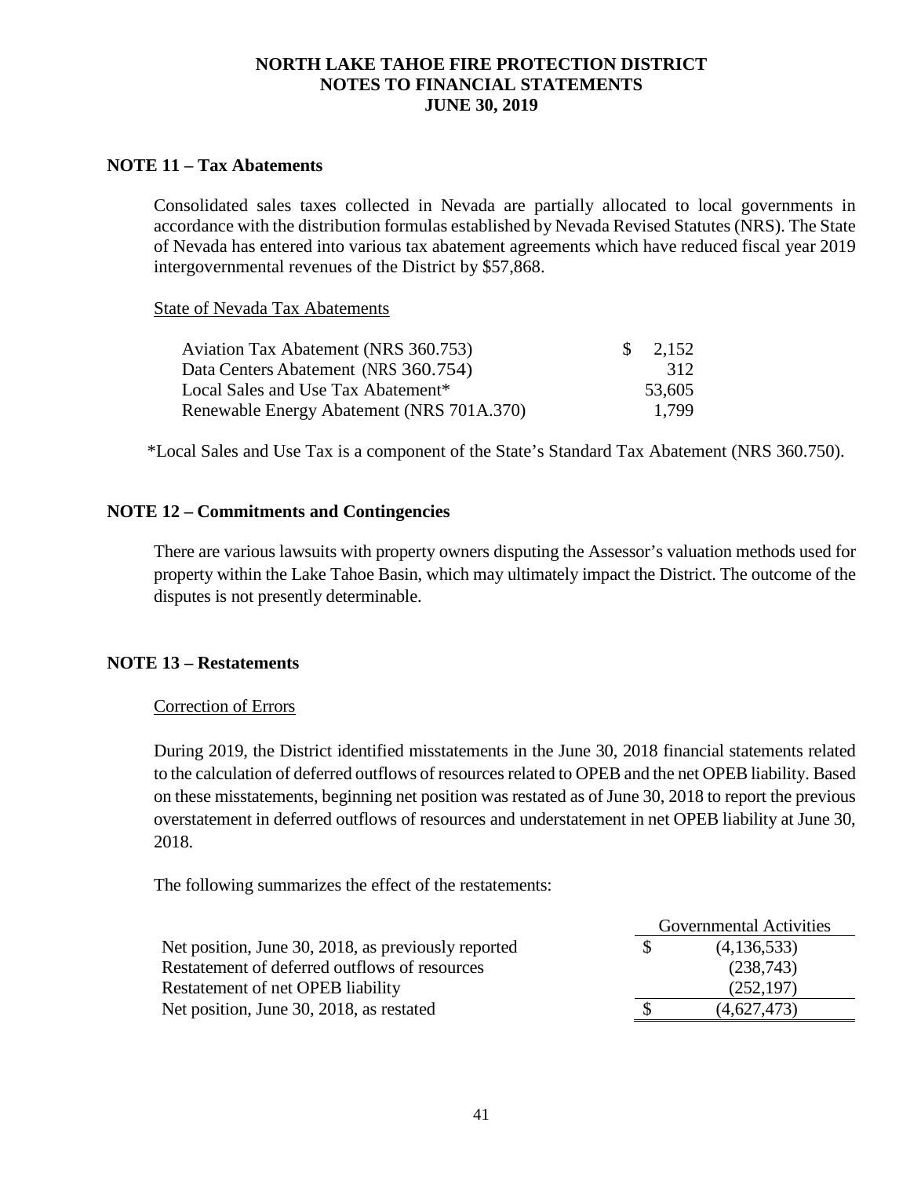## NOTE 11 – Tax Abatements

Consolidated sales taxes collected in Nevada are partially allocated to local governments in accordance with the distribution formulas established by Nevada Revised Statutes (NRS). The State of Nevada has entered into various tax abatement agreements which have reduced fiscal year 2019 intergovernmental revenues of the District by $57,868.

State of Nevada Tax Abatements

| | |
|---|---|
| Aviation Tax Abatement (NRS 360.753) | $ 2,152 |
| Data Centers Abatement (NRS 360.754) | 312 |
| Local Sales and Use Tax Abatement* | 53,605 |
| Renewable Energy Abatement (NRS 701A.370) | 1,799 |

*Local Sales and Use Tax is a component of the State's Standard Tax Abatement (NRS 360.750).

## NOTE 12 – Commitments and Contingencies

There are various lawsuits with property owners disputing the Assessor's valuation methods used for property within the Lake Tahoe Basin, which may ultimately impact the District. The outcome of the disputes is not presently determinable.

## NOTE 13 – Restatements

Correction of Errors

During 2019, the District identified misstatements in the June 30, 2018 financial statements related to the calculation of deferred outflows of resources related to OPEB and the net OPEB liability. Based on these misstatements, beginning net position was restated as of June 30, 2018 to report the previous overstatement in deferred outflows of resources and understatement in net OPEB liability at June 30, 2018.

The following summarizes the effect of the restatements:

| | Governmental Activities |
|---|---|
| Net position, June 30, 2018, as previously reported | $ (4,136,533) |
| Restatement of deferred outflows of resources | (238,743) |
| Restatement of net OPEB liability | (252,197) |
| Net position, June 30, 2018, as restated | $ (4,627,473) |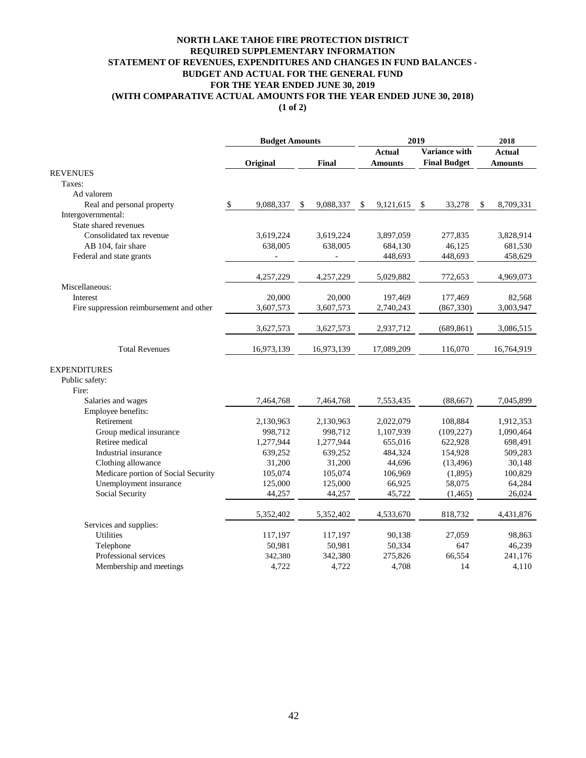# NORTH LAKE TAHOE FIRE PROTECTION DISTRICT
## REQUIRED SUPPLEMENTARY INFORMATION
## STATEMENT OF REVENUES, EXPENDITURES AND CHANGES IN FUND BALANCES - BUDGET AND ACTUAL FOR THE GENERAL FUND
## FOR THE YEAR ENDED JUNE 30, 2019
## (WITH COMPARATIVE ACTUAL AMOUNTS FOR THE YEAR ENDED JUNE 30, 2018)
### (1 of 2)

| | Budget Amounts | | 2019 | | 2018 |
|---|---|---|---|---|---|
| | Original | Final | Actual Amounts | Variance with Final Budget | Actual Amounts |
| **REVENUES** | | | | | |
| Taxes: | | | | | |
| Ad valorem | | | | | |
| Real and personal property | $ 9,088,337 | $ 9,088,337 | $ 9,121,615 | $ 33,278 | $ 8,709,331 |
| Intergovernmental: | | | | | |
| State shared revenues | | | | | |
| Consolidated tax revenue | 3,619,224 | 3,619,224 | 3,897,059 | 277,835 | 3,828,914 |
| AB 104, fair share | 638,005 | 638,005 | 684,130 | 46,125 | 681,530 |
| Federal and state grants | - | - | 448,693 | 448,693 | 458,629 |
| | 4,257,229 | 4,257,229 | 5,029,882 | 772,653 | 4,969,073 |
| Miscellaneous: | | | | | |
| Interest | 20,000 | 20,000 | 197,469 | 177,469 | 82,568 |
| Fire suppression reimbursement and other | 3,607,573 | 3,607,573 | 2,740,243 | (867,330) | 3,003,947 |
| | 3,627,573 | 3,627,573 | 2,937,712 | (689,861) | 3,086,515 |
| Total Revenues | 16,973,139 | 16,973,139 | 17,089,209 | 116,070 | 16,764,919 |
| **EXPENDITURES** | | | | | |
| Public safety: | | | | | |
| Fire: | | | | | |
| Salaries and wages | 7,464,768 | 7,464,768 | 7,553,435 | (88,667) | 7,045,899 |
| Employee benefits: | | | | | |
| Retirement | 2,130,963 | 2,130,963 | 2,022,079 | 108,884 | 1,912,353 |
| Group medical insurance | 998,712 | 998,712 | 1,107,939 | (109,227) | 1,090,464 |
| Retiree medical | 1,277,944 | 1,277,944 | 655,016 | 622,928 | 698,491 |
| Industrial insurance | 639,252 | 639,252 | 484,324 | 154,928 | 509,283 |
| Clothing allowance | 31,200 | 31,200 | 44,696 | (13,496) | 30,148 |
| Medicare portion of Social Security | 105,074 | 105,074 | 106,969 | (1,895) | 100,829 |
| Unemployment insurance | 125,000 | 125,000 | 66,925 | 58,075 | 64,284 |
| Social Security | 44,257 | 44,257 | 45,722 | (1,465) | 26,024 |
| | 5,352,402 | 5,352,402 | 4,533,670 | 818,732 | 4,431,876 |
| Services and supplies: | | | | | |
| Utilities | 117,197 | 117,197 | 90,138 | 27,059 | 98,863 |
| Telephone | 50,981 | 50,981 | 50,334 | 647 | 46,239 |
| Professional services | 342,380 | 342,380 | 275,826 | 66,554 | 241,176 |
| Membership and meetings | 4,722 | 4,722 | 4,708 | 14 | 4,110 |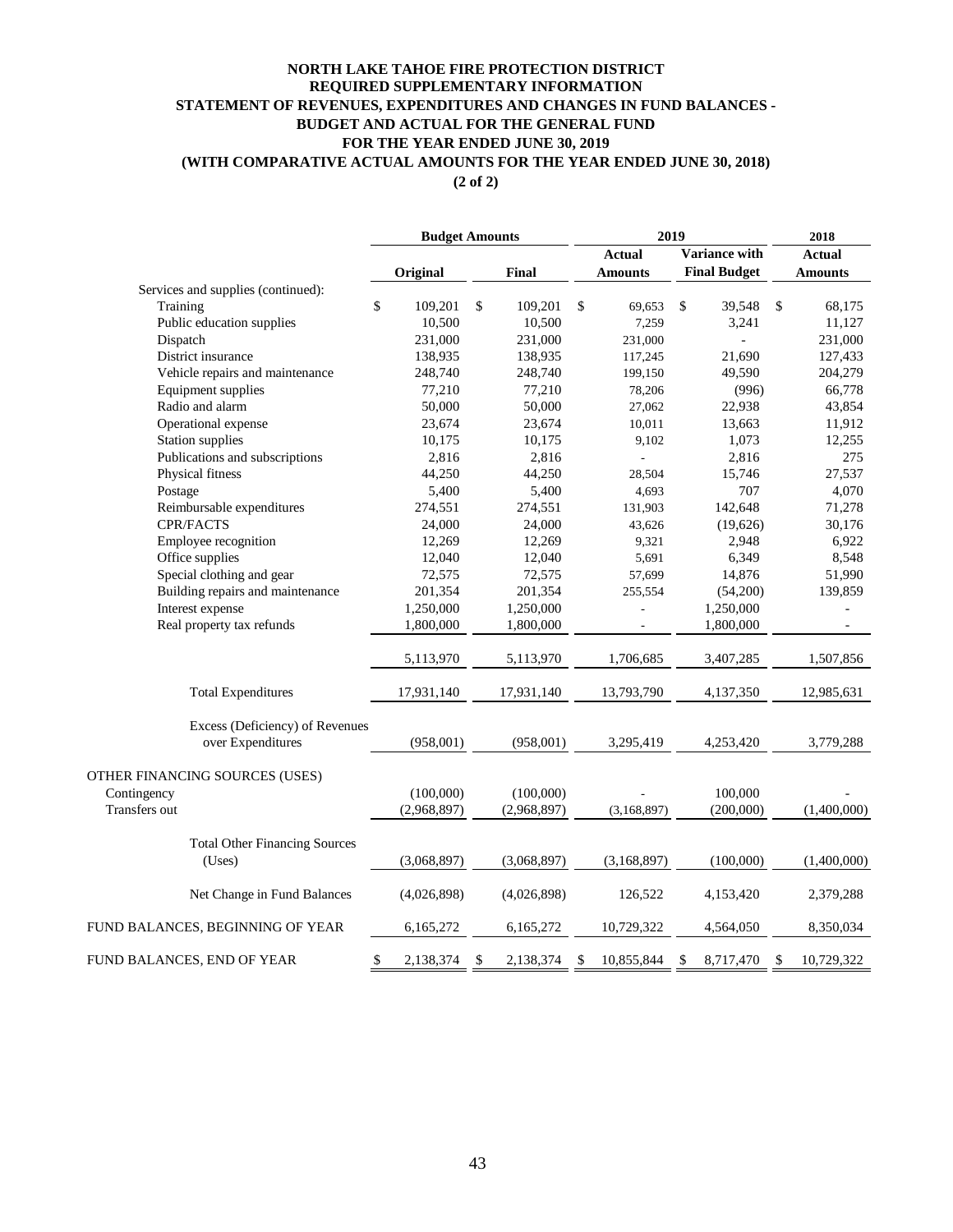# NORTH LAKE TAHOE FIRE PROTECTION DISTRICT
## REQUIRED SUPPLEMENTARY INFORMATION
## STATEMENT OF REVENUES, EXPENDITURES AND CHANGES IN FUND BALANCES - BUDGET AND ACTUAL FOR THE GENERAL FUND
## FOR THE YEAR ENDED JUNE 30, 2019
## (WITH COMPARATIVE ACTUAL AMOUNTS FOR THE YEAR ENDED JUNE 30, 2018)
## (2 of 2)

| | Budget Amounts | | 2019 | | 2018 |
|---|---|---|---|---|---|
| | Original | Final | Actual Amounts | Variance with Final Budget | Actual Amounts |
| Services and supplies (continued): | | | | | |
| Training | $ 109,201 | $ 109,201 | $ 69,653 | $ 39,548 | $ 68,175 |
| Public education supplies | 10,500 | 10,500 | 7,259 | 3,241 | 11,127 |
| Dispatch | 231,000 | 231,000 | 231,000 | - | 231,000 |
| District insurance | 138,935 | 138,935 | 117,245 | 21,690 | 127,433 |
| Vehicle repairs and maintenance | 248,740 | 248,740 | 199,150 | 49,590 | 204,279 |
| Equipment supplies | 77,210 | 77,210 | 78,206 | (996) | 66,778 |
| Radio and alarm | 50,000 | 50,000 | 27,062 | 22,938 | 43,854 |
| Operational expense | 23,674 | 23,674 | 10,011 | 13,663 | 11,912 |
| Station supplies | 10,175 | 10,175 | 9,102 | 1,073 | 12,255 |
| Publications and subscriptions | 2,816 | 2,816 | - | 2,816 | 275 |
| Physical fitness | 44,250 | 44,250 | 28,504 | 15,746 | 27,537 |
| Postage | 5,400 | 5,400 | 4,693 | 707 | 4,070 |
| Reimbursable expenditures | 274,551 | 274,551 | 131,903 | 142,648 | 71,278 |
| CPR/FACTS | 24,000 | 24,000 | 43,626 | (19,626) | 30,176 |
| Employee recognition | 12,269 | 12,269 | 9,321 | 2,948 | 6,922 |
| Office supplies | 12,040 | 12,040 | 5,691 | 6,349 | 8,548 |
| Special clothing and gear | 72,575 | 72,575 | 57,699 | 14,876 | 51,990 |
| Building repairs and maintenance | 201,354 | 201,354 | 255,554 | (54,200) | 139,859 |
| Interest expense | 1,250,000 | 1,250,000 | - | 1,250,000 | - |
| Real property tax refunds | 1,800,000 | 1,800,000 | - | 1,800,000 | - |
| | 5,113,970 | 5,113,970 | 1,706,685 | 3,407,285 | 1,507,856 |
| Total Expenditures | 17,931,140 | 17,931,140 | 13,793,790 | 4,137,350 | 12,985,631 |
| Excess (Deficiency) of Revenues over Expenditures | (958,001) | (958,001) | 3,295,419 | 4,253,420 | 3,779,288 |
| OTHER FINANCING SOURCES (USES) | | | | | |
| Contingency | (100,000) | (100,000) | - | 100,000 | - |
| Transfers out | (2,968,897) | (2,968,897) | (3,168,897) | (200,000) | (1,400,000) |
| Total Other Financing Sources (Uses) | (3,068,897) | (3,068,897) | (3,168,897) | (100,000) | (1,400,000) |
| Net Change in Fund Balances | (4,026,898) | (4,026,898) | 126,522 | 4,153,420 | 2,379,288 |
| FUND BALANCES, BEGINNING OF YEAR | 6,165,272 | 6,165,272 | 10,729,322 | 4,564,050 | 8,350,034 |
| FUND BALANCES, END OF YEAR | $ 2,138,374 | $ 2,138,374 | $ 10,855,844 | $ 8,717,470 | $ 10,729,322 |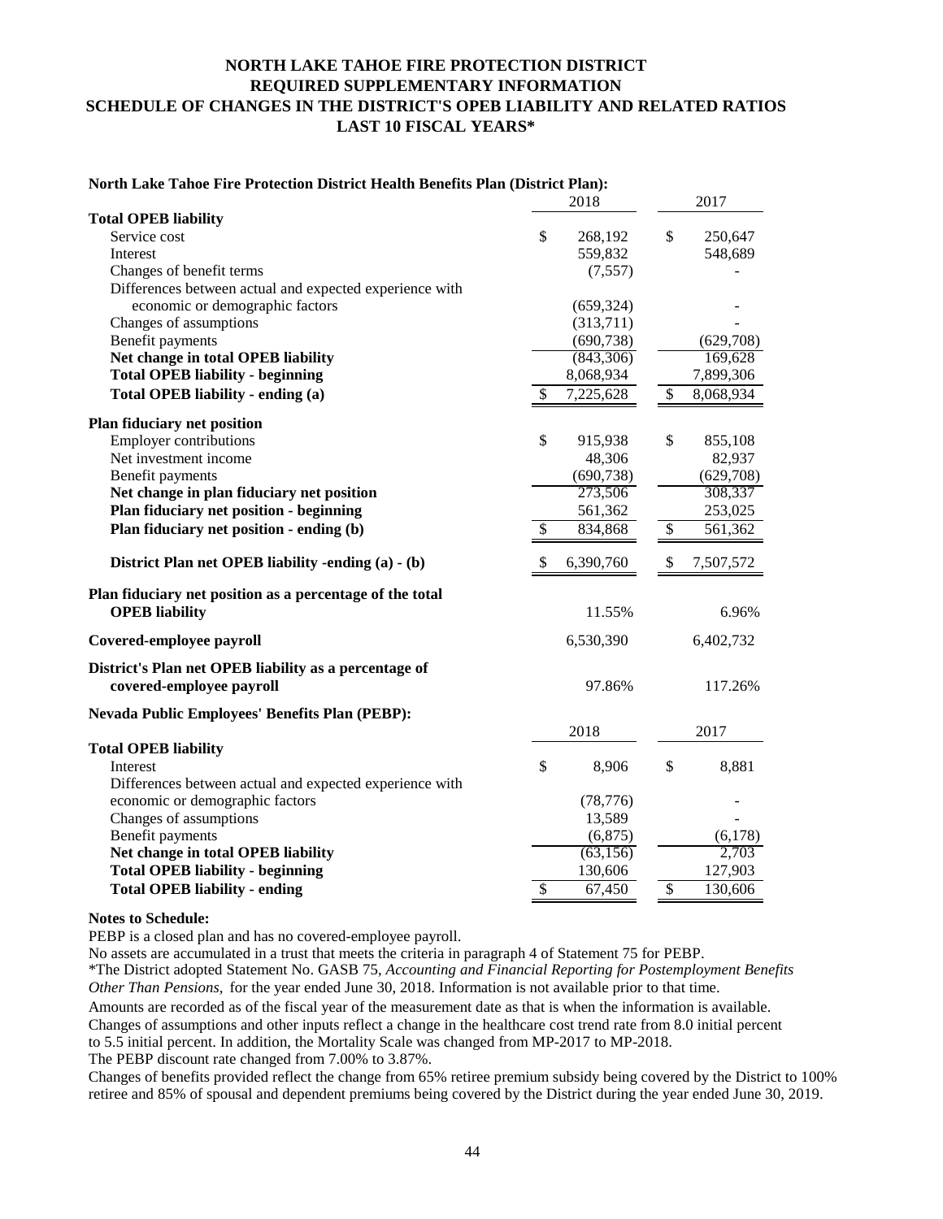# NORTH LAKE TAHOE FIRE PROTECTION DISTRICT
## REQUIRED SUPPLEMENTARY INFORMATION
## SCHEDULE OF CHANGES IN THE DISTRICT'S OPEB LIABILITY AND RELATED RATIOS
## LAST 10 FISCAL YEARS*

**North Lake Tahoe Fire Protection District Health Benefits Plan (District Plan):**

| | 2018 | 2017 |
|---|---|---|
| **Total OPEB liability** | | |
| Service cost | $ 268,192 | $ 250,647 |
| Interest | 559,832 | 548,689 |
| Changes of benefit terms | (7,557) | - |
| Differences between actual and expected experience with economic or demographic factors | (659,324) | - |
| Changes of assumptions | (313,711) | - |
| Benefit payments | (690,738) | (629,708) |
| **Net change in total OPEB liability** | (843,306) | 169,628 |
| **Total OPEB liability - beginning** | 8,068,934 | 7,899,306 |
| **Total OPEB liability - ending (a)** | $ 7,225,628 | $ 8,068,934 |
| **Plan fiduciary net position** | | |
| Employer contributions | $ 915,938 | $ 855,108 |
| Net investment income | 48,306 | 82,937 |
| Benefit payments | (690,738) | (629,708) |
| **Net change in plan fiduciary net position** | 273,506 | 308,337 |
| **Plan fiduciary net position - beginning** | 561,362 | 253,025 |
| **Plan fiduciary net position - ending (b)** | $ 834,868 | $ 561,362 |
| **District Plan net OPEB liability -ending (a) - (b)** | $ 6,390,760 | $ 7,507,572 |
| **Plan fiduciary net position as a percentage of the total OPEB liability** | 11.55% | 6.96% |
| **Covered-employee payroll** | 6,530,390 | 6,402,732 |
| **District's Plan net OPEB liability as a percentage of covered-employee payroll** | 97.86% | 117.26% |

**Nevada Public Employees' Benefits Plan (PEBP):**

| | 2018 | 2017 |
|---|---|---|
| **Total OPEB liability** | | |
| Interest | $ 8,906 | $ 8,881 |
| Differences between actual and expected experience with economic or demographic factors | (78,776) | - |
| Changes of assumptions | 13,589 | - |
| Benefit payments | (6,875) | (6,178) |
| **Net change in total OPEB liability** | (63,156) | 2,703 |
| **Total OPEB liability - beginning** | 130,606 | 127,903 |
| **Total OPEB liability - ending** | $ 67,450 | $ 130,606 |

**Notes to Schedule:**

PEBP is a closed plan and has no covered-employee payroll.

No assets are accumulated in a trust that meets the criteria in paragraph 4 of Statement 75 for PEBP.

*The District adopted Statement No. GASB 75, *Accounting and Financial Reporting for Postemployment Benefits Other Than Pensions,* for the year ended June 30, 2018. Information is not available prior to that time.

Amounts are recorded as of the fiscal year of the measurement date as that is when the information is available.

Changes of assumptions and other inputs reflect a change in the healthcare cost trend rate from 8.0 initial percent to 5.5 initial percent. In addition, the Mortality Scale was changed from MP-2017 to MP-2018.

The PEBP discount rate changed from 7.00% to 3.87%.

Changes of benefits provided reflect the change from 65% retiree premium subsidy being covered by the District to 100% retiree and 85% of spousal and dependent premiums being covered by the District during the year ended June 30, 2019.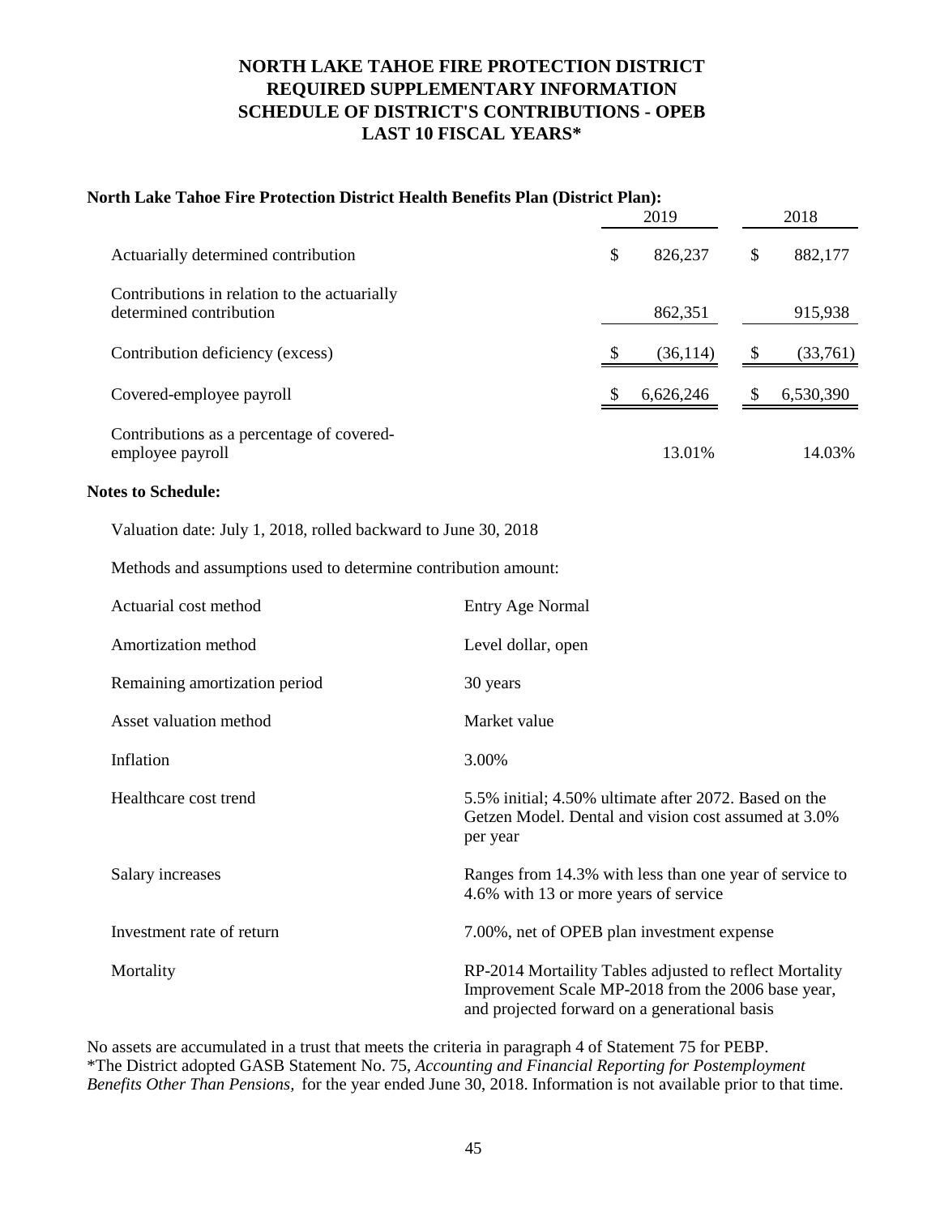# NORTH LAKE TAHOE FIRE PROTECTION DISTRICT
## REQUIRED SUPPLEMENTARY INFORMATION
## SCHEDULE OF DISTRICT'S CONTRIBUTIONS - OPEB
## LAST 10 FISCAL YEARS*

**North Lake Tahoe Fire Protection District Health Benefits Plan (District Plan):**

| | 2019 | 2018 |
|---|---|---|
| Actuarially determined contribution | $ 826,237 | $ 882,177 |
| Contributions in relation to the actuarially determined contribution | 862,351 | 915,938 |
| Contribution deficiency (excess) | $ (36,114) | $ (33,761) |
| Covered-employee payroll | $ 6,626,246 | $ 6,530,390 |
| Contributions as a percentage of covered-employee payroll | 13.01% | 14.03% |

**Notes to Schedule:**

Valuation date: July 1, 2018, rolled backward to June 30, 2018

Methods and assumptions used to determine contribution amount:

| | |
|---|---|
| Actuarial cost method | Entry Age Normal |
| Amortization method | Level dollar, open |
| Remaining amortization period | 30 years |
| Asset valuation method | Market value |
| Inflation | 3.00% |
| Healthcare cost trend | 5.5% initial; 4.50% ultimate after 2072. Based on the Getzen Model. Dental and vision cost assumed at 3.0% per year |
| Salary increases | Ranges from 14.3% with less than one year of service to 4.6% with 13 or more years of service |
| Investment rate of return | 7.00%, net of OPEB plan investment expense |
| Mortality | RP-2014 Mortaility Tables adjusted to reflect Mortality Improvement Scale MP-2018 from the 2006 base year, and projected forward on a generational basis |

No assets are accumulated in a trust that meets the criteria in paragraph 4 of Statement 75 for PEBP.

*The District adopted GASB Statement No. 75, *Accounting and Financial Reporting for Postemployment Benefits Other Than Pensions,* for the year ended June 30, 2018. Information is not available prior to that time.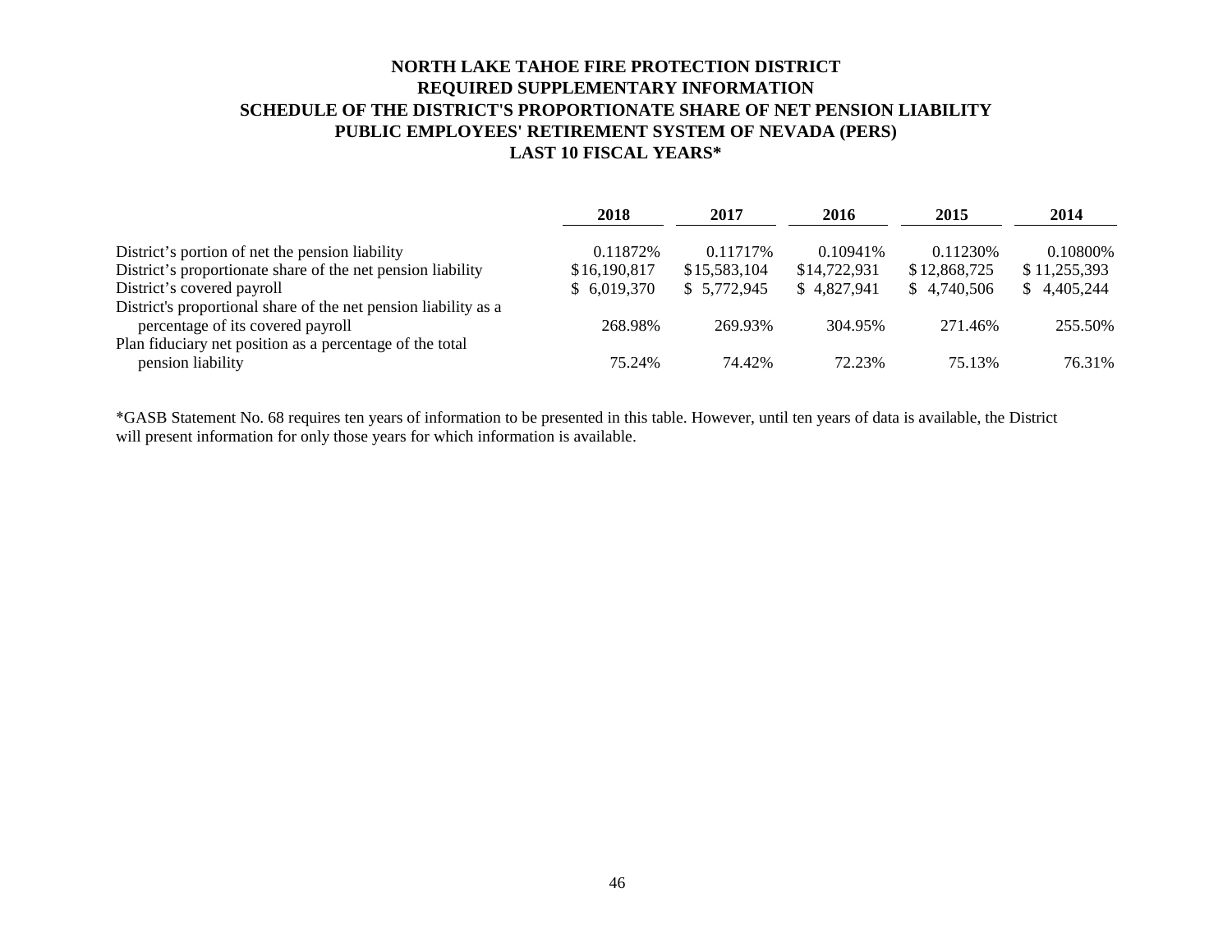# NORTH LAKE TAHOE FIRE PROTECTION DISTRICT
## REQUIRED SUPPLEMENTARY INFORMATION
## SCHEDULE OF THE DISTRICT'S PROPORTIONATE SHARE OF NET PENSION LIABILITY
## PUBLIC EMPLOYEES' RETIREMENT SYSTEM OF NEVADA (PERS)
## LAST 10 FISCAL YEARS*

| | 2018 | 2017 | 2016 | 2015 | 2014 |
|---|---|---|---|---|---|
| District’s portion of net the pension liability | 0.11872% | 0.11717% | 0.10941% | 0.11230% | 0.10800% |
| District’s proportionate share of the net pension liability | $16,190,817 | $15,583,104 | $14,722,931 | $12,868,725 | $11,255,393 |
| District’s covered payroll | $ 6,019,370 | $ 5,772,945 | $ 4,827,941 | $ 4,740,506 | $ 4,405,244 |
| District's proportional share of the net pension liability as a percentage of its covered payroll | 268.98% | 269.93% | 304.95% | 271.46% | 255.50% |
| Plan fiduciary net position as a percentage of the total pension liability | 75.24% | 74.42% | 72.23% | 75.13% | 76.31% |

*GASB Statement No. 68 requires ten years of information to be presented in this table. However, until ten years of data is available, the District will present information for only those years for which information is available.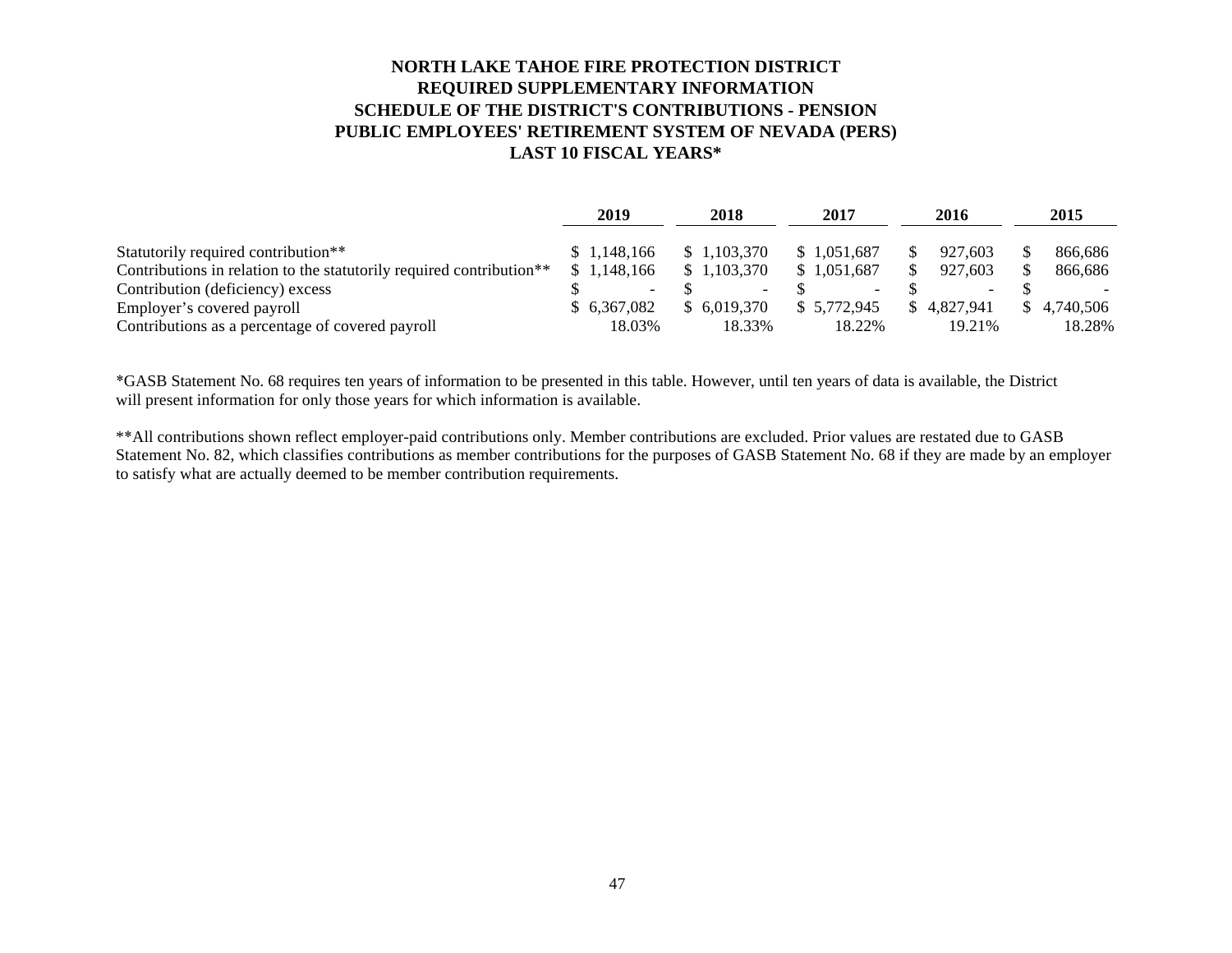# NORTH LAKE TAHOE FIRE PROTECTION DISTRICT
## REQUIRED SUPPLEMENTARY INFORMATION
## SCHEDULE OF THE DISTRICT'S CONTRIBUTIONS - PENSION
## PUBLIC EMPLOYEES' RETIREMENT SYSTEM OF NEVADA (PERS)
## LAST 10 FISCAL YEARS*

| | 2019 | 2018 | 2017 | 2016 | 2015 |
|---|---|---|---|---|---|
| Statutorily required contribution** | $ 1,148,166 | $ 1,103,370 | $ 1,051,687 | $ 927,603 | $ 866,686 |
| Contributions in relation to the statutorily required contribution** | $ 1,148,166 | $ 1,103,370 | $ 1,051,687 | $ 927,603 | $ 866,686 |
| Contribution (deficiency) excess | $ - | $ - | $ - | $ - | $ - |
| Employer's covered payroll | $ 6,367,082 | $ 6,019,370 | $ 5,772,945 | $ 4,827,941 | $ 4,740,506 |
| Contributions as a percentage of covered payroll | 18.03% | 18.33% | 18.22% | 19.21% | 18.28% |

*GASB Statement No. 68 requires ten years of information to be presented in this table. However, until ten years of data is available, the District will present information for only those years for which information is available.

**All contributions shown reflect employer-paid contributions only. Member contributions are excluded. Prior values are restated due to GASB Statement No. 82, which classifies contributions as member contributions for the purposes of GASB Statement No. 68 if they are made by an employer to satisfy what are actually deemed to be member contribution requirements.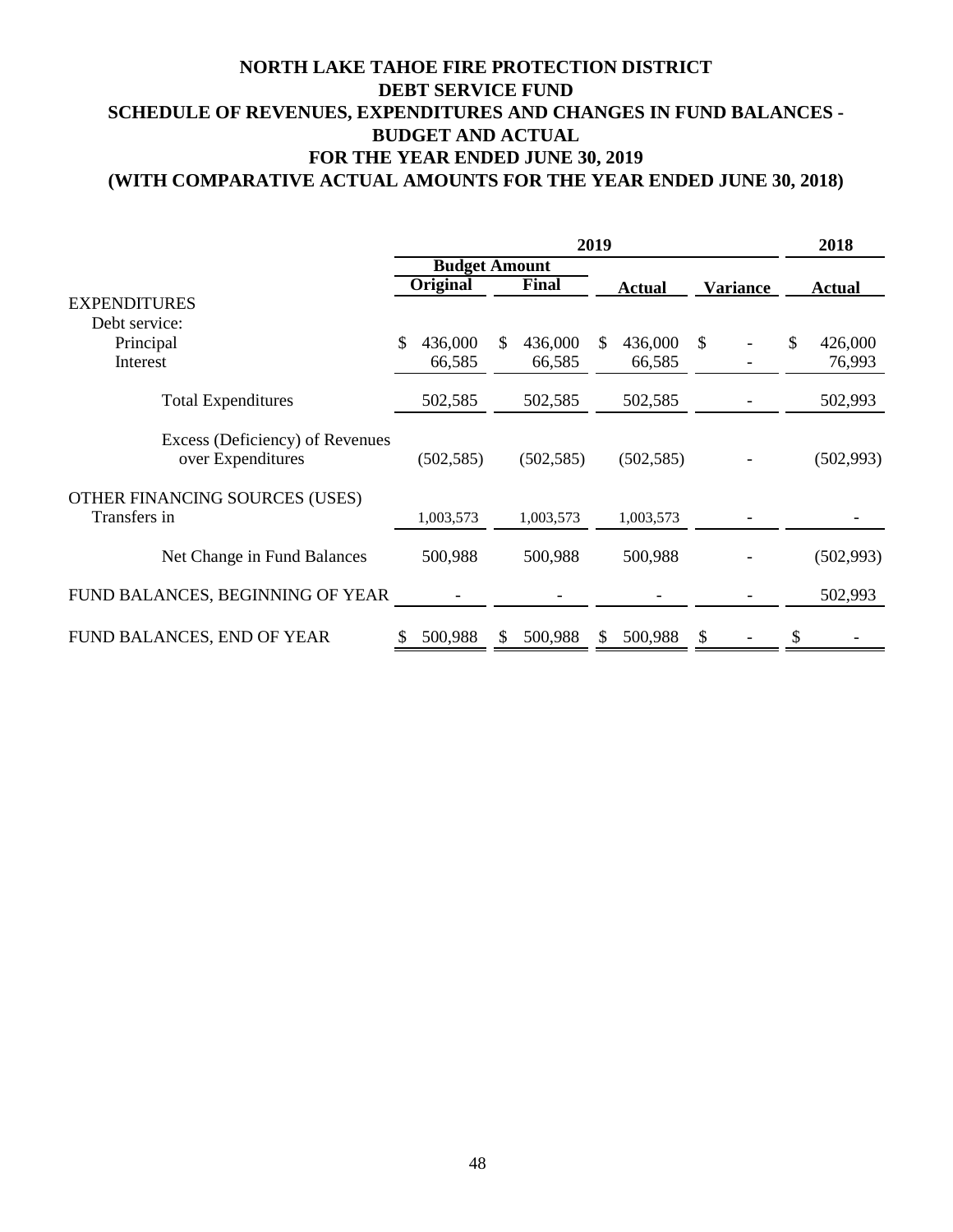# NORTH LAKE TAHOE FIRE PROTECTION DISTRICT
## DEBT SERVICE FUND
## SCHEDULE OF REVENUES, EXPENDITURES AND CHANGES IN FUND BALANCES - BUDGET AND ACTUAL
## FOR THE YEAR ENDED JUNE 30, 2019
## (WITH COMPARATIVE ACTUAL AMOUNTS FOR THE YEAR ENDED JUNE 30, 2018)

| | 2019 | | | | 2018 |
|---|---|---|---|---|---|
| | Budget Amount | | | | |
| | Original | Final | Actual | Variance | Actual |
| EXPENDITURES | | | | | |
| Debt service: | | | | | |
| Principal | $ 436,000 | $ 436,000 | $ 436,000 | $ - | $ 426,000 |
| Interest | 66,585 | 66,585 | 66,585 | - | 76,993 |
| Total Expenditures | 502,585 | 502,585 | 502,585 | - | 502,993 |
| Excess (Deficiency) of Revenues over Expenditures | (502,585) | (502,585) | (502,585) | - | (502,993) |
| OTHER FINANCING SOURCES (USES) | | | | | |
| Transfers in | 1,003,573 | 1,003,573 | 1,003,573 | - | - |
| Net Change in Fund Balances | 500,988 | 500,988 | 500,988 | - | (502,993) |
| FUND BALANCES, BEGINNING OF YEAR | - | - | - | - | 502,993 |
| FUND BALANCES, END OF YEAR | $ 500,988 | $ 500,988 | $ 500,988 | $ - | $ - |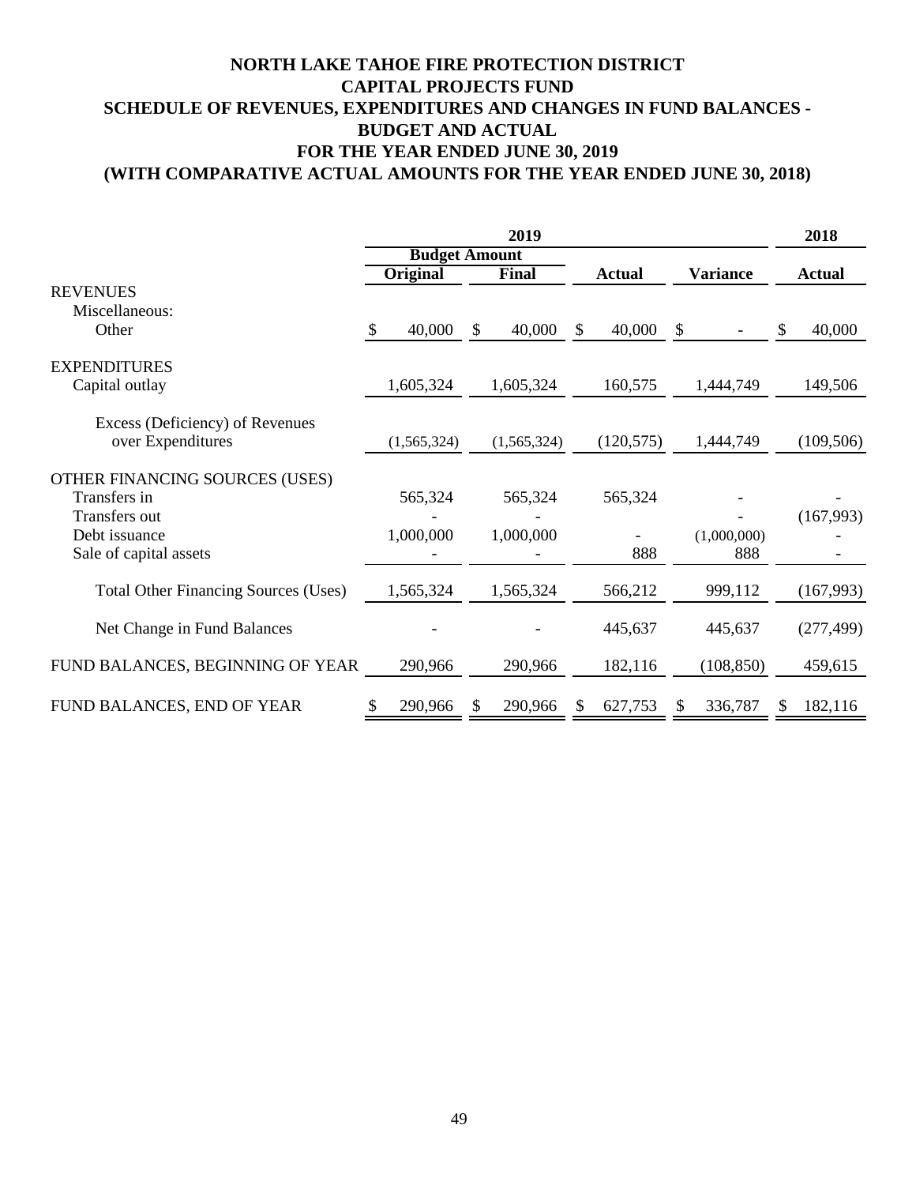# NORTH LAKE TAHOE FIRE PROTECTION DISTRICT
## CAPITAL PROJECTS FUND
## SCHEDULE OF REVENUES, EXPENDITURES AND CHANGES IN FUND BALANCES - BUDGET AND ACTUAL
## FOR THE YEAR ENDED JUNE 30, 2019
## (WITH COMPARATIVE ACTUAL AMOUNTS FOR THE YEAR ENDED JUNE 30, 2018)

| | 2019 | | | | 2018 |
|---|---|---|---|---|---|
| | Budget Amount | | | | |
| | Original | Final | Actual | Variance | Actual |
| REVENUES | | | | | |
| Miscellaneous: | | | | | |
| Other | $ 40,000 | $ 40,000 | $ 40,000 | $ - | $ 40,000 |
| EXPENDITURES | | | | | |
| Capital outlay | 1,605,324 | 1,605,324 | 160,575 | 1,444,749 | 149,506 |
| Excess (Deficiency) of Revenues over Expenditures | (1,565,324) | (1,565,324) | (120,575) | 1,444,749 | (109,506) |
| OTHER FINANCING SOURCES (USES) | | | | | |
| Transfers in | 565,324 | 565,324 | 565,324 | - | - |
| Transfers out | - | - | | - | (167,993) |
| Debt issuance | 1,000,000 | 1,000,000 | - | (1,000,000) | - |
| Sale of capital assets | - | - | 888 | 888 | - |
| Total Other Financing Sources (Uses) | 1,565,324 | 1,565,324 | 566,212 | 999,112 | (167,993) |
| Net Change in Fund Balances | - | - | 445,637 | 445,637 | (277,499) |
| FUND BALANCES, BEGINNING OF YEAR | 290,966 | 290,966 | 182,116 | (108,850) | 459,615 |
| FUND BALANCES, END OF YEAR | $ 290,966 | $ 290,966 | $ 627,753 | $ 336,787 | $ 182,116 |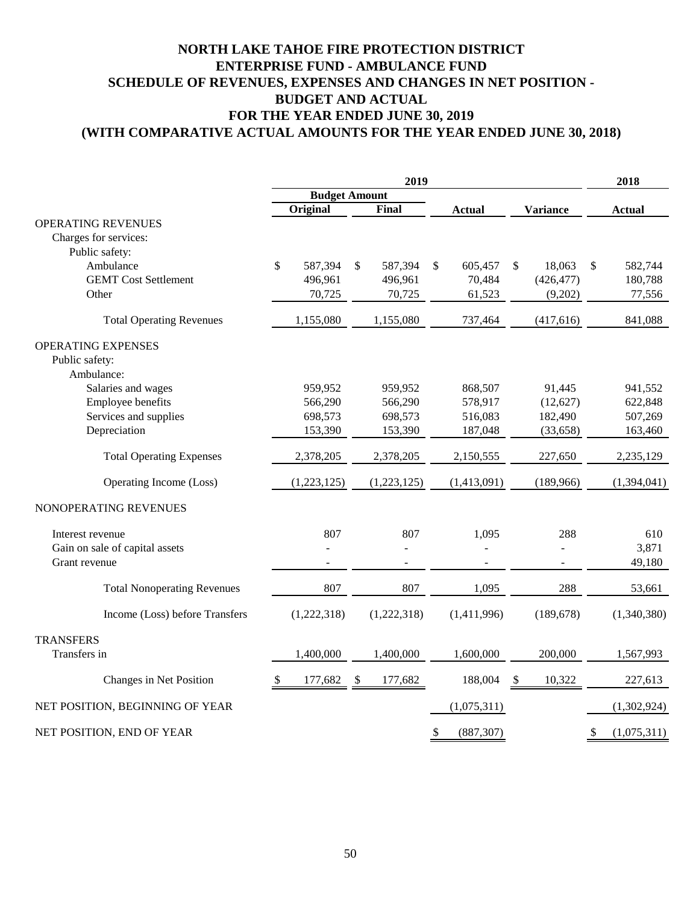# NORTH LAKE TAHOE FIRE PROTECTION DISTRICT
# ENTERPRISE FUND - AMBULANCE FUND
# SCHEDULE OF REVENUES, EXPENSES AND CHANGES IN NET POSITION - BUDGET AND ACTUAL
# FOR THE YEAR ENDED JUNE 30, 2019
# (WITH COMPARATIVE ACTUAL AMOUNTS FOR THE YEAR ENDED JUNE 30, 2018)

| | 2019 | | | | 2018 |
|---|---|---|---|---|---|
| | Budget Amount | | | | |
| | Original | Final | Actual | Variance | Actual |
| OPERATING REVENUES | | | | | |
| Charges for services: | | | | | |
| Public safety: | | | | | |
| Ambulance | $ 587,394 | $ 587,394 | $ 605,457 | $ 18,063 | $ 582,744 |
| GEMT Cost Settlement | 496,961 | 496,961 | 70,484 | (426,477) | 180,788 |
| Other | 70,725 | 70,725 | 61,523 | (9,202) | 77,556 |
| Total Operating Revenues | 1,155,080 | 1,155,080 | 737,464 | (417,616) | 841,088 |
| OPERATING EXPENSES | | | | | |
| Public safety: | | | | | |
| Ambulance: | | | | | |
| Salaries and wages | 959,952 | 959,952 | 868,507 | 91,445 | 941,552 |
| Employee benefits | 566,290 | 566,290 | 578,917 | (12,627) | 622,848 |
| Services and supplies | 698,573 | 698,573 | 516,083 | 182,490 | 507,269 |
| Depreciation | 153,390 | 153,390 | 187,048 | (33,658) | 163,460 |
| Total Operating Expenses | 2,378,205 | 2,378,205 | 2,150,555 | 227,650 | 2,235,129 |
| Operating Income (Loss) | (1,223,125) | (1,223,125) | (1,413,091) | (189,966) | (1,394,041) |
| NONOPERATING REVENUES | | | | | |
| Interest revenue | 807 | 807 | 1,095 | 288 | 610 |
| Gain on sale of capital assets | - | - | - | - | 3,871 |
| Grant revenue | - | - | - | - | 49,180 |
| Total Nonoperating Revenues | 807 | 807 | 1,095 | 288 | 53,661 |
| Income (Loss) before Transfers | (1,222,318) | (1,222,318) | (1,411,996) | (189,678) | (1,340,380) |
| TRANSFERS | | | | | |
| Transfers in | 1,400,000 | 1,400,000 | 1,600,000 | 200,000 | 1,567,993 |
| Changes in Net Position | $ 177,682 | $ 177,682 | 188,004 | $ 10,322 | 227,613 |
| NET POSITION, BEGINNING OF YEAR | | | (1,075,311) | | (1,302,924) |
| NET POSITION, END OF YEAR | | | $ (887,307) | | $ (1,075,311) |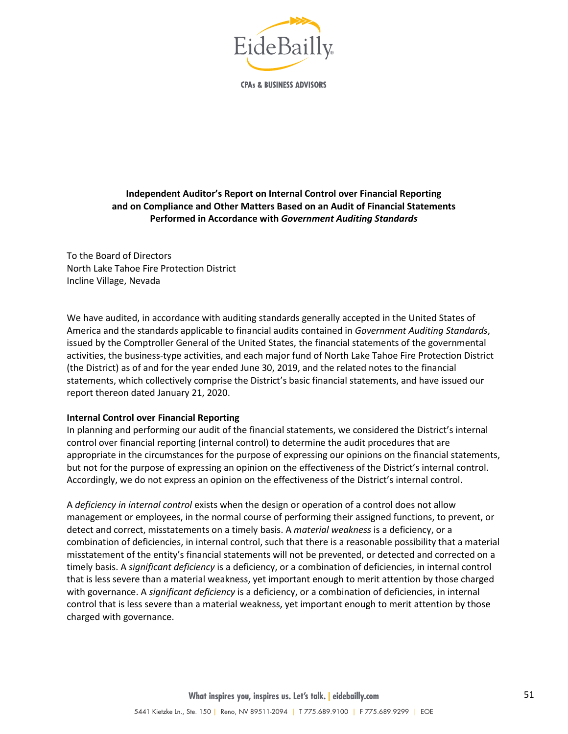**Independent Auditor's Report on Internal Control over Financial Reporting and on Compliance and Other Matters Based on an Audit of Financial Statements Performed in Accordance with *Government Auditing Standards***

To the Board of Directors
North Lake Tahoe Fire Protection District
Incline Village, Nevada

We have audited, in accordance with auditing standards generally accepted in the United States of America and the standards applicable to financial audits contained in *Government Auditing Standards*, issued by the Comptroller General of the United States, the financial statements of the governmental activities, the business-type activities, and each major fund of North Lake Tahoe Fire Protection District (the District) as of and for the year ended June 30, 2019, and the related notes to the financial statements, which collectively comprise the District's basic financial statements, and have issued our report thereon dated January 21, 2020.

**Internal Control over Financial Reporting**

In planning and performing our audit of the financial statements, we considered the District's internal control over financial reporting (internal control) to determine the audit procedures that are appropriate in the circumstances for the purpose of expressing our opinions on the financial statements, but not for the purpose of expressing an opinion on the effectiveness of the District's internal control. Accordingly, we do not express an opinion on the effectiveness of the District's internal control.

A *deficiency in internal control* exists when the design or operation of a control does not allow management or employees, in the normal course of performing their assigned functions, to prevent, or detect and correct, misstatements on a timely basis. A *material weakness* is a deficiency, or a combination of deficiencies, in internal control, such that there is a reasonable possibility that a material misstatement of the entity's financial statements will not be prevented, or detected and corrected on a timely basis. A *significant deficiency* is a deficiency, or a combination of deficiencies, in internal control that is less severe than a material weakness, yet important enough to merit attention by those charged with governance. A *significant deficiency* is a deficiency, or a combination of deficiencies, in internal control that is less severe than a material weakness, yet important enough to merit attention by those charged with governance.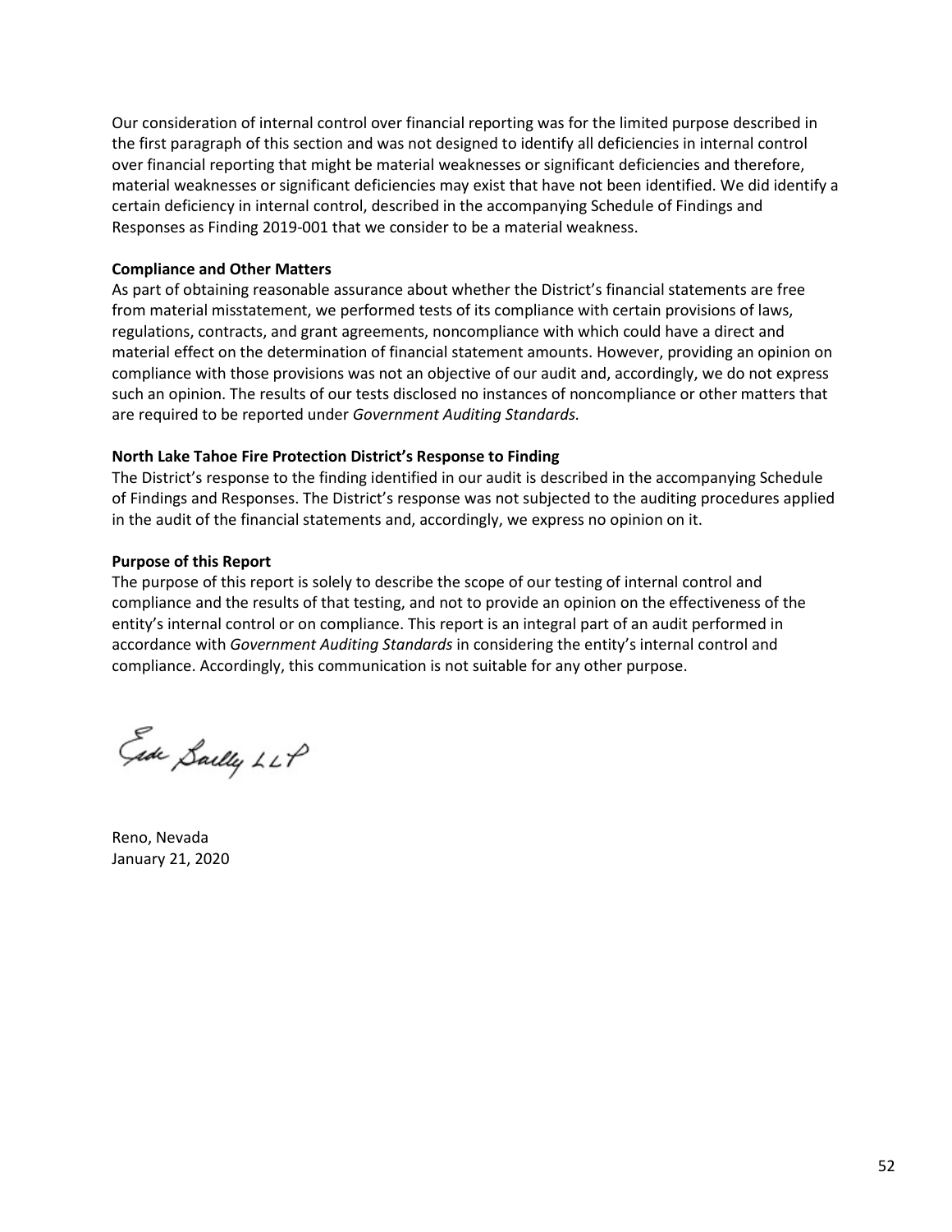Our consideration of internal control over financial reporting was for the limited purpose described in the first paragraph of this section and was not designed to identify all deficiencies in internal control over financial reporting that might be material weaknesses or significant deficiencies and therefore, material weaknesses or significant deficiencies may exist that have not been identified. We did identify a certain deficiency in internal control, described in the accompanying Schedule of Findings and Responses as Finding 2019-001 that we consider to be a material weakness.

**Compliance and Other Matters**

As part of obtaining reasonable assurance about whether the District's financial statements are free from material misstatement, we performed tests of its compliance with certain provisions of laws, regulations, contracts, and grant agreements, noncompliance with which could have a direct and material effect on the determination of financial statement amounts. However, providing an opinion on compliance with those provisions was not an objective of our audit and, accordingly, we do not express such an opinion. The results of our tests disclosed no instances of noncompliance or other matters that are required to be reported under *Government Auditing Standards.*

**North Lake Tahoe Fire Protection District's Response to Finding**

The District's response to the finding identified in our audit is described in the accompanying Schedule of Findings and Responses. The District's response was not subjected to the auditing procedures applied in the audit of the financial statements and, accordingly, we express no opinion on it.

**Purpose of this Report**

The purpose of this report is solely to describe the scope of our testing of internal control and compliance and the results of that testing, and not to provide an opinion on the effectiveness of the entity's internal control or on compliance. This report is an integral part of an audit performed in accordance with *Government Auditing Standards* in considering the entity's internal control and compliance. Accordingly, this communication is not suitable for any other purpose.

Eide Bailly LLP

Reno, Nevada
January 21, 2020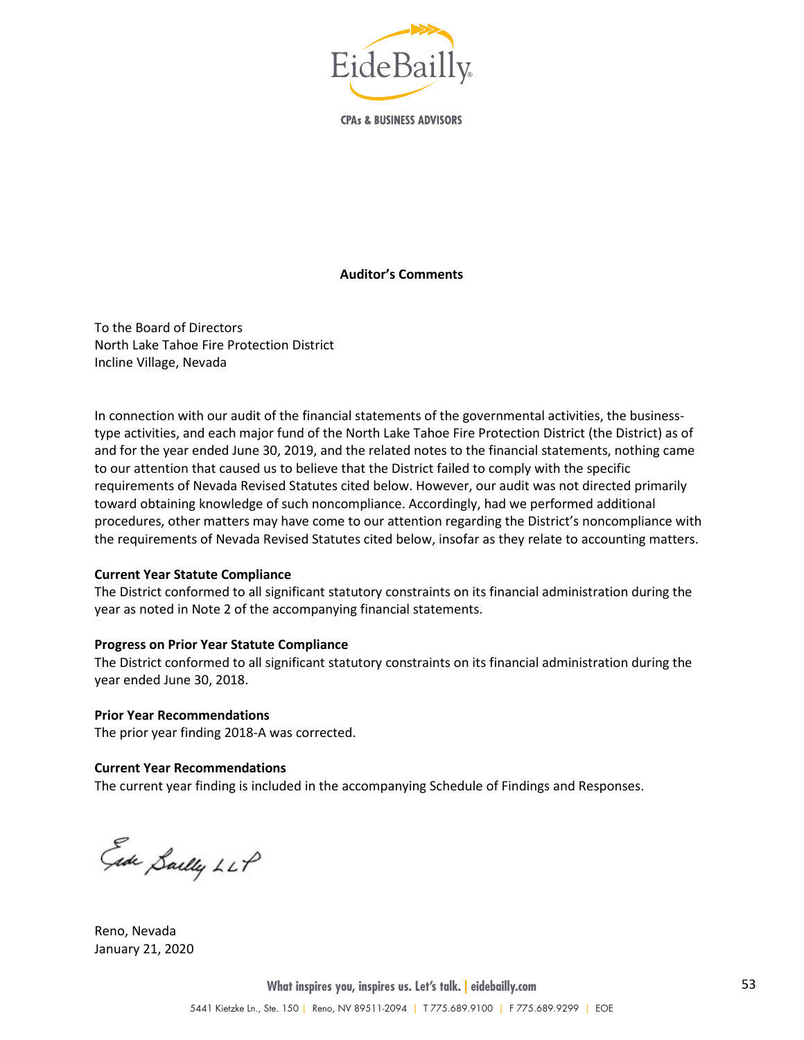EideBailly

CPAs & BUSINESS ADVISORS

**Auditor's Comments**

To the Board of Directors
North Lake Tahoe Fire Protection District
Incline Village, Nevada

In connection with our audit of the financial statements of the governmental activities, the business-type activities, and each major fund of the North Lake Tahoe Fire Protection District (the District) as of and for the year ended June 30, 2019, and the related notes to the financial statements, nothing came to our attention that caused us to believe that the District failed to comply with the specific requirements of Nevada Revised Statutes cited below. However, our audit was not directed primarily toward obtaining knowledge of such noncompliance. Accordingly, had we performed additional procedures, other matters may have come to our attention regarding the District's noncompliance with the requirements of Nevada Revised Statutes cited below, insofar as they relate to accounting matters.

**Current Year Statute Compliance**
The District conformed to all significant statutory constraints on its financial administration during the year as noted in Note 2 of the accompanying financial statements.

**Progress on Prior Year Statute Compliance**
The District conformed to all significant statutory constraints on its financial administration during the year ended June 30, 2018.

**Prior Year Recommendations**
The prior year finding 2018-A was corrected.

**Current Year Recommendations**
The current year finding is included in the accompanying Schedule of Findings and Responses.

Eide Bailly LLP

Reno, Nevada
January 21, 2020

What inspires you, inspires us. Let's talk. | eidebailly.com

5441 Kietzke Ln., Ste. 150 | Reno, NV 89511-2094 | T 775.689.9100 | F 775.689.9299 | EOE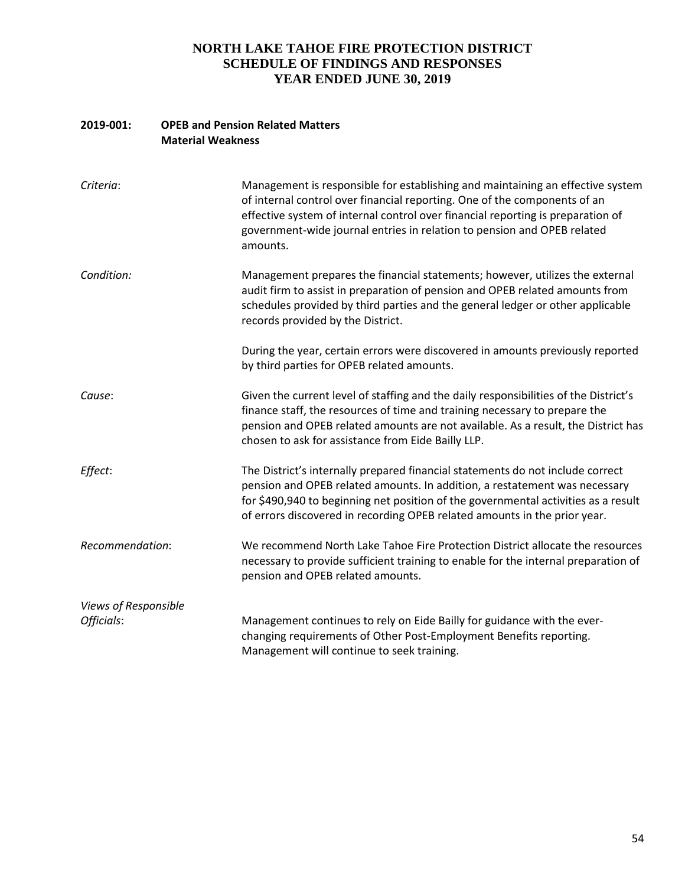# NORTH LAKE TAHOE FIRE PROTECTION DISTRICT
## SCHEDULE OF FINDINGS AND RESPONSES
## YEAR ENDED JUNE 30, 2019

**2019-001: OPEB and Pension Related Matters**
**Material Weakness**

*Criteria*: Management is responsible for establishing and maintaining an effective system of internal control over financial reporting. One of the components of an effective system of internal control over financial reporting is preparation of government-wide journal entries in relation to pension and OPEB related amounts.

*Condition:* Management prepares the financial statements; however, utilizes the external audit firm to assist in preparation of pension and OPEB related amounts from schedules provided by third parties and the general ledger or other applicable records provided by the District.

During the year, certain errors were discovered in amounts previously reported by third parties for OPEB related amounts.

*Cause*: Given the current level of staffing and the daily responsibilities of the District's finance staff, the resources of time and training necessary to prepare the pension and OPEB related amounts are not available. As a result, the District has chosen to ask for assistance from Eide Bailly LLP.

*Effect*: The District's internally prepared financial statements do not include correct pension and OPEB related amounts. In addition, a restatement was necessary for $490,940 to beginning net position of the governmental activities as a result of errors discovered in recording OPEB related amounts in the prior year.

*Recommendation*: We recommend North Lake Tahoe Fire Protection District allocate the resources necessary to provide sufficient training to enable for the internal preparation of pension and OPEB related amounts.

*Views of Responsible Officials*: Management continues to rely on Eide Bailly for guidance with the ever-changing requirements of Other Post-Employment Benefits reporting. Management will continue to seek training.